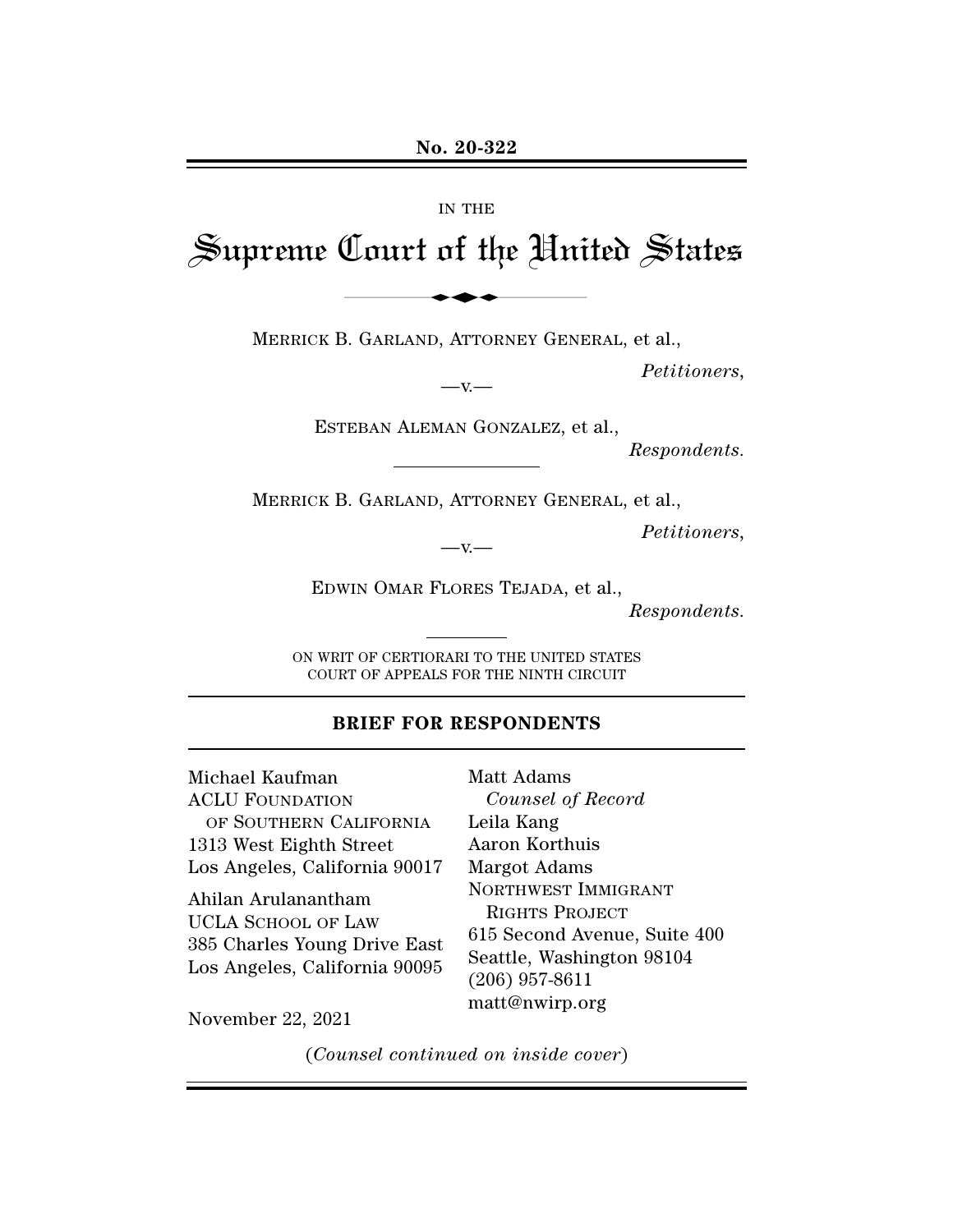**No. 20-322**

IN THE

# Supreme Court of the United States

MERRICK B. GARLAND, ATTORNEY GENERAL, et al.,

*Petitioners*,

—v.—

ESTEBAN ALEMAN GONZALEZ, et al.,

*Respondents*.

MERRICK B. GARLAND, ATTORNEY GENERAL, et al.,

*Petitioners*,

—v.—

EDWIN OMAR FLORES TEJADA, et al.,

*Respondents*.

ON WRIT OF CERTIORARI TO THE UNITED STATES COURT OF APPEALS FOR THE NINTH CIRCUIT

## BRIEF FOR RESPONDENTS

Michael Kaufman
ACLU FOUNDATION OF SOUTHERN CALIFORNIA
1313 West Eighth Street
Los Angeles, California 90017

Ahilan Arulanantham
UCLA SCHOOL OF LAW
385 Charles Young Drive East
Los Angeles, California 90095

Matt Adams
*Counsel of Record*
Leila Kang
Aaron Korthuis
Margot Adams
NORTHWEST IMMIGRANT RIGHTS PROJECT
615 Second Avenue, Suite 400
Seattle, Washington 98104
(206) 957-8611
matt@nwirp.org

November 22, 2021

(*Counsel continued on inside cover*)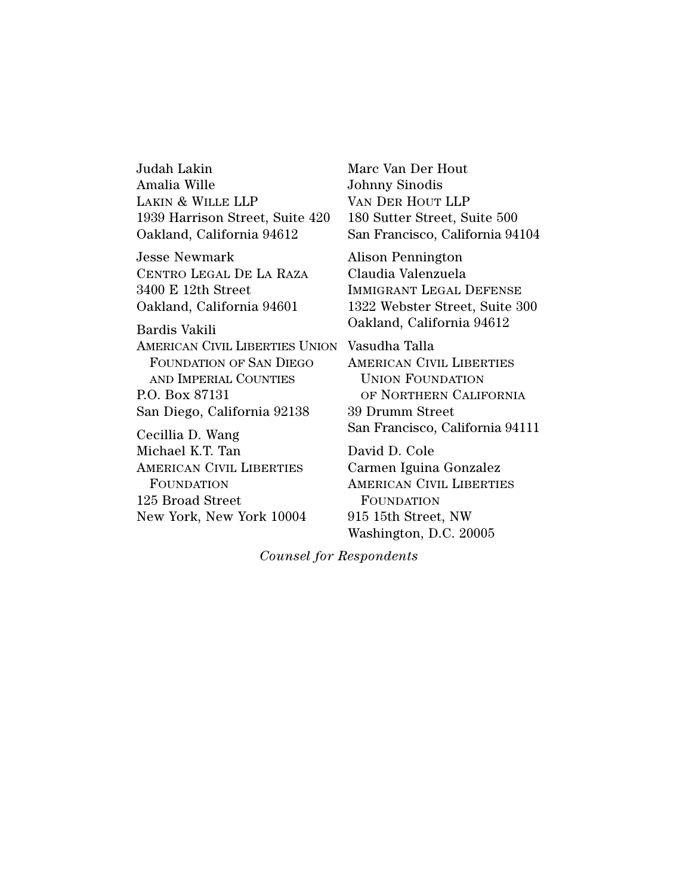Judah Lakin
Amalia Wille
LAKIN & WILLE LLP
1939 Harrison Street, Suite 420
Oakland, California 94612

Jesse Newmark
CENTRO LEGAL DE LA RAZA
3400 E 12th Street
Oakland, California 94601

Bardis Vakili
AMERICAN CIVIL LIBERTIES UNION
FOUNDATION OF SAN DIEGO
AND IMPERIAL COUNTIES
P.O. Box 87131
San Diego, California 92138

Cecillia D. Wang
Michael K.T. Tan
AMERICAN CIVIL LIBERTIES
FOUNDATION
125 Broad Street
New York, New York 10004

Marc Van Der Hout
Johnny Sinodis
VAN DER HOUT LLP
180 Sutter Street, Suite 500
San Francisco, California 94104

Alison Pennington
Claudia Valenzuela
IMMIGRANT LEGAL DEFENSE
1322 Webster Street, Suite 300
Oakland, California 94612

Vasudha Talla
AMERICAN CIVIL LIBERTIES
UNION FOUNDATION
OF NORTHERN CALIFORNIA
39 Drumm Street
San Francisco, California 94111

David D. Cole
Carmen Iguina Gonzalez
AMERICAN CIVIL LIBERTIES
FOUNDATION
915 15th Street, NW
Washington, D.C. 20005

*Counsel for Respondents*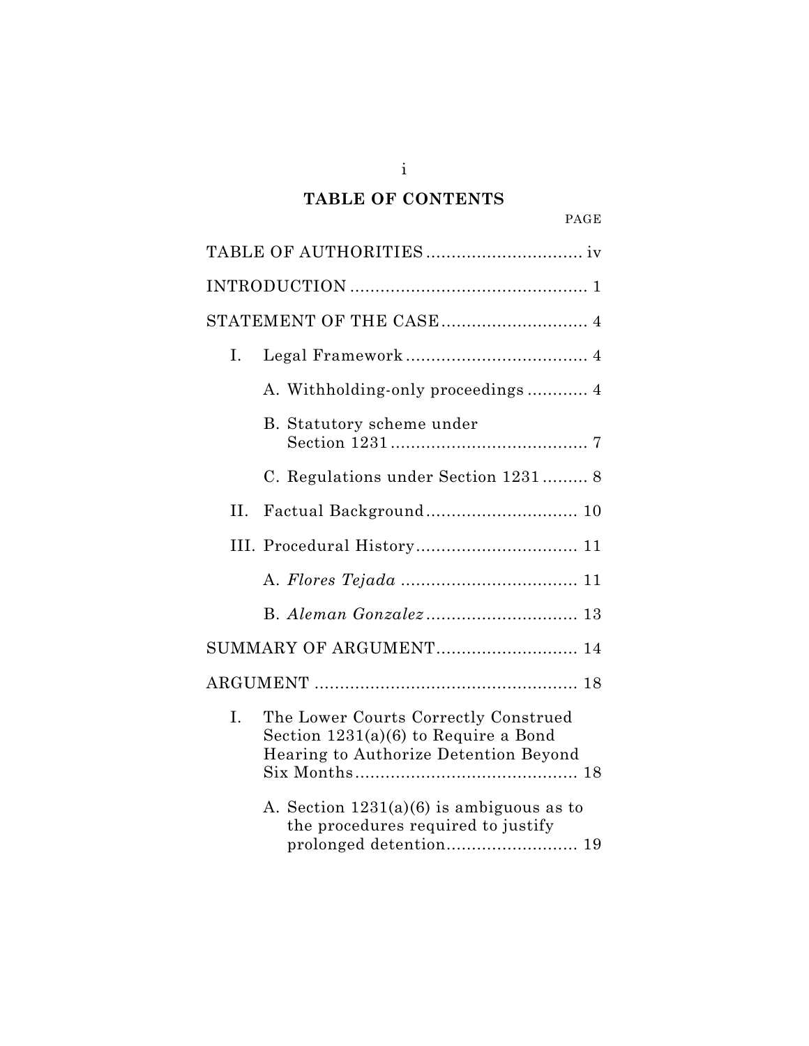# TABLE OF CONTENTS

PAGE

TABLE OF AUTHORITIES .............................. iv

INTRODUCTION ............................................. 1

STATEMENT OF THE CASE ............................ 4

I. Legal Framework ................................... 4

A. Withholding-only proceedings ........... 4

B. Statutory scheme under Section 1231 ...................................... 7

C. Regulations under Section 1231 ......... 8

II. Factual Background ............................. 10

III. Procedural History ............................... 11

A. *Flores Tejada* .................................. 11

B. *Aleman Gonzalez* ............................. 13

SUMMARY OF ARGUMENT ........................... 14

ARGUMENT .................................................. 18

I. The Lower Courts Correctly Construed Section 1231(a)(6) to Require a Bond Hearing to Authorize Detention Beyond Six Months ........................................... 18

A. Section 1231(a)(6) is ambiguous as to the procedures required to justify prolonged detention ......................... 19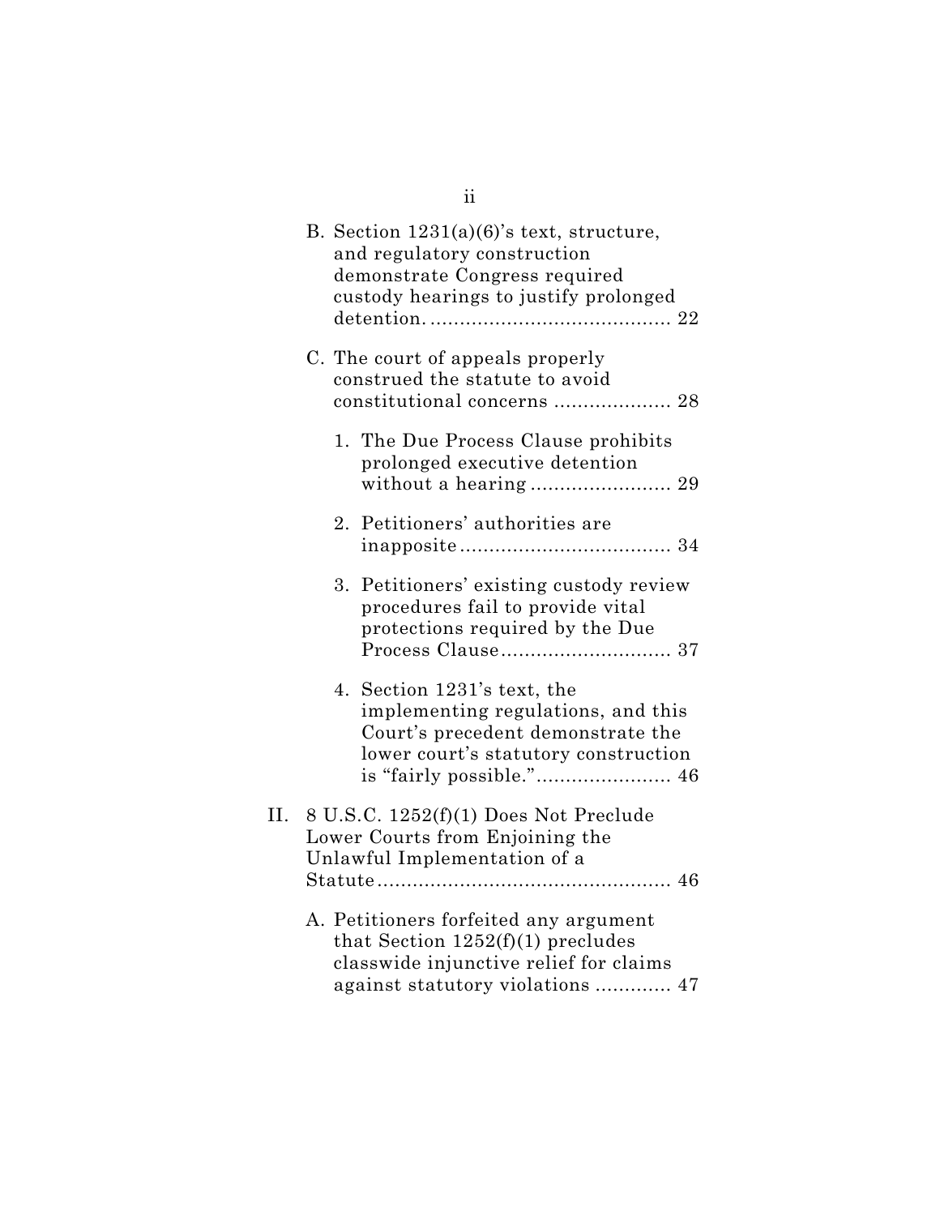B. Section 1231(a)(6)'s text, structure, and regulatory construction demonstrate Congress required custody hearings to justify prolonged detention. ........................................ 22

C. The court of appeals properly construed the statute to avoid constitutional concerns .................... 28

1. The Due Process Clause prohibits prolonged executive detention without a hearing ........................ 29

2. Petitioners' authorities are inapposite ................................... 34

3. Petitioners' existing custody review procedures fail to provide vital protections required by the Due Process Clause ............................ 37

4. Section 1231's text, the implementing regulations, and this Court's precedent demonstrate the lower court's statutory construction is "fairly possible." ...................... 46

II. 8 U.S.C. 1252(f)(1) Does Not Preclude Lower Courts from Enjoining the Unlawful Implementation of a Statute ................................................. 46

A. Petitioners forfeited any argument that Section 1252(f)(1) precludes classwide injunctive relief for claims against statutory violations ............. 47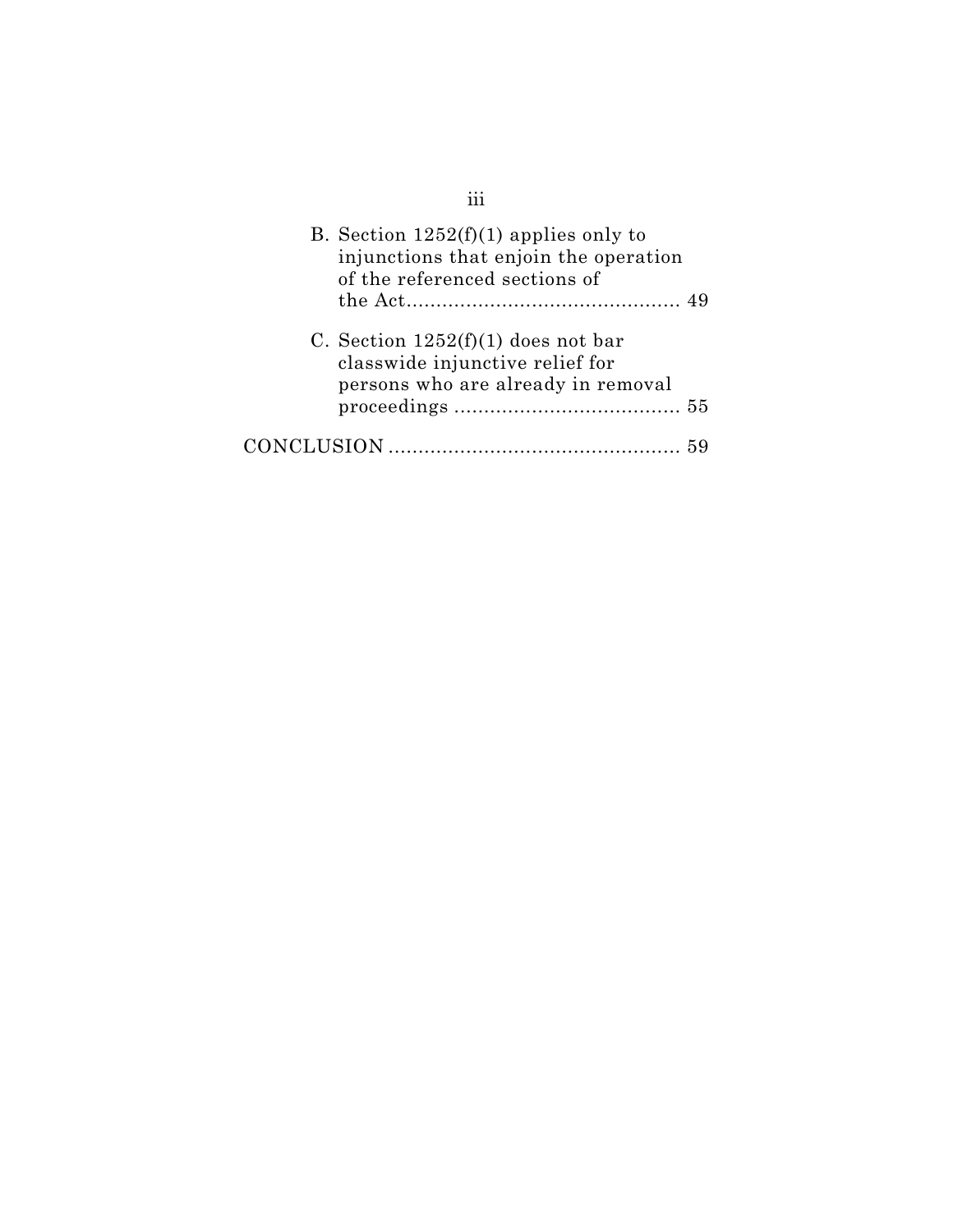B. Section 1252(f)(1) applies only to injunctions that enjoin the operation of the referenced sections of the Act ........................................... 49

C. Section 1252(f)(1) does not bar classwide injunctive relief for persons who are already in removal proceedings ..................................... 55

CONCLUSION ................................................ 59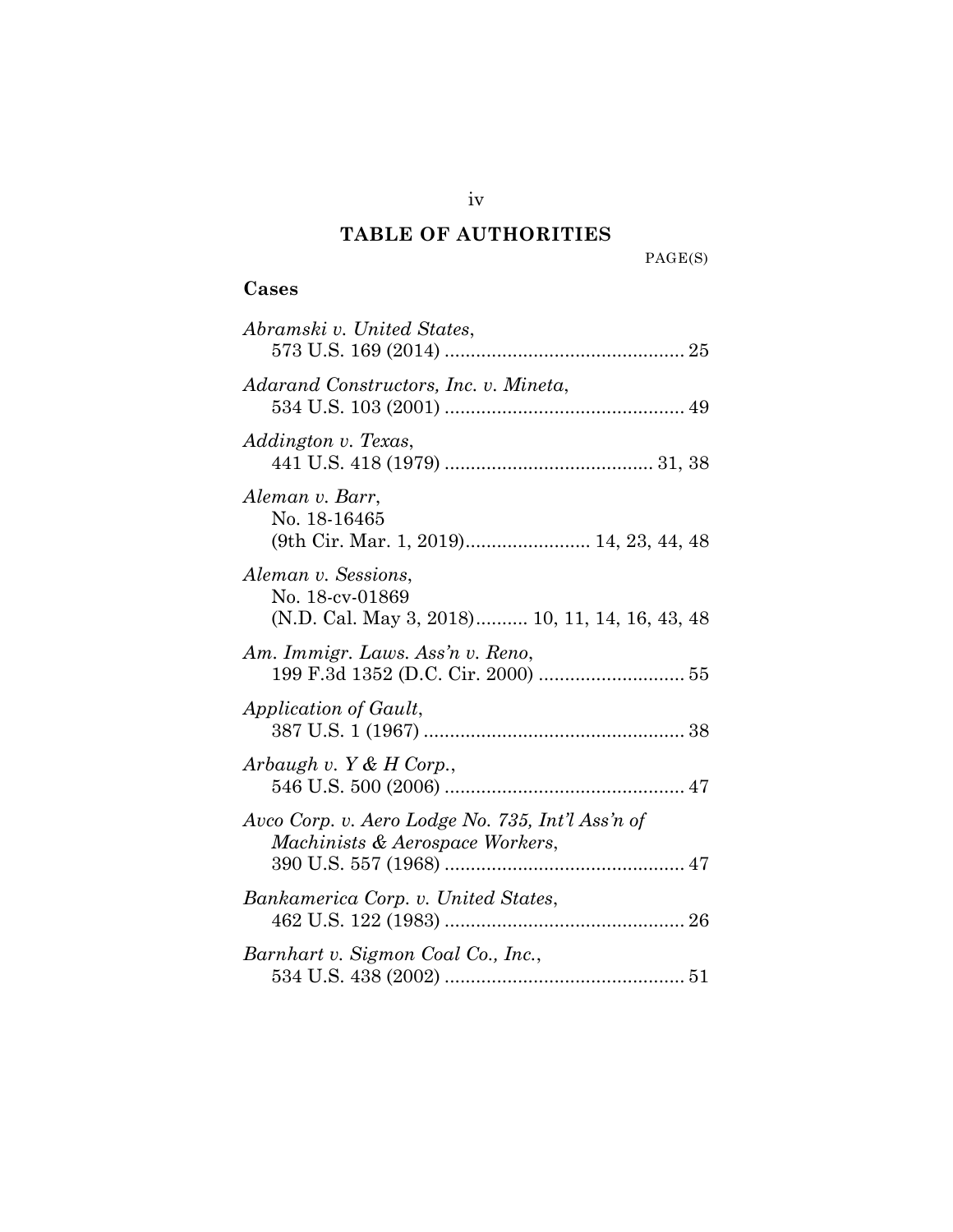## TABLE OF AUTHORITIES

PAGE(S)

### Cases

*Abramski v. United States*,
573 U.S. 169 (2014) .............................................. 25

*Adarand Constructors, Inc. v. Mineta*,
534 U.S. 103 (2001) .............................................. 49

*Addington v. Texas*,
441 U.S. 418 (1979) ........................................ 31, 38

*Aleman v. Barr*,
No. 18-16465
(9th Cir. Mar. 1, 2019)........................ 14, 23, 44, 48

*Aleman v. Sessions*,
No. 18-cv-01869
(N.D. Cal. May 3, 2018).......... 10, 11, 14, 16, 43, 48

*Am. Immigr. Laws. Ass'n v. Reno*,
199 F.3d 1352 (D.C. Cir. 2000) ............................ 55

*Application of Gault*,
387 U.S. 1 (1967) .................................................. 38

*Arbaugh v. Y & H Corp.*,
546 U.S. 500 (2006) .............................................. 47

*Avco Corp. v. Aero Lodge No. 735, Int'l Ass'n of Machinists & Aerospace Workers*,
390 U.S. 557 (1968) .............................................. 47

*Bankamerica Corp. v. United States*,
462 U.S. 122 (1983) .............................................. 26

*Barnhart v. Sigmon Coal Co., Inc.*,
534 U.S. 438 (2002) .............................................. 51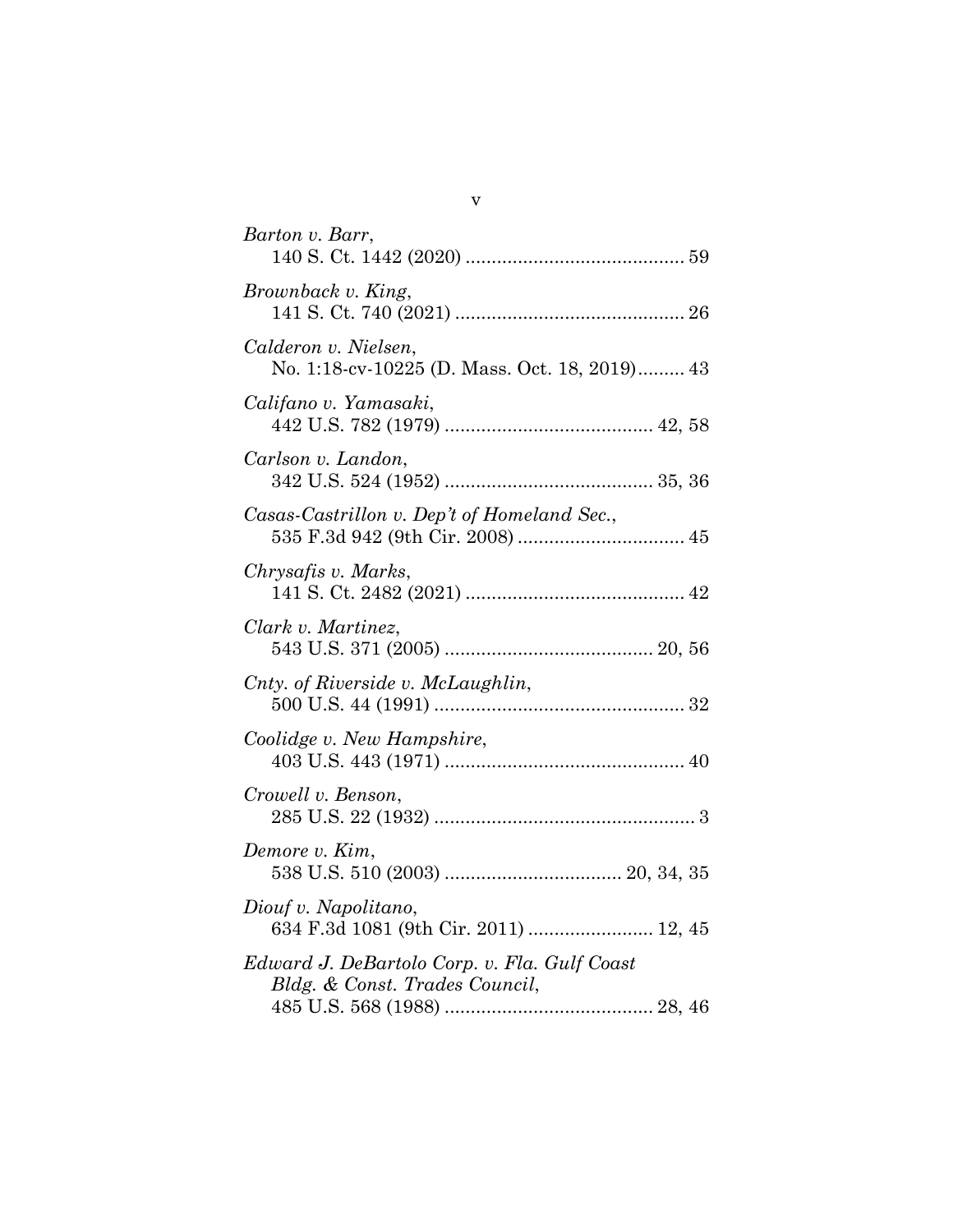*Barton v. Barr*,
140 S. Ct. 1442 (2020) .......................................... 59

*Brownback v. King*,
141 S. Ct. 740 (2021) ............................................ 26

*Calderon v. Nielsen*,
No. 1:18-cv-10225 (D. Mass. Oct. 18, 2019)......... 43

*Califano v. Yamasaki*,
442 U.S. 782 (1979) ........................................ 42, 58

*Carlson v. Landon*,
342 U.S. 524 (1952) ........................................ 35, 36

*Casas-Castrillon v. Dep't of Homeland Sec.*,
535 F.3d 942 (9th Cir. 2008) ................................ 45

*Chrysafis v. Marks*,
141 S. Ct. 2482 (2021) .......................................... 42

*Clark v. Martinez*,
543 U.S. 371 (2005) ........................................ 20, 56

*Cnty. of Riverside v. McLaughlin*,
500 U.S. 44 (1991) ................................................ 32

*Coolidge v. New Hampshire*,
403 U.S. 443 (1971) .............................................. 40

*Crowell v. Benson*,
285 U.S. 22 (1932) .................................................. 3

*Demore v. Kim*,
538 U.S. 510 (2003) .................................. 20, 34, 35

*Diouf v. Napolitano*,
634 F.3d 1081 (9th Cir. 2011) ........................ 12, 45

*Edward J. DeBartolo Corp. v. Fla. Gulf Coast Bldg. & Const. Trades Council*,
485 U.S. 568 (1988) ........................................ 28, 46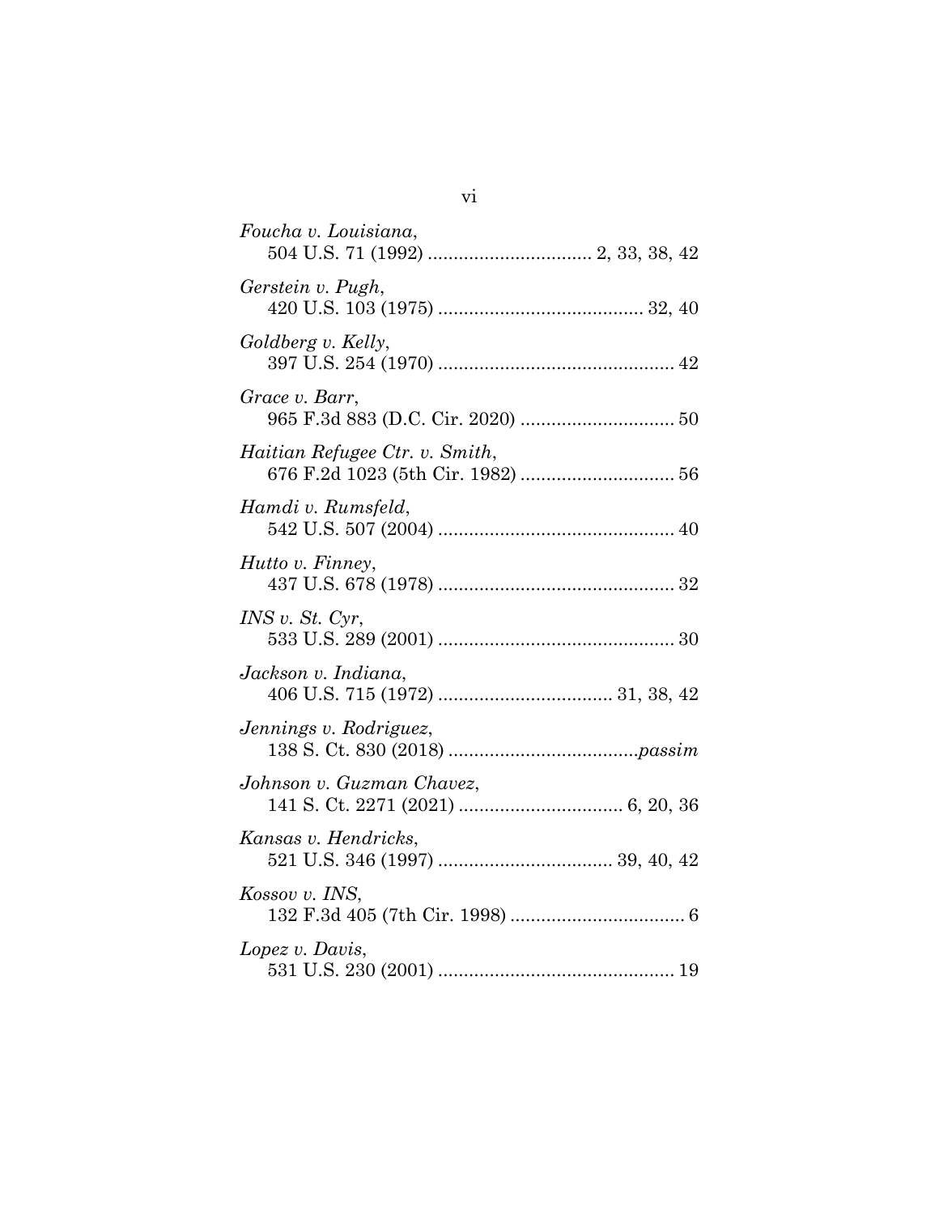*Foucha v. Louisiana*,
504 U.S. 71 (1992) ................................ 2, 33, 38, 42

*Gerstein v. Pugh*,
420 U.S. 103 (1975) ........................................ 32, 40

*Goldberg v. Kelly*,
397 U.S. 254 (1970) ............................................. 42

*Grace v. Barr*,
965 F.3d 883 (D.C. Cir. 2020) ............................. 50

*Haitian Refugee Ctr. v. Smith*,
676 F.2d 1023 (5th Cir. 1982) ............................. 56

*Hamdi v. Rumsfeld*,
542 U.S. 507 (2004) ............................................. 40

*Hutto v. Finney*,
437 U.S. 678 (1978) ............................................. 32

*INS v. St. Cyr*,
533 U.S. 289 (2001) ............................................. 30

*Jackson v. Indiana*,
406 U.S. 715 (1972) ................................. 31, 38, 42

*Jennings v. Rodriguez*,
138 S. Ct. 830 (2018) ....................................*passim*

*Johnson v. Guzman Chavez*,
141 S. Ct. 2271 (2021) ................................ 6, 20, 36

*Kansas v. Hendricks*,
521 U.S. 346 (1997) ................................. 39, 40, 42

*Kossov v. INS*,
132 F.3d 405 (7th Cir. 1998) ................................. 6

*Lopez v. Davis*,
531 U.S. 230 (2001) ............................................. 19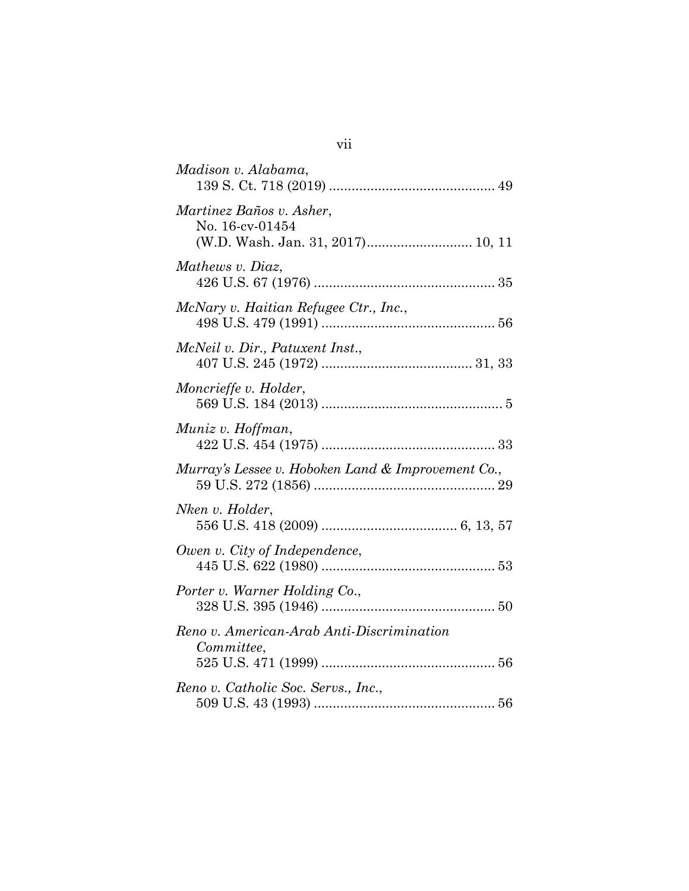*Madison v. Alabama*,
139 S. Ct. 718 (2019) ............................................ 49

*Martinez Baños v. Asher*,
No. 16-cv-01454
(W.D. Wash. Jan. 31, 2017)............................ 10, 11

*Mathews v. Diaz*,
426 U.S. 67 (1976) ................................................ 35

*McNary v. Haitian Refugee Ctr., Inc.*,
498 U.S. 479 (1991) .............................................. 56

*McNeil v. Dir., Patuxent Inst.*,
407 U.S. 245 (1972) ........................................ 31, 33

*Moncrieffe v. Holder*,
569 U.S. 184 (2013) ................................................ 5

*Muniz v. Hoffman*,
422 U.S. 454 (1975) .............................................. 33

*Murray's Lessee v. Hoboken Land & Improvement Co.*,
59 U.S. 272 (1856) ................................................ 29

*Nken v. Holder*,
556 U.S. 418 (2009) .................................... 6, 13, 57

*Owen v. City of Independence*,
445 U.S. 622 (1980) .............................................. 53

*Porter v. Warner Holding Co.*,
328 U.S. 395 (1946) .............................................. 50

*Reno v. American-Arab Anti-Discrimination Committee*,
525 U.S. 471 (1999) .............................................. 56

*Reno v. Catholic Soc. Servs., Inc.*,
509 U.S. 43 (1993) ................................................ 56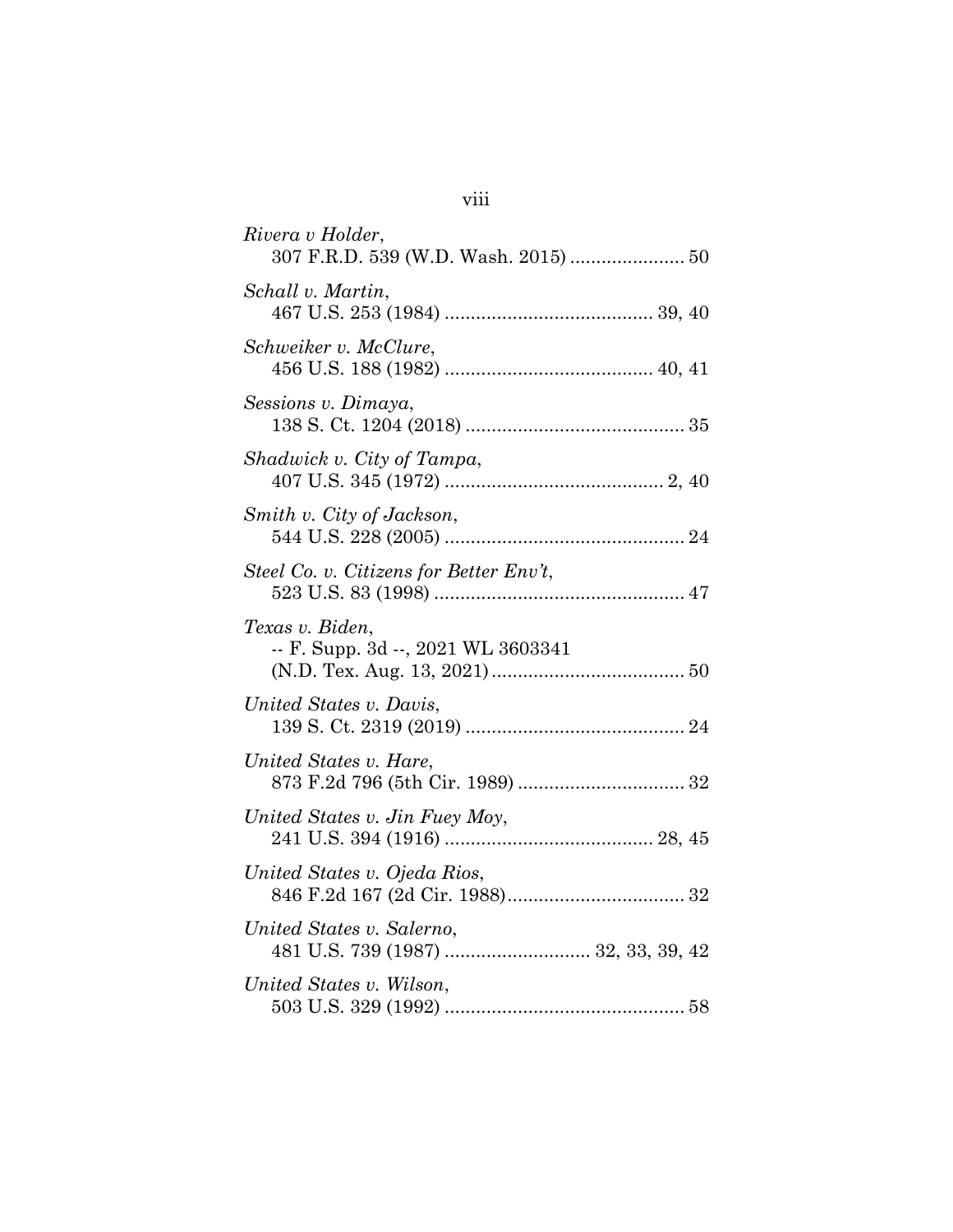*Rivera v Holder*,
307 F.R.D. 539 (W.D. Wash. 2015) ..................... 50

*Schall v. Martin*,
467 U.S. 253 (1984) ....................................... 39, 40

*Schweiker v. McClure*,
456 U.S. 188 (1982) ....................................... 40, 41

*Sessions v. Dimaya*,
138 S. Ct. 1204 (2018) .......................................... 35

*Shadwick v. City of Tampa*,
407 U.S. 345 (1972) .......................................... 2, 40

*Smith v. City of Jackson*,
544 U.S. 228 (2005) .............................................. 24

*Steel Co. v. Citizens for Better Env't*,
523 U.S. 83 (1998) ................................................ 47

*Texas v. Biden*,
-- F. Supp. 3d --, 2021 WL 3603341
(N.D. Tex. Aug. 13, 2021) .................................... 50

*United States v. Davis*,
139 S. Ct. 2319 (2019) .......................................... 24

*United States v. Hare*,
873 F.2d 796 (5th Cir. 1989) ................................ 32

*United States v. Jin Fuey Moy*,
241 U.S. 394 (1916) ....................................... 28, 45

*United States v. Ojeda Rios*,
846 F.2d 167 (2d Cir. 1988).................................. 32

*United States v. Salerno*,
481 U.S. 739 (1987) ........................... 32, 33, 39, 42

*United States v. Wilson*,
503 U.S. 329 (1992) .............................................. 58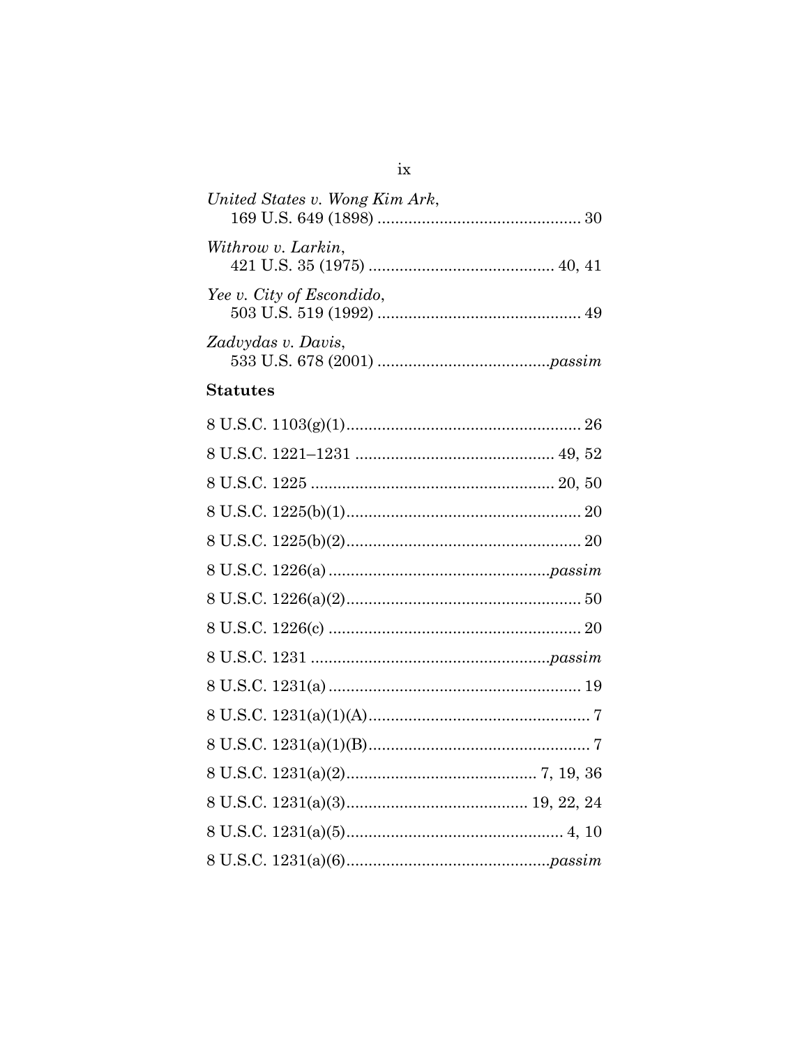*United States v. Wong Kim Ark*,
169 U.S. 649 (1898) ............................................. 30

*Withrow v. Larkin*,
421 U.S. 35 (1975) .......................................... 40, 41

*Yee v. City of Escondido*,
503 U.S. 519 (1992) ............................................. 49

*Zadvydas v. Davis*,
533 U.S. 678 (2001) ......................................*passim*

**Statutes**

8 U.S.C. 1103(g)(1)..................................................... 26

8 U.S.C. 1221–1231 ............................................. 49, 52

8 U.S.C. 1225 ....................................................... 20, 50

8 U.S.C. 1225(b)(1)..................................................... 20

8 U.S.C. 1225(b)(2)..................................................... 20

8 U.S.C. 1226(a) ..................................................*passim*

8 U.S.C. 1226(a)(2)..................................................... 50

8 U.S.C. 1226(c) ......................................................... 20

8 U.S.C. 1231 ......................................................*passim*

8 U.S.C. 1231(a) ......................................................... 19

8 U.S.C. 1231(a)(1)(A).................................................. 7

8 U.S.C. 1231(a)(1)(B).................................................. 7

8 U.S.C. 1231(a)(2)........................................... 7, 19, 36

8 U.S.C. 1231(a)(3)......................................... 19, 22, 24

8 U.S.C. 1231(a)(5)................................................. 4, 10

8 U.S.C. 1231(a)(6)..............................................*passim*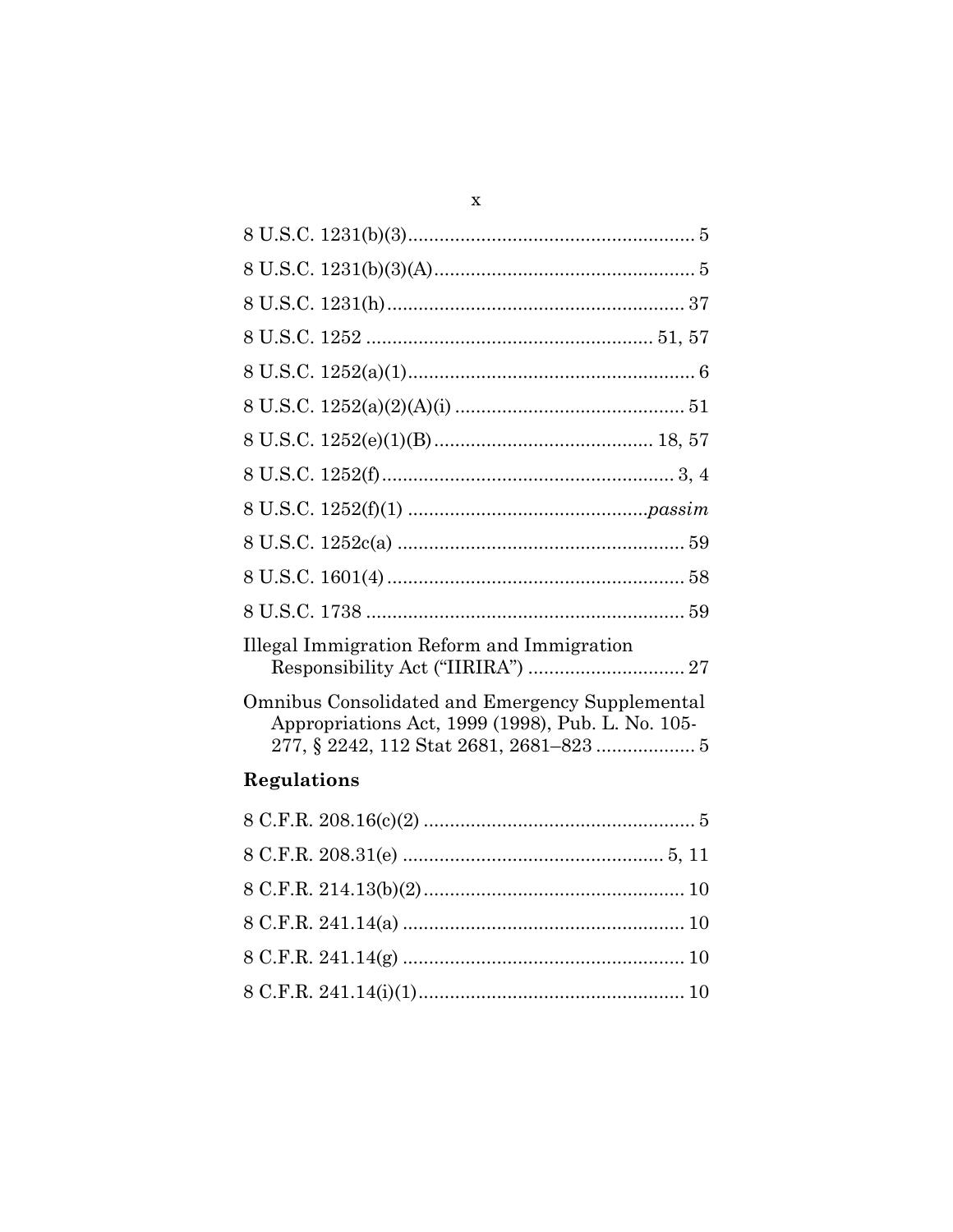8 U.S.C. 1231(b)(3)....................................................... 5

8 U.S.C. 1231(b)(3)(A).................................................. 5

8 U.S.C. 1231(h)......................................................... 37

8 U.S.C. 1252 ...................................................... 51, 57

8 U.S.C. 1252(a)(1)....................................................... 6

8 U.S.C. 1252(a)(2)(A)(i) ............................................ 51

8 U.S.C. 1252(e)(1)(B).......................................... 18, 57

8 U.S.C. 1252(f)........................................................ 3, 4

8 U.S.C. 1252(f)(1) ..............................................*passim*

8 U.S.C. 1252c(a) ....................................................... 59

8 U.S.C. 1601(4)......................................................... 58

8 U.S.C. 1738 ............................................................. 59

Illegal Immigration Reform and Immigration Responsibility Act ("IIRIRA") .............................. 27

Omnibus Consolidated and Emergency Supplemental Appropriations Act, 1999 (1998), Pub. L. No. 105-277, § 2242, 112 Stat 2681, 2681–823 ................... 5

## Regulations

8 C.F.R. 208.16(c)(2) .................................................... 5

8 C.F.R. 208.31(e) ................................................. 5, 11

8 C.F.R. 214.13(b)(2).................................................. 10

8 C.F.R. 241.14(a) ...................................................... 10

8 C.F.R. 241.14(g) ...................................................... 10

8 C.F.R. 241.14(i)(1)................................................... 10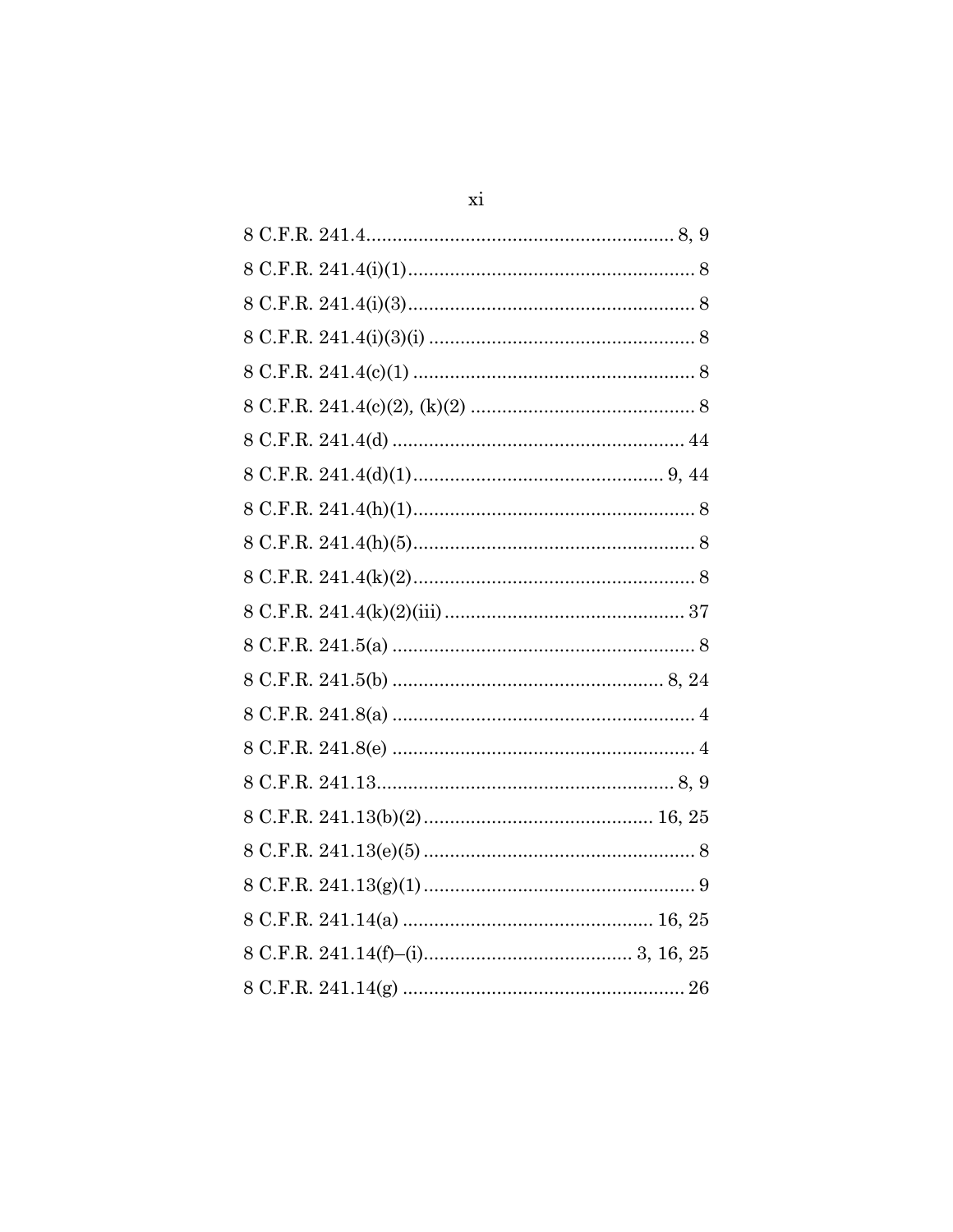8 C.F.R. 241.4 ........................................................ 8, 9

8 C.F.R. 241.4(i)(1) .................................................... 8

8 C.F.R. 241.4(i)(3) .................................................... 8

8 C.F.R. 241.4(i)(3)(i) ................................................ 8

8 C.F.R. 241.4(c)(1) .................................................... 8

8 C.F.R. 241.4(c)(2), (k)(2) ......................................... 8

8 C.F.R. 241.4(d) ...................................................... 44

8 C.F.R. 241.4(d)(1) ............................................... 9, 44

8 C.F.R. 241.4(h)(1) .................................................... 8

8 C.F.R. 241.4(h)(5) .................................................... 8

8 C.F.R. 241.4(k)(2) .................................................... 8

8 C.F.R. 241.4(k)(2)(iii) ............................................ 37

8 C.F.R. 241.5(a) ........................................................ 8

8 C.F.R. 241.5(b) ................................................... 8, 24

8 C.F.R. 241.8(a) ........................................................ 4

8 C.F.R. 241.8(e) ........................................................ 4

8 C.F.R. 241.13 ....................................................... 8, 9

8 C.F.R. 241.13(b)(2) .......................................... 16, 25

8 C.F.R. 241.13(e)(5) .................................................. 8

8 C.F.R. 241.13(g)(1) .................................................. 9

8 C.F.R. 241.14(a) ............................................... 16, 25

8 C.F.R. 241.14(f)–(i) ...................................... 3, 16, 25

8 C.F.R. 241.14(g) ..................................................... 26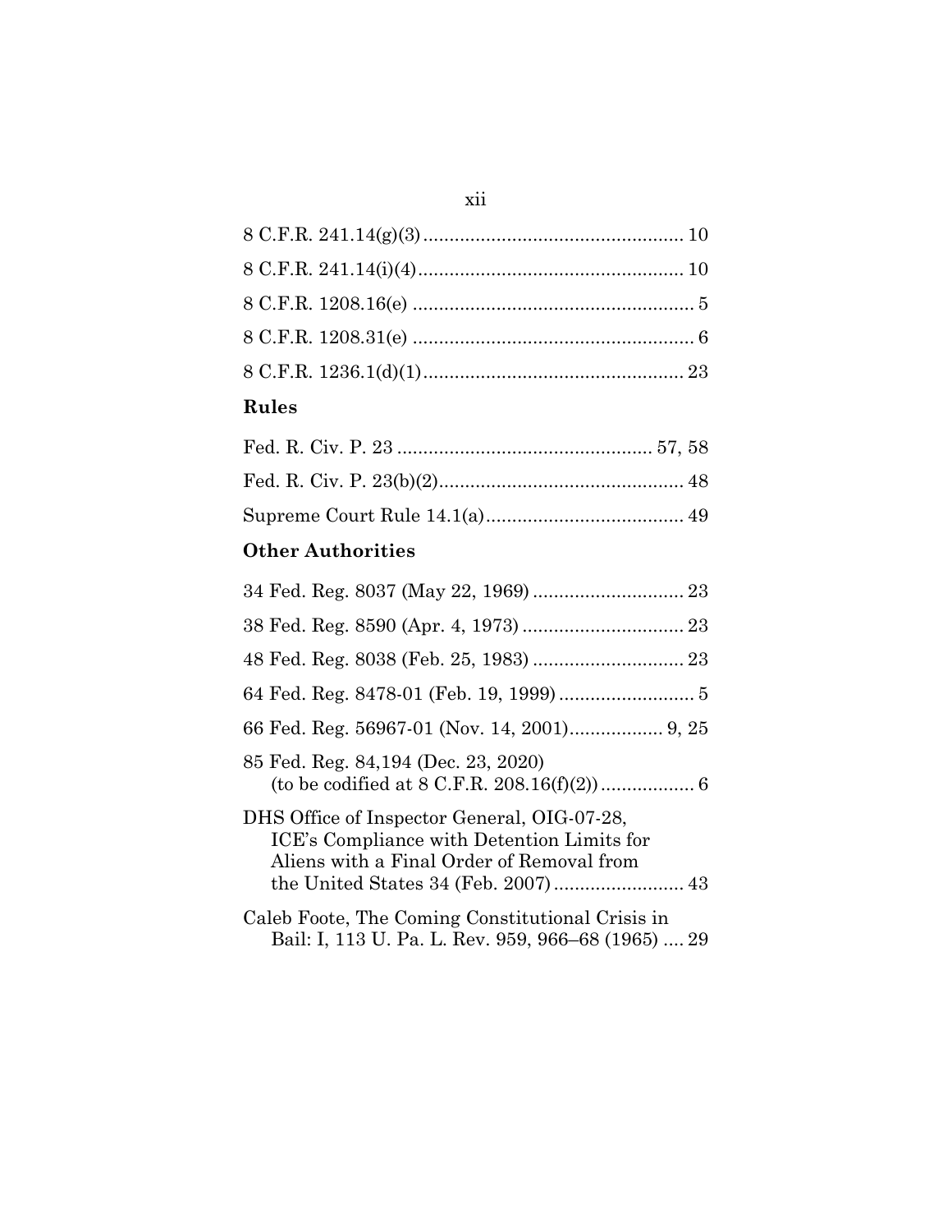8 C.F.R. 241.14(g)(3) .................................................. 10

8 C.F.R. 241.14(i)(4) .................................................. 10

8 C.F.R. 1208.16(e) ..................................................... 5

8 C.F.R. 1208.31(e) ..................................................... 6

8 C.F.R. 1236.1(d)(1) ................................................. 23

**Rules**

Fed. R. Civ. P. 23 ................................................ 57, 58

Fed. R. Civ. P. 23(b)(2) ............................................... 48

Supreme Court Rule 14.1(a) ...................................... 49

**Other Authorities**

34 Fed. Reg. 8037 (May 22, 1969) ............................ 23

38 Fed. Reg. 8590 (Apr. 4, 1973) .............................. 23

48 Fed. Reg. 8038 (Feb. 25, 1983) ............................ 23

64 Fed. Reg. 8478-01 (Feb. 19, 1999) .......................... 5

66 Fed. Reg. 56967-01 (Nov. 14, 2001) ................. 9, 25

85 Fed. Reg. 84,194 (Dec. 23, 2020)
(to be codified at 8 C.F.R. 208.16(f)(2)) ................. 6

DHS Office of Inspector General, OIG-07-28, ICE's Compliance with Detention Limits for Aliens with a Final Order of Removal from the United States 34 (Feb. 2007) ......................... 43

Caleb Foote, The Coming Constitutional Crisis in Bail: I, 113 U. Pa. L. Rev. 959, 966–68 (1965) .... 29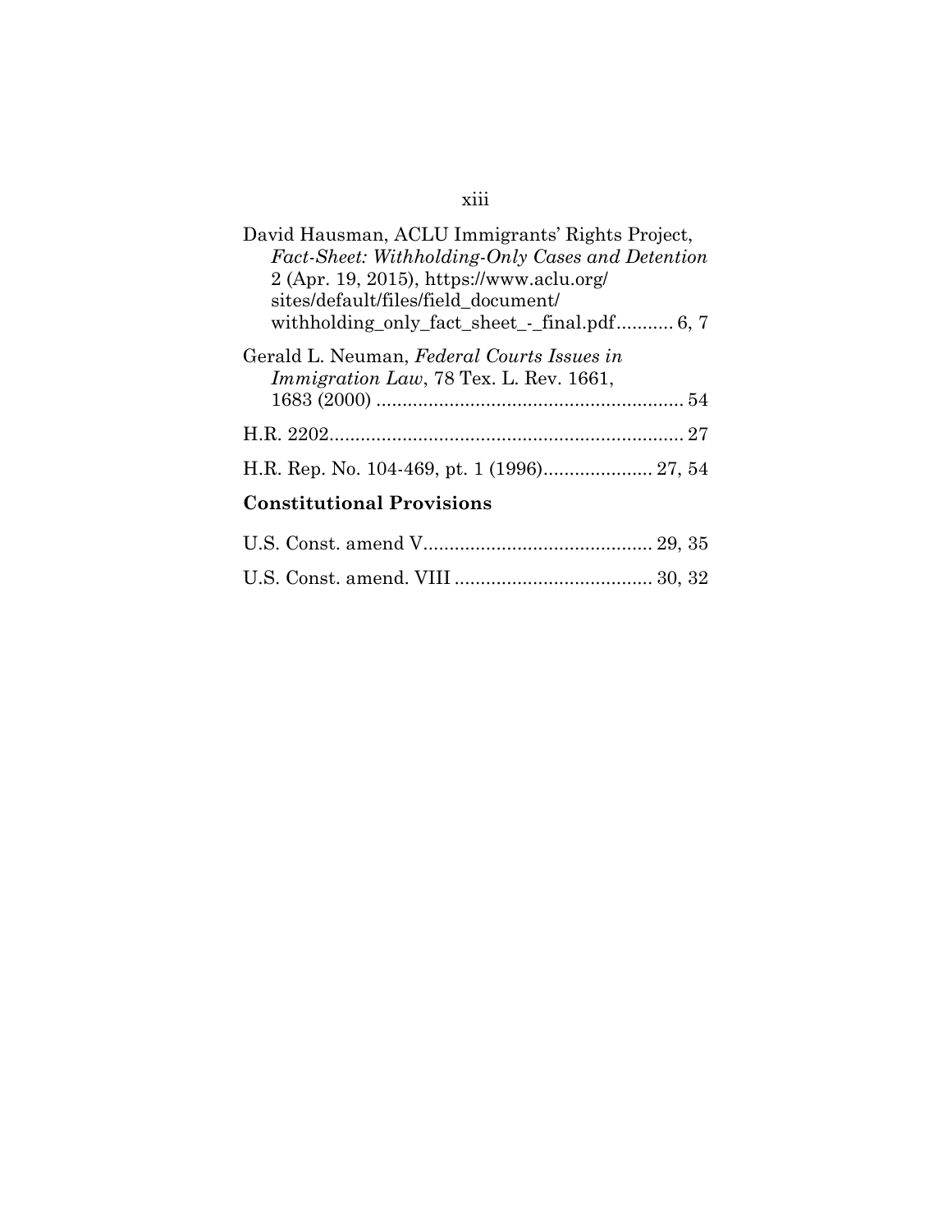David Hausman, ACLU Immigrants' Rights Project, *Fact-Sheet: Withholding-Only Cases and Detention* 2 (Apr. 19, 2015), https://www.aclu.org/sites/default/files/field_document/withholding_only_fact_sheet_-_final.pdf........... 6, 7

Gerald L. Neuman, *Federal Courts Issues in Immigration Law*, 78 Tex. L. Rev. 1661, 1683 (2000) ........................................................... 54

H.R. 2202.................................................................... 27

H.R. Rep. No. 104-469, pt. 1 (1996)..................... 27, 54

## Constitutional Provisions

U.S. Const. amend V............................................ 29, 35

U.S. Const. amend. VIII ...................................... 30, 32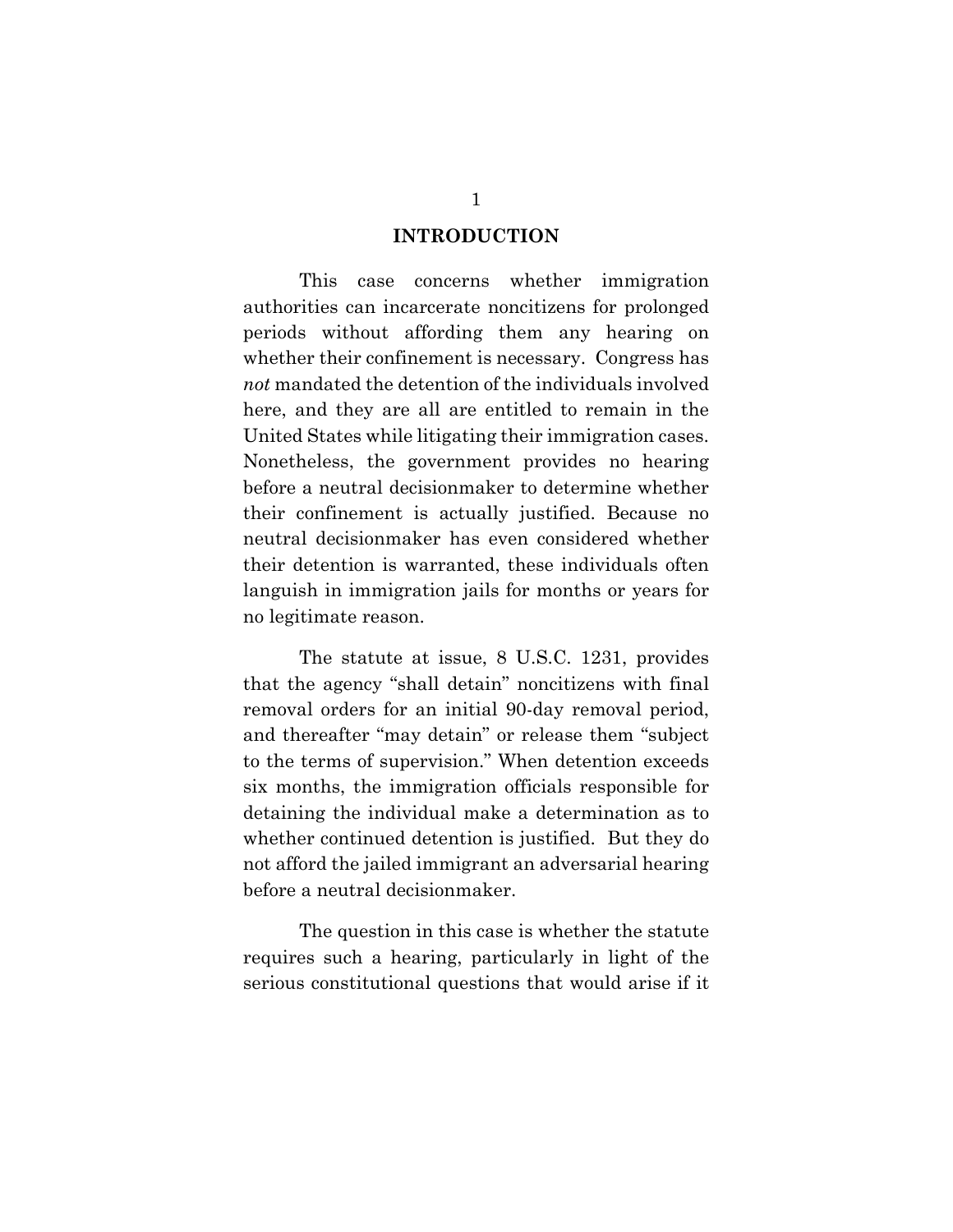# INTRODUCTION

This case concerns whether immigration authorities can incarcerate noncitizens for prolonged periods without affording them any hearing on whether their confinement is necessary. Congress has *not* mandated the detention of the individuals involved here, and they are all are entitled to remain in the United States while litigating their immigration cases. Nonetheless, the government provides no hearing before a neutral decisionmaker to determine whether their confinement is actually justified. Because no neutral decisionmaker has even considered whether their detention is warranted, these individuals often languish in immigration jails for months or years for no legitimate reason.

The statute at issue, 8 U.S.C. 1231, provides that the agency "shall detain" noncitizens with final removal orders for an initial 90-day removal period, and thereafter "may detain" or release them "subject to the terms of supervision." When detention exceeds six months, the immigration officials responsible for detaining the individual make a determination as to whether continued detention is justified. But they do not afford the jailed immigrant an adversarial hearing before a neutral decisionmaker.

The question in this case is whether the statute requires such a hearing, particularly in light of the serious constitutional questions that would arise if it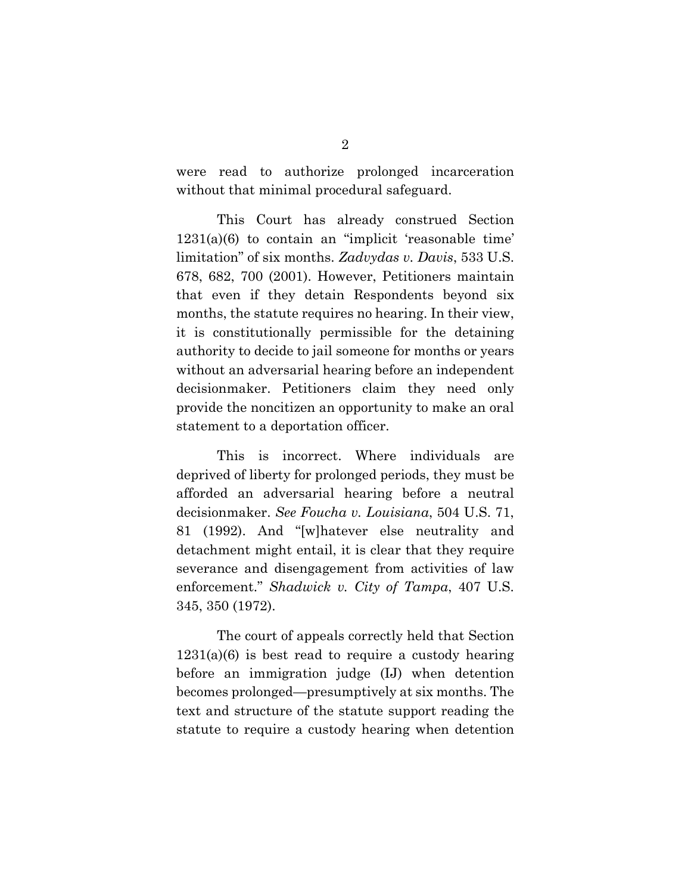were read to authorize prolonged incarceration without that minimal procedural safeguard.

This Court has already construed Section 1231(a)(6) to contain an "implicit 'reasonable time' limitation" of six months. *Zadvydas v. Davis*, 533 U.S. 678, 682, 700 (2001). However, Petitioners maintain that even if they detain Respondents beyond six months, the statute requires no hearing. In their view, it is constitutionally permissible for the detaining authority to decide to jail someone for months or years without an adversarial hearing before an independent decisionmaker. Petitioners claim they need only provide the noncitizen an opportunity to make an oral statement to a deportation officer.

This is incorrect. Where individuals are deprived of liberty for prolonged periods, they must be afforded an adversarial hearing before a neutral decisionmaker. *See Foucha v. Louisiana*, 504 U.S. 71, 81 (1992). And "[w]hatever else neutrality and detachment might entail, it is clear that they require severance and disengagement from activities of law enforcement." *Shadwick v. City of Tampa*, 407 U.S. 345, 350 (1972).

The court of appeals correctly held that Section 1231(a)(6) is best read to require a custody hearing before an immigration judge (IJ) when detention becomes prolonged—presumptively at six months. The text and structure of the statute support reading the statute to require a custody hearing when detention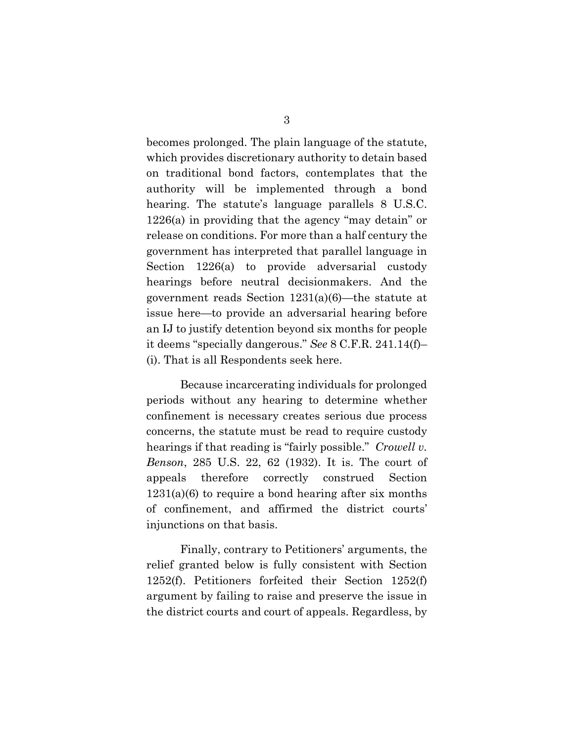becomes prolonged. The plain language of the statute, which provides discretionary authority to detain based on traditional bond factors, contemplates that the authority will be implemented through a bond hearing. The statute's language parallels 8 U.S.C. 1226(a) in providing that the agency "may detain" or release on conditions. For more than a half century the government has interpreted that parallel language in Section 1226(a) to provide adversarial custody hearings before neutral decisionmakers. And the government reads Section 1231(a)(6)—the statute at issue here—to provide an adversarial hearing before an IJ to justify detention beyond six months for people it deems "specially dangerous." *See* 8 C.F.R. 241.14(f)–(i). That is all Respondents seek here.

Because incarcerating individuals for prolonged periods without any hearing to determine whether confinement is necessary creates serious due process concerns, the statute must be read to require custody hearings if that reading is "fairly possible." *Crowell v. Benson*, 285 U.S. 22, 62 (1932). It is. The court of appeals therefore correctly construed Section 1231(a)(6) to require a bond hearing after six months of confinement, and affirmed the district courts' injunctions on that basis.

Finally, contrary to Petitioners' arguments, the relief granted below is fully consistent with Section 1252(f). Petitioners forfeited their Section 1252(f) argument by failing to raise and preserve the issue in the district courts and court of appeals. Regardless, by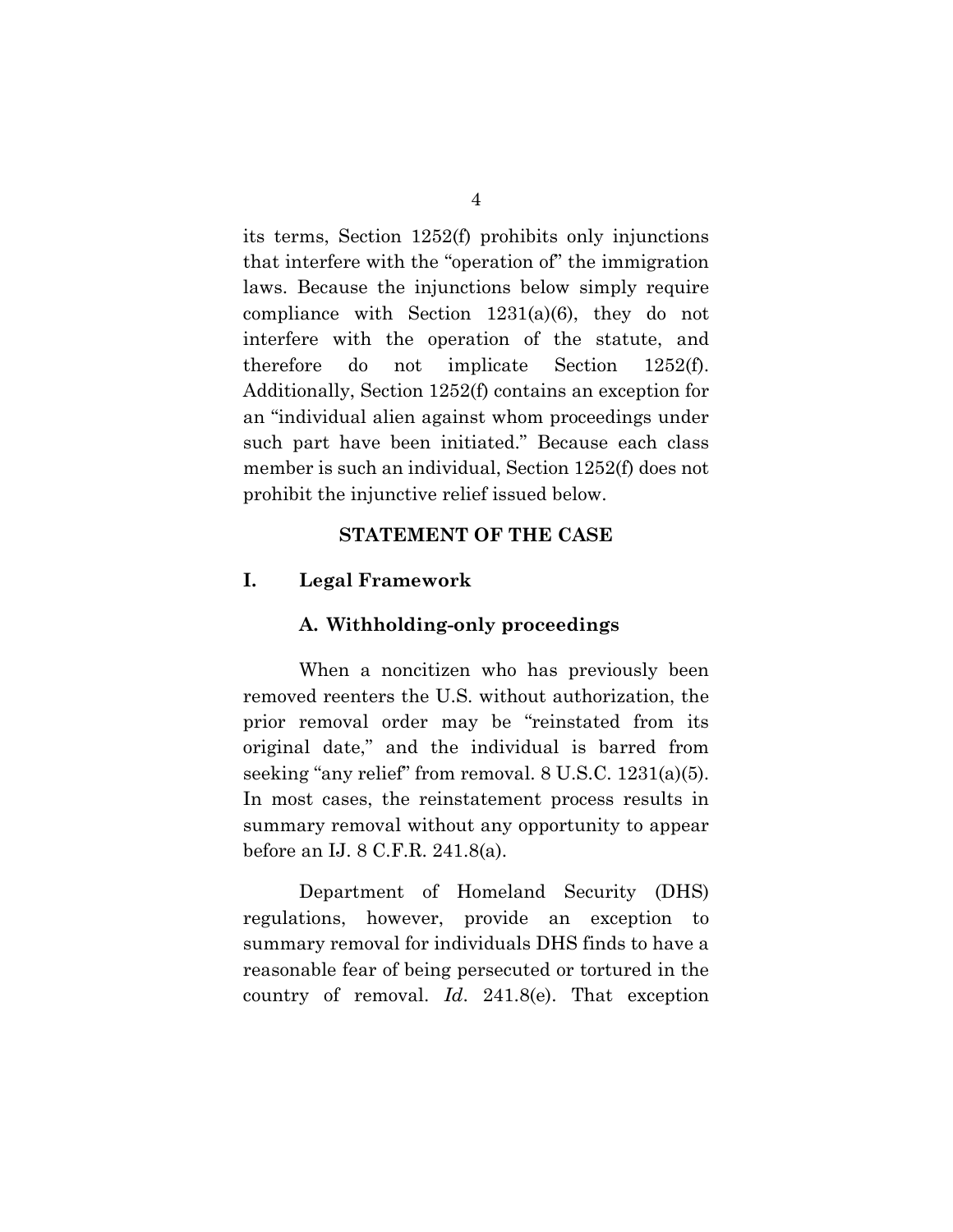its terms, Section 1252(f) prohibits only injunctions that interfere with the "operation of" the immigration laws. Because the injunctions below simply require compliance with Section 1231(a)(6), they do not interfere with the operation of the statute, and therefore do not implicate Section 1252(f). Additionally, Section 1252(f) contains an exception for an "individual alien against whom proceedings under such part have been initiated." Because each class member is such an individual, Section 1252(f) does not prohibit the injunctive relief issued below.

## STATEMENT OF THE CASE

### I. Legal Framework

#### A. Withholding-only proceedings

When a noncitizen who has previously been removed reenters the U.S. without authorization, the prior removal order may be "reinstated from its original date," and the individual is barred from seeking "any relief" from removal. 8 U.S.C. 1231(a)(5). In most cases, the reinstatement process results in summary removal without any opportunity to appear before an IJ. 8 C.F.R. 241.8(a).

Department of Homeland Security (DHS) regulations, however, provide an exception to summary removal for individuals DHS finds to have a reasonable fear of being persecuted or tortured in the country of removal. *Id*. 241.8(e). That exception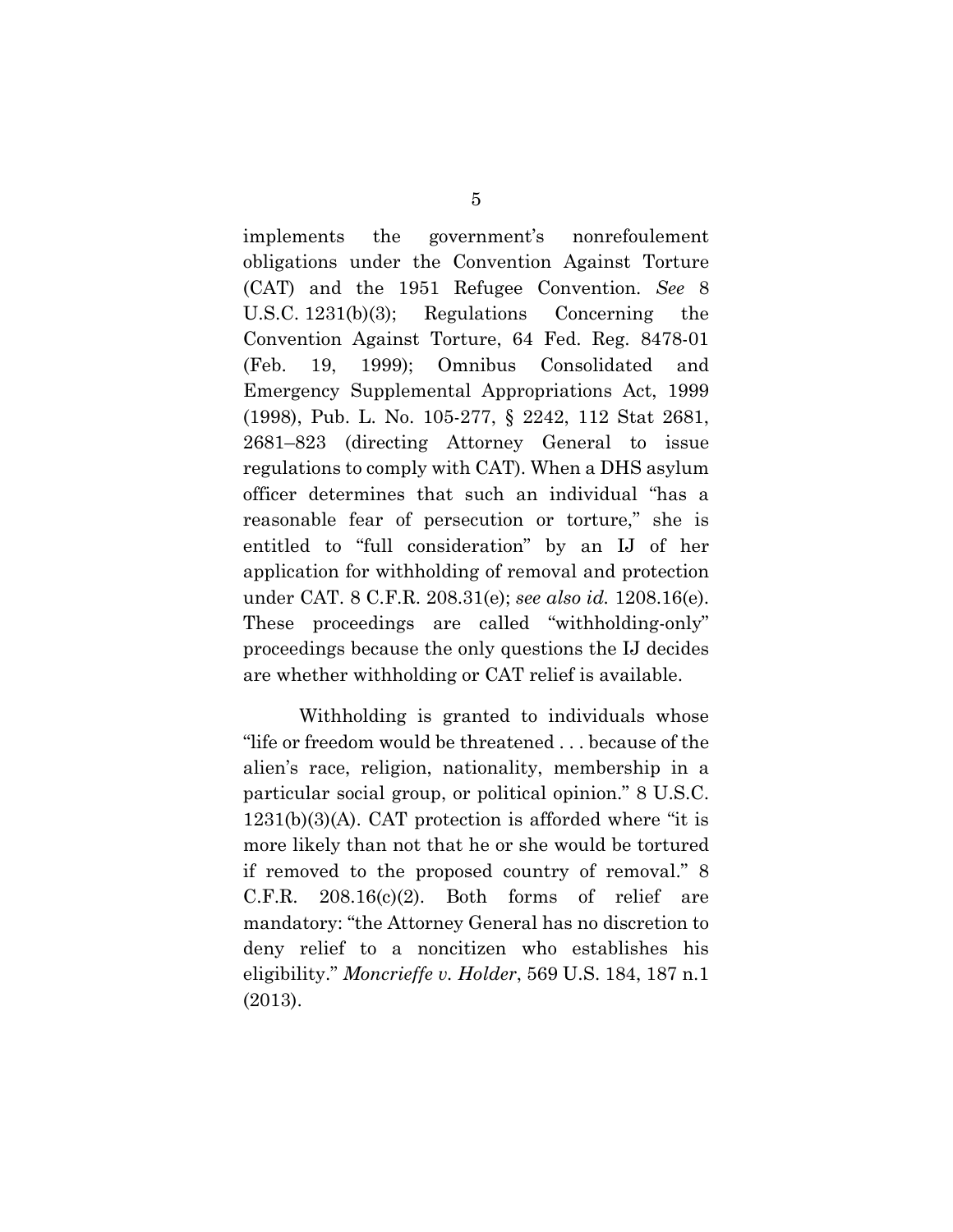implements the government's nonrefoulement obligations under the Convention Against Torture (CAT) and the 1951 Refugee Convention. *See* 8 U.S.C. 1231(b)(3); Regulations Concerning the Convention Against Torture, 64 Fed. Reg. 8478-01 (Feb. 19, 1999); Omnibus Consolidated and Emergency Supplemental Appropriations Act, 1999 (1998), Pub. L. No. 105-277, § 2242, 112 Stat 2681, 2681–823 (directing Attorney General to issue regulations to comply with CAT). When a DHS asylum officer determines that such an individual "has a reasonable fear of persecution or torture," she is entitled to "full consideration" by an IJ of her application for withholding of removal and protection under CAT. 8 C.F.R. 208.31(e); *see also id.* 1208.16(e). These proceedings are called "withholding-only" proceedings because the only questions the IJ decides are whether withholding or CAT relief is available.

Withholding is granted to individuals whose "life or freedom would be threatened . . . because of the alien's race, religion, nationality, membership in a particular social group, or political opinion." 8 U.S.C. 1231(b)(3)(A). CAT protection is afforded where "it is more likely than not that he or she would be tortured if removed to the proposed country of removal." 8 C.F.R. 208.16(c)(2). Both forms of relief are mandatory: "the Attorney General has no discretion to deny relief to a noncitizen who establishes his eligibility." *Moncrieffe v. Holder*, 569 U.S. 184, 187 n.1 (2013).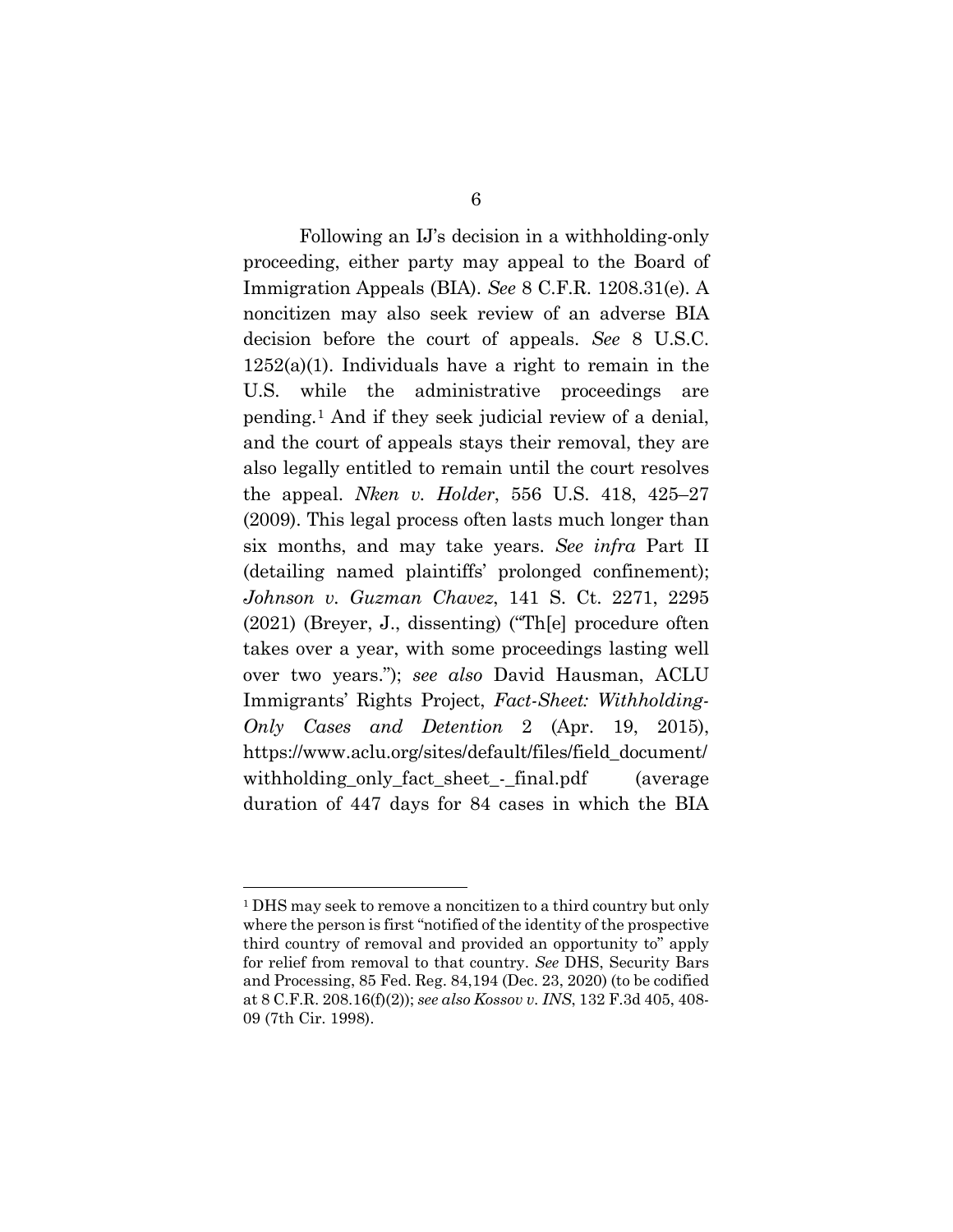Following an IJ's decision in a withholding-only proceeding, either party may appeal to the Board of Immigration Appeals (BIA). *See* 8 C.F.R. 1208.31(e). A noncitizen may also seek review of an adverse BIA decision before the court of appeals. *See* 8 U.S.C. 1252(a)(1). Individuals have a right to remain in the U.S. while the administrative proceedings are pending.[1] And if they seek judicial review of a denial, and the court of appeals stays their removal, they are also legally entitled to remain until the court resolves the appeal. *Nken v. Holder*, 556 U.S. 418, 425–27 (2009). This legal process often lasts much longer than six months, and may take years. *See infra* Part II (detailing named plaintiffs' prolonged confinement); *Johnson v. Guzman Chavez*, 141 S. Ct. 2271, 2295 (2021) (Breyer, J., dissenting) ("Th[e] procedure often takes over a year, with some proceedings lasting well over two years."); *see also* David Hausman, ACLU Immigrants' Rights Project, *Fact-Sheet: Withholding-Only Cases and Detention* 2 (Apr. 19, 2015), https://www.aclu.org/sites/default/files/field_document/withholding_only_fact_sheet_-_final.pdf (average duration of 447 days for 84 cases in which the BIA

---

[1] DHS may seek to remove a noncitizen to a third country but only where the person is first "notified of the identity of the prospective third country of removal and provided an opportunity to" apply for relief from removal to that country. *See* DHS, Security Bars and Processing, 85 Fed. Reg. 84,194 (Dec. 23, 2020) (to be codified at 8 C.F.R. 208.16(f)(2)); *see also Kossov v. INS*, 132 F.3d 405, 408-09 (7th Cir. 1998).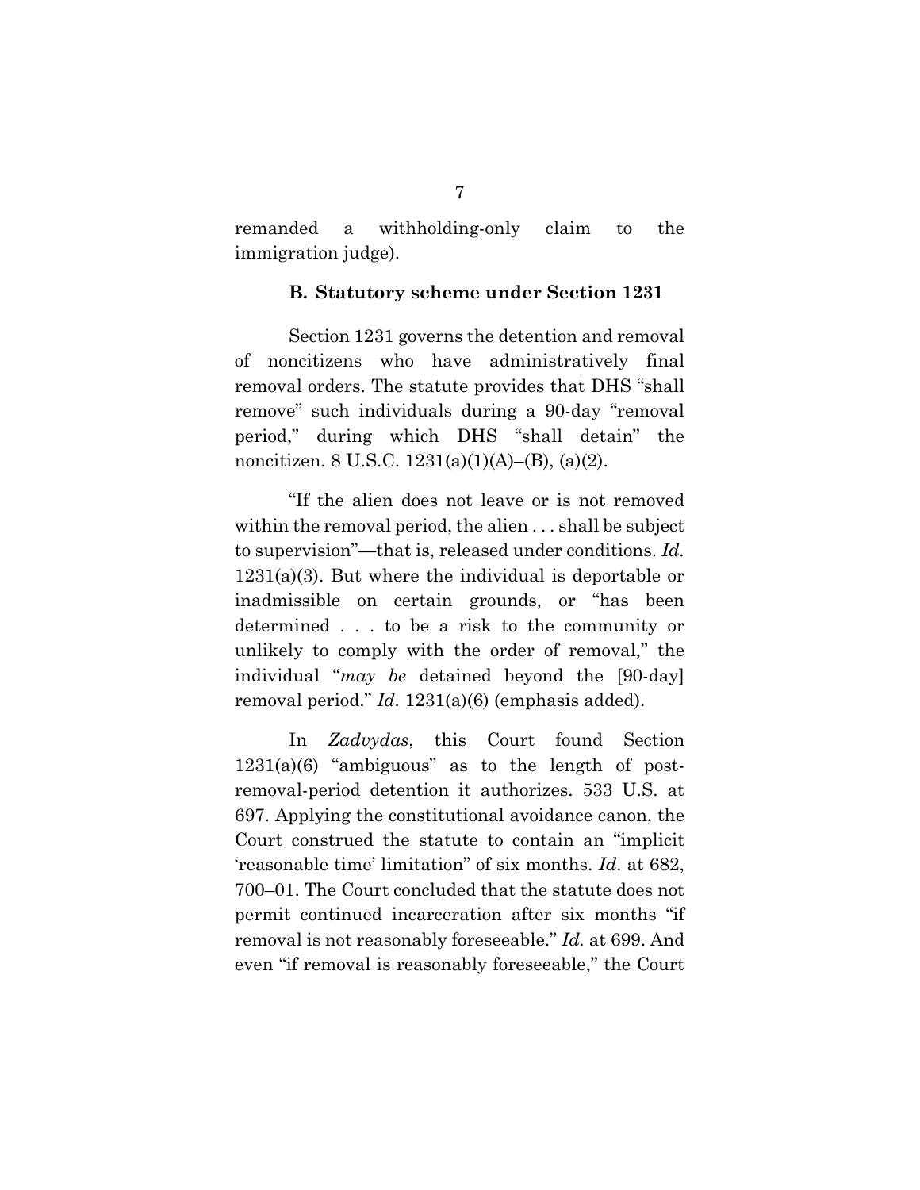remanded a withholding-only claim to the immigration judge).

### B. Statutory scheme under Section 1231

Section 1231 governs the detention and removal of noncitizens who have administratively final removal orders. The statute provides that DHS "shall remove" such individuals during a 90-day "removal period," during which DHS "shall detain" the noncitizen. 8 U.S.C. 1231(a)(1)(A)–(B), (a)(2).

"If the alien does not leave or is not removed within the removal period, the alien . . . shall be subject to supervision"—that is, released under conditions. *Id.* 1231(a)(3). But where the individual is deportable or inadmissible on certain grounds, or "has been determined . . . to be a risk to the community or unlikely to comply with the order of removal," the individual "*may be* detained beyond the [90-day] removal period." *Id.* 1231(a)(6) (emphasis added).

In *Zadvydas*, this Court found Section 1231(a)(6) "ambiguous" as to the length of post-removal-period detention it authorizes. 533 U.S. at 697. Applying the constitutional avoidance canon, the Court construed the statute to contain an "implicit 'reasonable time' limitation" of six months. *Id*. at 682, 700–01. The Court concluded that the statute does not permit continued incarceration after six months "if removal is not reasonably foreseeable." *Id.* at 699. And even "if removal is reasonably foreseeable," the Court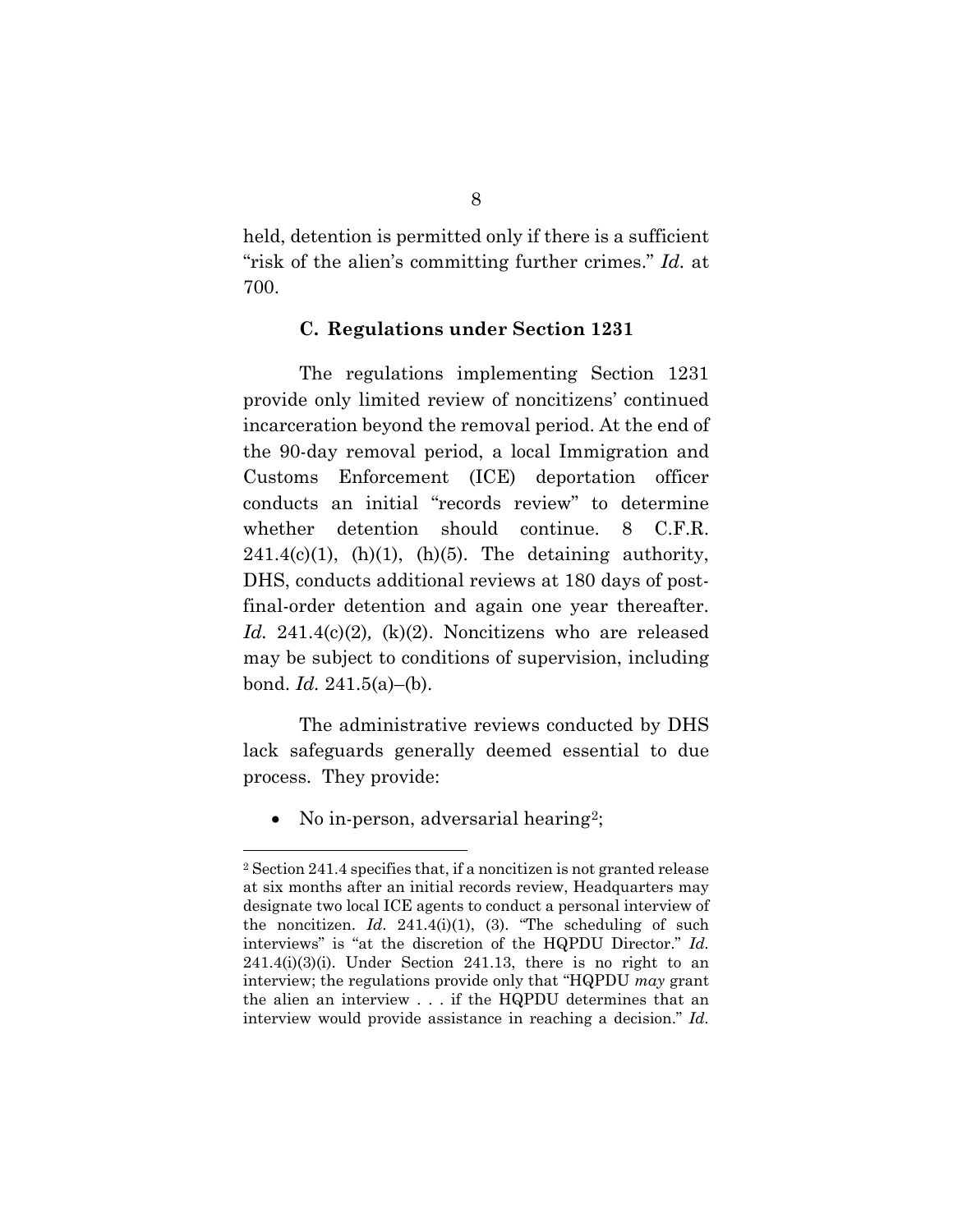held, detention is permitted only if there is a sufficient "risk of the alien's committing further crimes." *Id.* at 700.

### C. Regulations under Section 1231

The regulations implementing Section 1231 provide only limited review of noncitizens' continued incarceration beyond the removal period. At the end of the 90-day removal period, a local Immigration and Customs Enforcement (ICE) deportation officer conducts an initial "records review" to determine whether detention should continue. 8 C.F.R. 241.4(c)(1), (h)(1), (h)(5). The detaining authority, DHS, conducts additional reviews at 180 days of post-final-order detention and again one year thereafter. *Id.* 241.4(c)(2), (k)(2). Noncitizens who are released may be subject to conditions of supervision, including bond. *Id.* 241.5(a)–(b).

The administrative reviews conducted by DHS lack safeguards generally deemed essential to due process. They provide:

- No in-person, adversarial hearing[2];

---

[2] Section 241.4 specifies that, if a noncitizen is not granted release at six months after an initial records review, Headquarters may designate two local ICE agents to conduct a personal interview of the noncitizen. *Id*. 241.4(i)(1), (3). "The scheduling of such interviews" is "at the discretion of the HQPDU Director." *Id.* 241.4(i)(3)(i). Under Section 241.13, there is no right to an interview; the regulations provide only that "HQPDU *may* grant the alien an interview . . . if the HQPDU determines that an interview would provide assistance in reaching a decision." *Id.*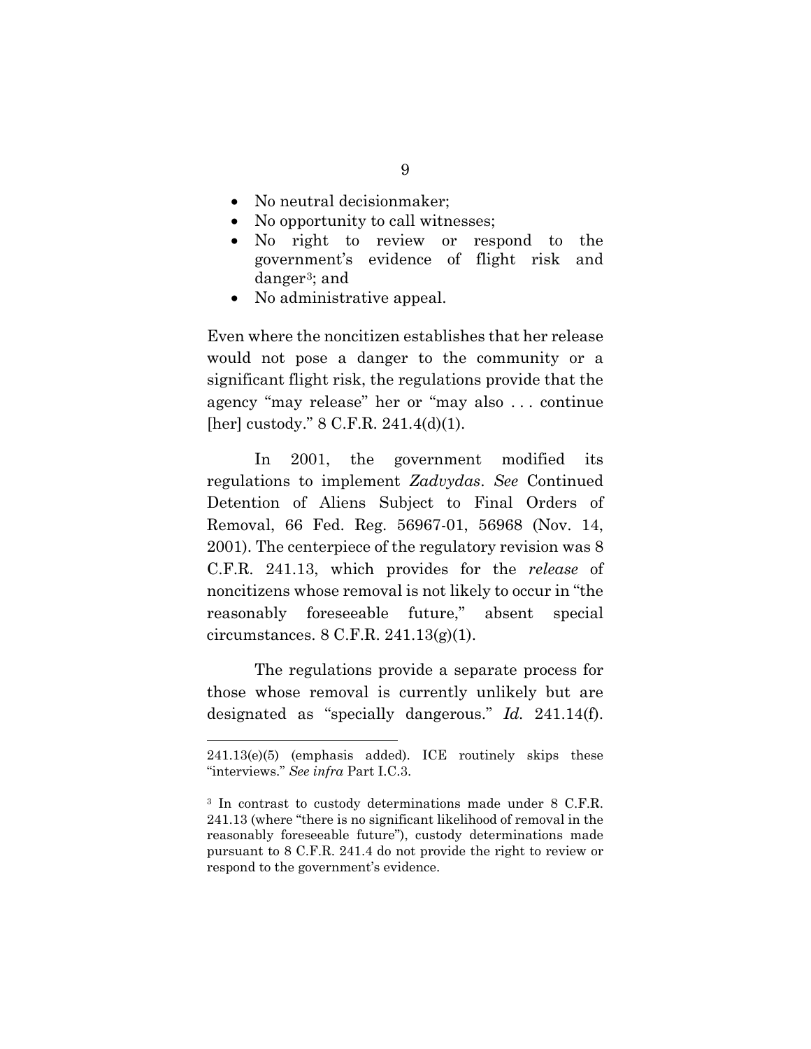- No neutral decisionmaker;
- No opportunity to call witnesses;
- No right to review or respond to the government's evidence of flight risk and danger[3]; and
- No administrative appeal.

Even where the noncitizen establishes that her release would not pose a danger to the community or a significant flight risk, the regulations provide that the agency "may release" her or "may also . . . continue [her] custody." 8 C.F.R. 241.4(d)(1).

In 2001, the government modified its regulations to implement *Zadvydas*. *See* Continued Detention of Aliens Subject to Final Orders of Removal, 66 Fed. Reg. 56967-01, 56968 (Nov. 14, 2001). The centerpiece of the regulatory revision was 8 C.F.R. 241.13, which provides for the *release* of noncitizens whose removal is not likely to occur in "the reasonably foreseeable future," absent special circumstances. 8 C.F.R. 241.13(g)(1).

The regulations provide a separate process for those whose removal is currently unlikely but are designated as "specially dangerous." *Id.* 241.14(f).

---

241.13(e)(5) (emphasis added). ICE routinely skips these "interviews." *See infra* Part I.C.3.

[3] In contrast to custody determinations made under 8 C.F.R. 241.13 (where "there is no significant likelihood of removal in the reasonably foreseeable future"), custody determinations made pursuant to 8 C.F.R. 241.4 do not provide the right to review or respond to the government's evidence.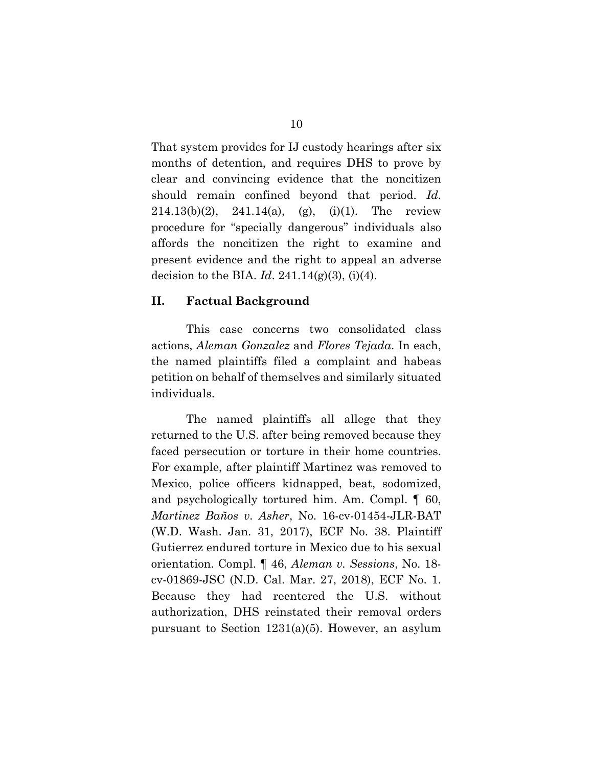That system provides for IJ custody hearings after six months of detention, and requires DHS to prove by clear and convincing evidence that the noncitizen should remain confined beyond that period. *Id*. 214.13(b)(2), 241.14(a), (g), (i)(1). The review procedure for "specially dangerous" individuals also affords the noncitizen the right to examine and present evidence and the right to appeal an adverse decision to the BIA. *Id*. 241.14(g)(3), (i)(4).

## II. Factual Background

This case concerns two consolidated class actions, *Aleman Gonzalez* and *Flores Tejada*. In each, the named plaintiffs filed a complaint and habeas petition on behalf of themselves and similarly situated individuals.

The named plaintiffs all allege that they returned to the U.S. after being removed because they faced persecution or torture in their home countries. For example, after plaintiff Martinez was removed to Mexico, police officers kidnapped, beat, sodomized, and psychologically tortured him. Am. Compl. ¶ 60, *Martinez Baños v. Asher*, No. 16-cv-01454-JLR-BAT (W.D. Wash. Jan. 31, 2017), ECF No. 38. Plaintiff Gutierrez endured torture in Mexico due to his sexual orientation. Compl. ¶ 46, *Aleman v. Sessions*, No. 18-cv-01869-JSC (N.D. Cal. Mar. 27, 2018), ECF No. 1. Because they had reentered the U.S. without authorization, DHS reinstated their removal orders pursuant to Section 1231(a)(5). However, an asylum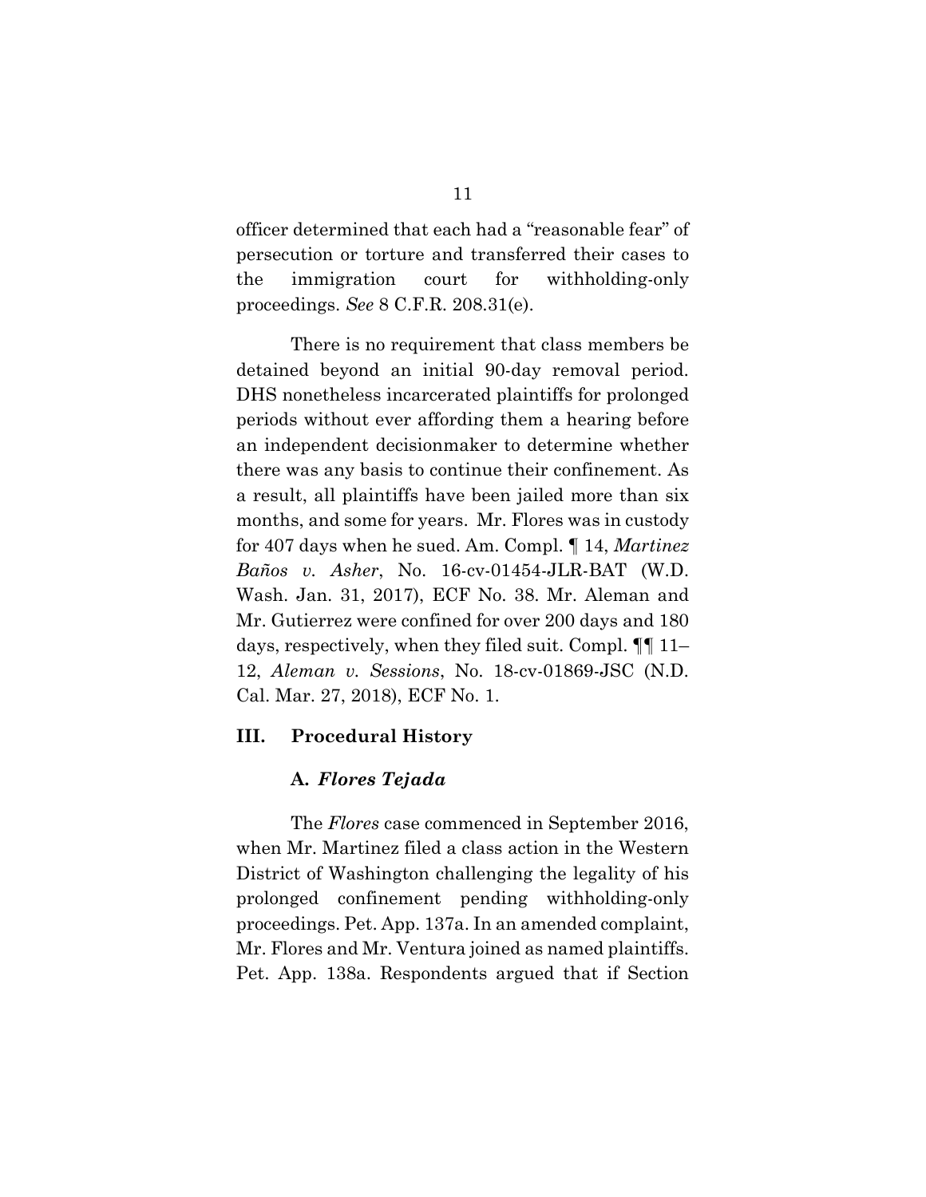officer determined that each had a "reasonable fear" of persecution or torture and transferred their cases to the immigration court for withholding-only proceedings. *See* 8 C.F.R. 208.31(e).

There is no requirement that class members be detained beyond an initial 90-day removal period. DHS nonetheless incarcerated plaintiffs for prolonged periods without ever affording them a hearing before an independent decisionmaker to determine whether there was any basis to continue their confinement. As a result, all plaintiffs have been jailed more than six months, and some for years. Mr. Flores was in custody for 407 days when he sued. Am. Compl. ¶ 14, *Martinez Baños v. Asher*, No. 16-cv-01454-JLR-BAT (W.D. Wash. Jan. 31, 2017), ECF No. 38. Mr. Aleman and Mr. Gutierrez were confined for over 200 days and 180 days, respectively, when they filed suit. Compl. ¶¶ 11–12, *Aleman v. Sessions*, No. 18-cv-01869-JSC (N.D. Cal. Mar. 27, 2018), ECF No. 1.

## III. Procedural History

### A. *Flores Tejada*

The *Flores* case commenced in September 2016, when Mr. Martinez filed a class action in the Western District of Washington challenging the legality of his prolonged confinement pending withholding-only proceedings. Pet. App. 137a. In an amended complaint, Mr. Flores and Mr. Ventura joined as named plaintiffs. Pet. App. 138a. Respondents argued that if Section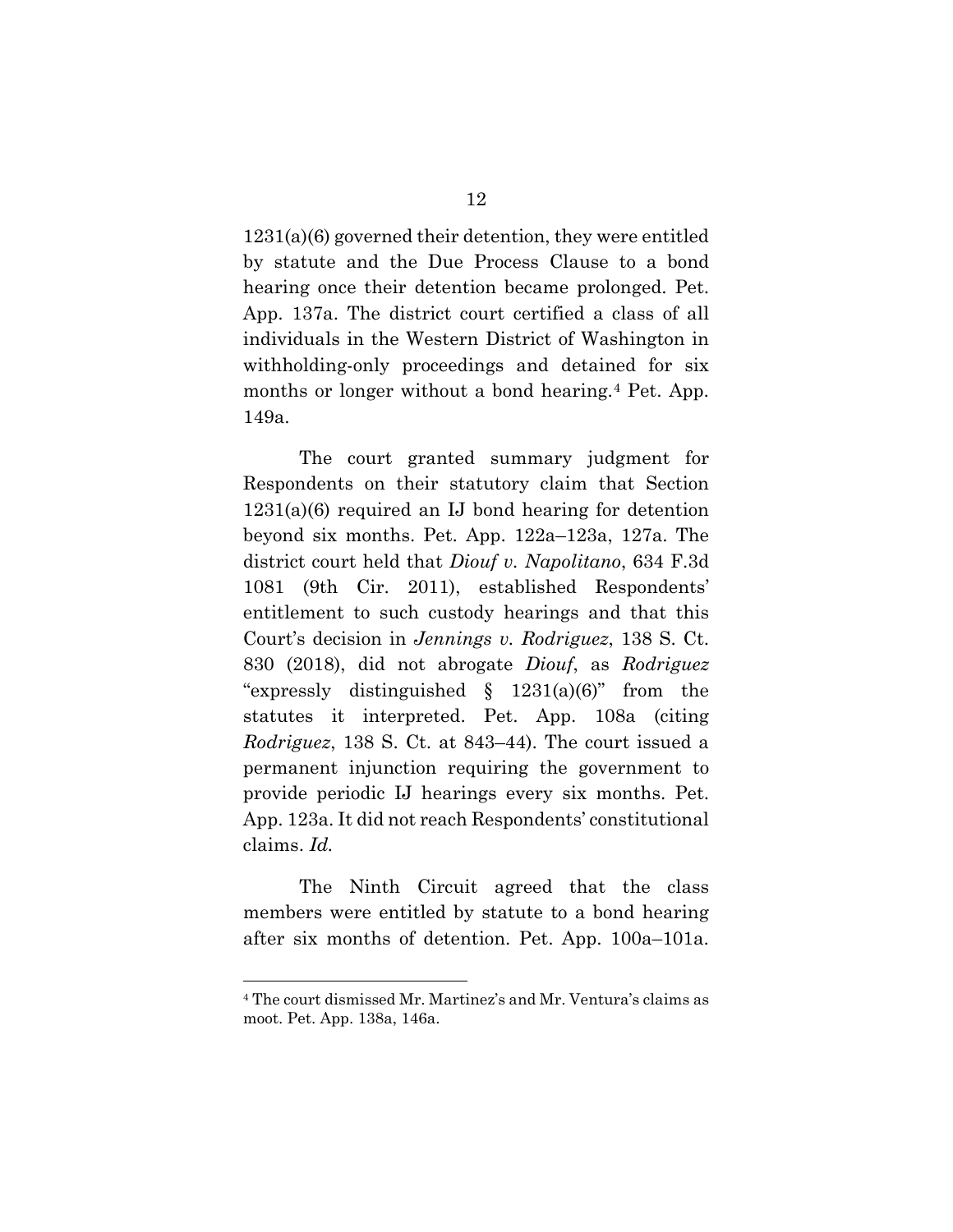1231(a)(6) governed their detention, they were entitled by statute and the Due Process Clause to a bond hearing once their detention became prolonged. Pet. App. 137a. The district court certified a class of all individuals in the Western District of Washington in withholding-only proceedings and detained for six months or longer without a bond hearing.[4] Pet. App. 149a.

The court granted summary judgment for Respondents on their statutory claim that Section 1231(a)(6) required an IJ bond hearing for detention beyond six months. Pet. App. 122a–123a, 127a. The district court held that *Diouf v. Napolitano*, 634 F.3d 1081 (9th Cir. 2011), established Respondents' entitlement to such custody hearings and that this Court's decision in *Jennings v. Rodriguez*, 138 S. Ct. 830 (2018), did not abrogate *Diouf*, as *Rodriguez* "expressly distinguished § 1231(a)(6)" from the statutes it interpreted. Pet. App. 108a (citing *Rodriguez*, 138 S. Ct. at 843–44). The court issued a permanent injunction requiring the government to provide periodic IJ hearings every six months. Pet. App. 123a. It did not reach Respondents' constitutional claims. *Id.*

The Ninth Circuit agreed that the class members were entitled by statute to a bond hearing after six months of detention. Pet. App. 100a–101a.

[4] The court dismissed Mr. Martinez's and Mr. Ventura's claims as moot. Pet. App. 138a, 146a.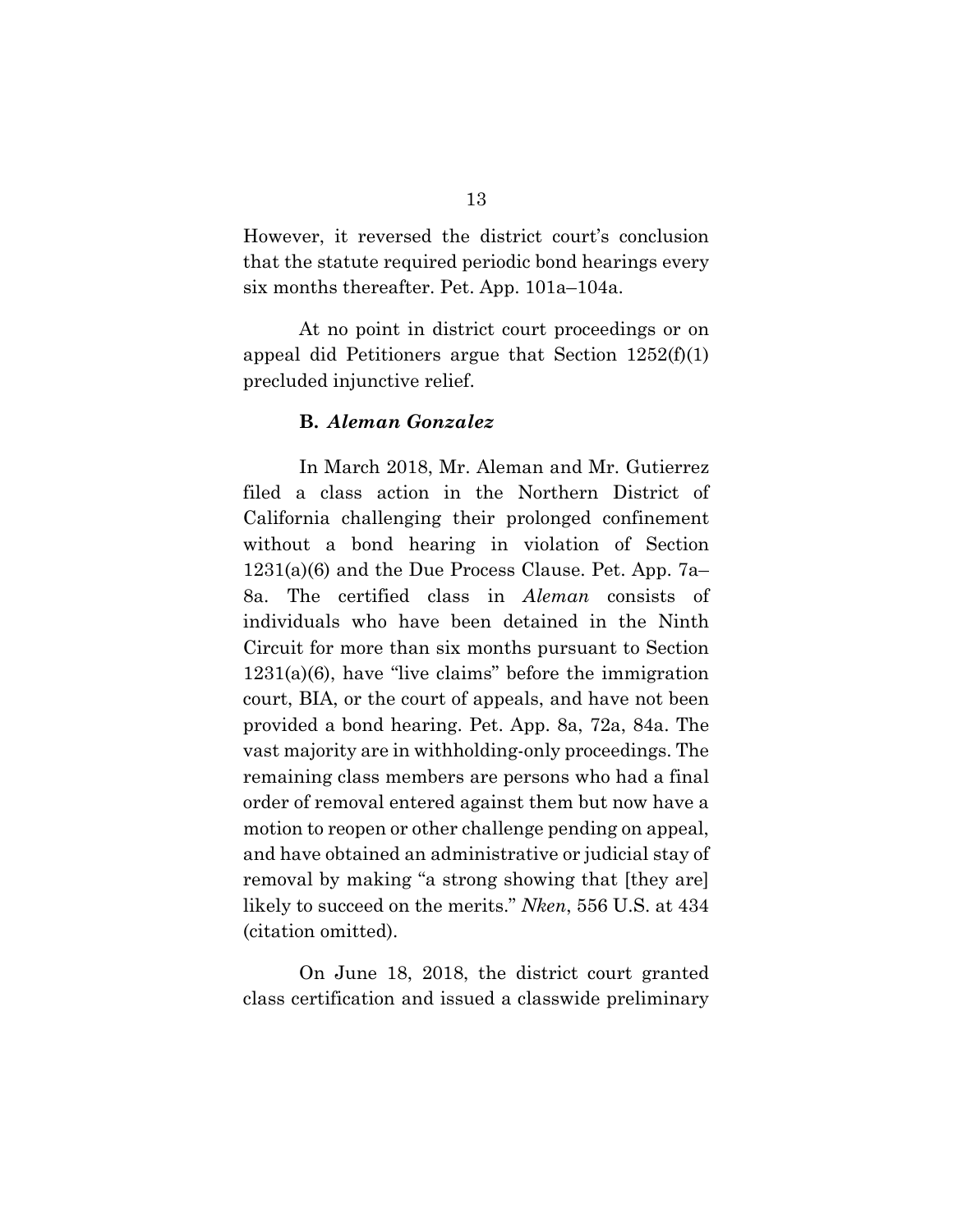However, it reversed the district court's conclusion that the statute required periodic bond hearings every six months thereafter. Pet. App. 101a–104a.

At no point in district court proceedings or on appeal did Petitioners argue that Section 1252(f)(1) precluded injunctive relief.

### B. *Aleman Gonzalez*

In March 2018, Mr. Aleman and Mr. Gutierrez filed a class action in the Northern District of California challenging their prolonged confinement without a bond hearing in violation of Section 1231(a)(6) and the Due Process Clause. Pet. App. 7a–8a. The certified class in *Aleman* consists of individuals who have been detained in the Ninth Circuit for more than six months pursuant to Section 1231(a)(6), have "live claims" before the immigration court, BIA, or the court of appeals, and have not been provided a bond hearing. Pet. App. 8a, 72a, 84a. The vast majority are in withholding-only proceedings. The remaining class members are persons who had a final order of removal entered against them but now have a motion to reopen or other challenge pending on appeal, and have obtained an administrative or judicial stay of removal by making "a strong showing that [they are] likely to succeed on the merits." *Nken*, 556 U.S. at 434 (citation omitted).

On June 18, 2018, the district court granted class certification and issued a classwide preliminary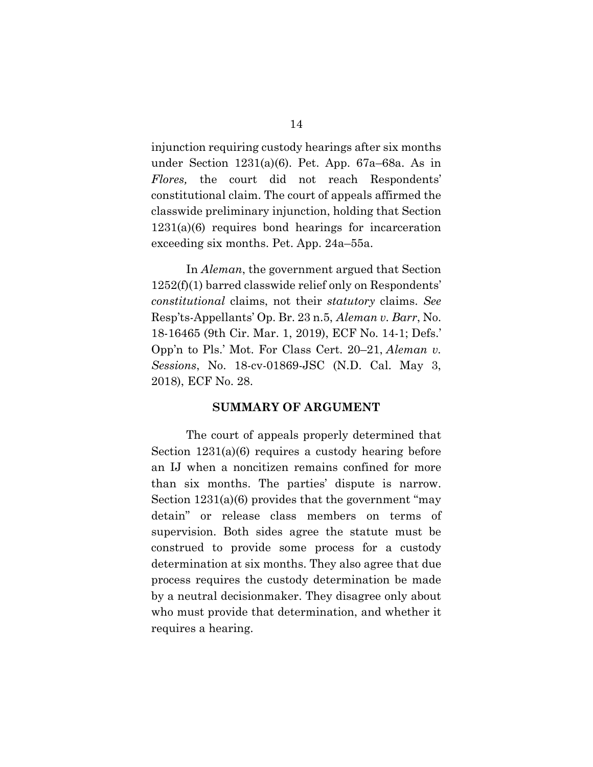injunction requiring custody hearings after six months under Section 1231(a)(6). Pet. App. 67a–68a. As in *Flores,* the court did not reach Respondents' constitutional claim. The court of appeals affirmed the classwide preliminary injunction, holding that Section 1231(a)(6) requires bond hearings for incarceration exceeding six months. Pet. App. 24a–55a.

In *Aleman*, the government argued that Section 1252(f)(1) barred classwide relief only on Respondents' *constitutional* claims, not their *statutory* claims. *See* Resp'ts-Appellants' Op. Br. 23 n.5, *Aleman v. Barr*, No. 18-16465 (9th Cir. Mar. 1, 2019), ECF No. 14-1; Defs.' Opp'n to Pls.' Mot. For Class Cert. 20–21, *Aleman v. Sessions*, No. 18-cv-01869-JSC (N.D. Cal. May 3, 2018), ECF No. 28.

## SUMMARY OF ARGUMENT

The court of appeals properly determined that Section 1231(a)(6) requires a custody hearing before an IJ when a noncitizen remains confined for more than six months. The parties' dispute is narrow. Section 1231(a)(6) provides that the government "may detain" or release class members on terms of supervision. Both sides agree the statute must be construed to provide some process for a custody determination at six months. They also agree that due process requires the custody determination be made by a neutral decisionmaker. They disagree only about who must provide that determination, and whether it requires a hearing.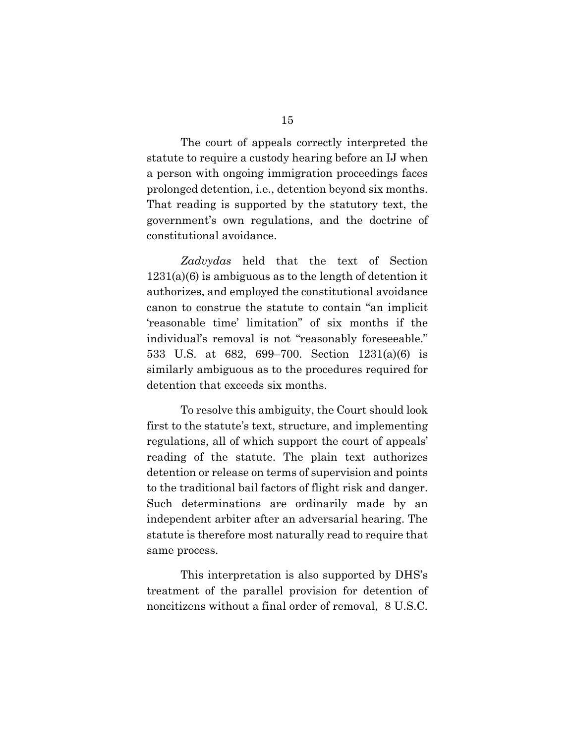The court of appeals correctly interpreted the statute to require a custody hearing before an IJ when a person with ongoing immigration proceedings faces prolonged detention, i.e., detention beyond six months. That reading is supported by the statutory text, the government's own regulations, and the doctrine of constitutional avoidance.

*Zadvydas* held that the text of Section 1231(a)(6) is ambiguous as to the length of detention it authorizes, and employed the constitutional avoidance canon to construe the statute to contain "an implicit 'reasonable time' limitation" of six months if the individual's removal is not "reasonably foreseeable." 533 U.S. at 682, 699–700. Section 1231(a)(6) is similarly ambiguous as to the procedures required for detention that exceeds six months.

To resolve this ambiguity, the Court should look first to the statute's text, structure, and implementing regulations, all of which support the court of appeals' reading of the statute. The plain text authorizes detention or release on terms of supervision and points to the traditional bail factors of flight risk and danger. Such determinations are ordinarily made by an independent arbiter after an adversarial hearing. The statute is therefore most naturally read to require that same process.

This interpretation is also supported by DHS's treatment of the parallel provision for detention of noncitizens without a final order of removal, 8 U.S.C.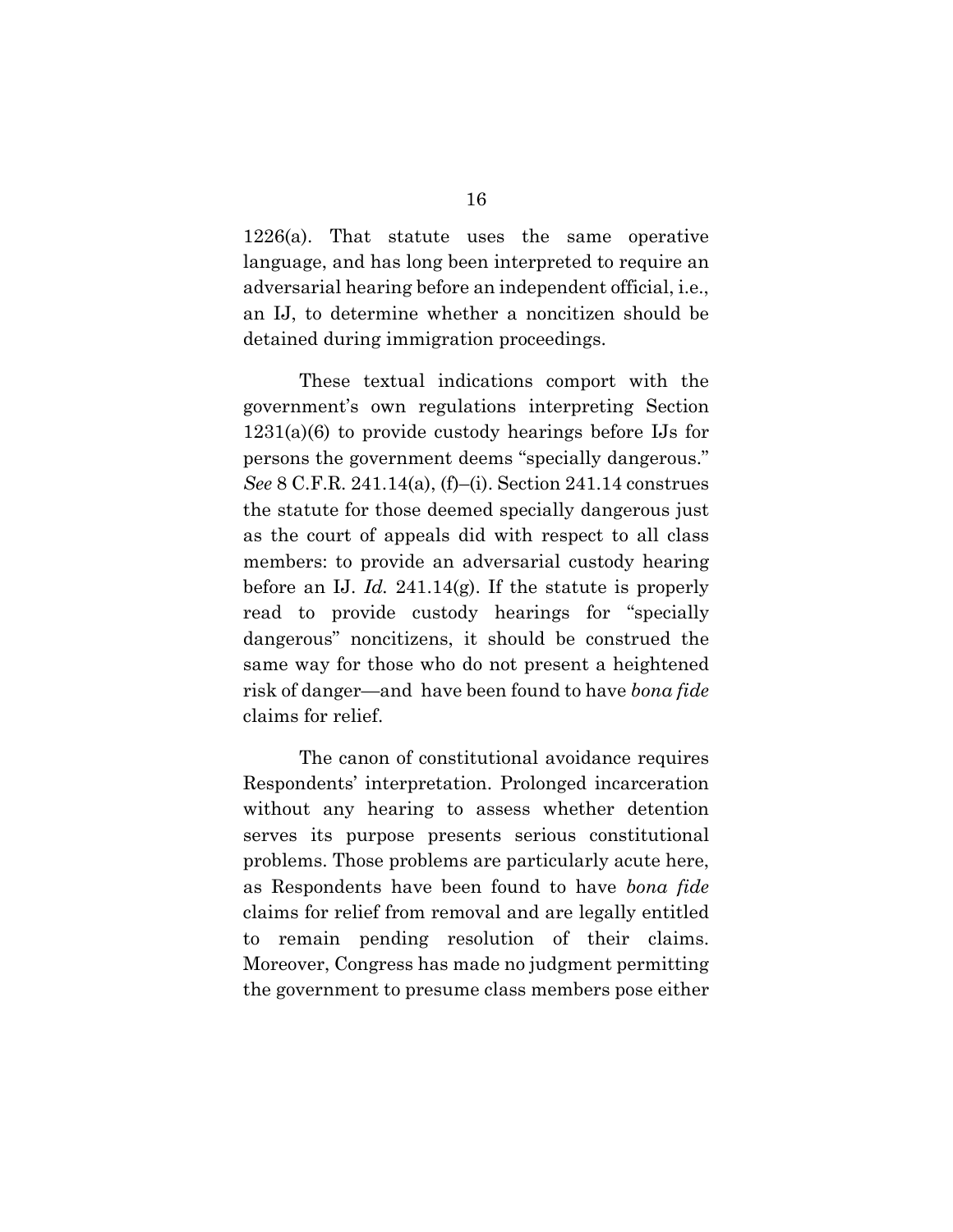1226(a). That statute uses the same operative language, and has long been interpreted to require an adversarial hearing before an independent official, i.e., an IJ, to determine whether a noncitizen should be detained during immigration proceedings.

These textual indications comport with the government's own regulations interpreting Section 1231(a)(6) to provide custody hearings before IJs for persons the government deems "specially dangerous." *See* 8 C.F.R. 241.14(a), (f)–(i). Section 241.14 construes the statute for those deemed specially dangerous just as the court of appeals did with respect to all class members: to provide an adversarial custody hearing before an IJ. *Id.* 241.14(g). If the statute is properly read to provide custody hearings for "specially dangerous" noncitizens, it should be construed the same way for those who do not present a heightened risk of danger—and have been found to have *bona fide* claims for relief.

The canon of constitutional avoidance requires Respondents' interpretation. Prolonged incarceration without any hearing to assess whether detention serves its purpose presents serious constitutional problems. Those problems are particularly acute here, as Respondents have been found to have *bona fide* claims for relief from removal and are legally entitled to remain pending resolution of their claims. Moreover, Congress has made no judgment permitting the government to presume class members pose either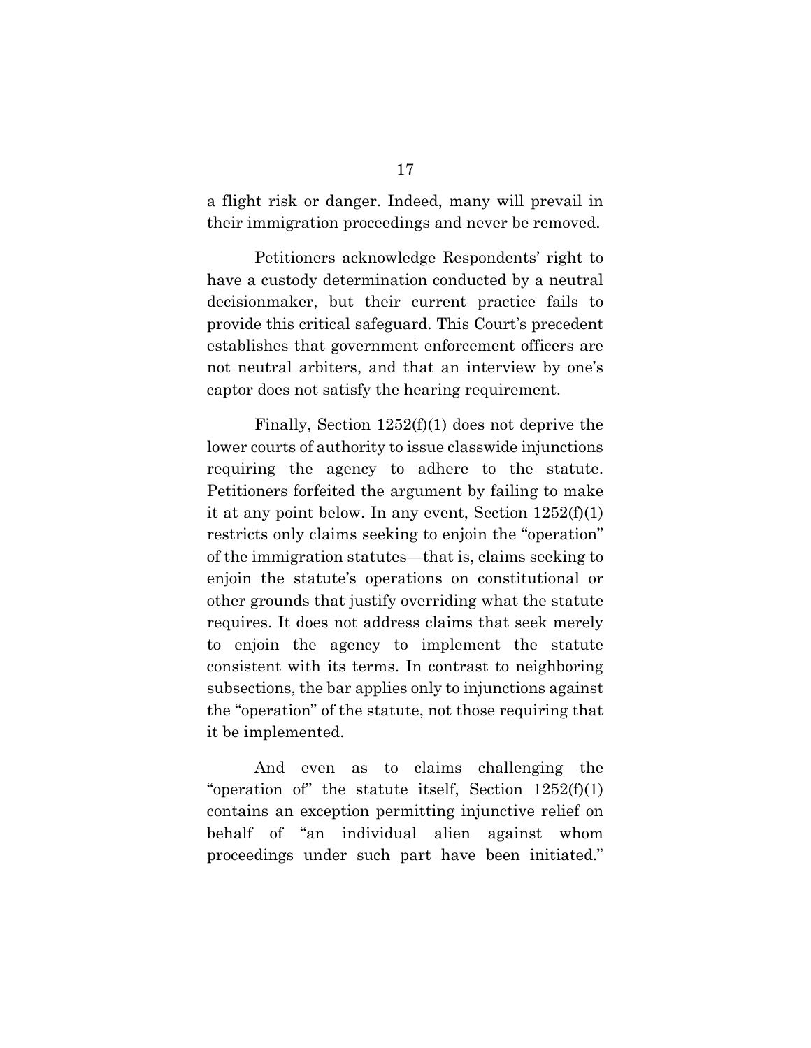a flight risk or danger. Indeed, many will prevail in their immigration proceedings and never be removed.

Petitioners acknowledge Respondents' right to have a custody determination conducted by a neutral decisionmaker, but their current practice fails to provide this critical safeguard. This Court's precedent establishes that government enforcement officers are not neutral arbiters, and that an interview by one's captor does not satisfy the hearing requirement.

Finally, Section 1252(f)(1) does not deprive the lower courts of authority to issue classwide injunctions requiring the agency to adhere to the statute. Petitioners forfeited the argument by failing to make it at any point below. In any event, Section 1252(f)(1) restricts only claims seeking to enjoin the "operation" of the immigration statutes—that is, claims seeking to enjoin the statute's operations on constitutional or other grounds that justify overriding what the statute requires. It does not address claims that seek merely to enjoin the agency to implement the statute consistent with its terms. In contrast to neighboring subsections, the bar applies only to injunctions against the "operation" of the statute, not those requiring that it be implemented.

And even as to claims challenging the "operation of" the statute itself, Section 1252(f)(1) contains an exception permitting injunctive relief on behalf of "an individual alien against whom proceedings under such part have been initiated."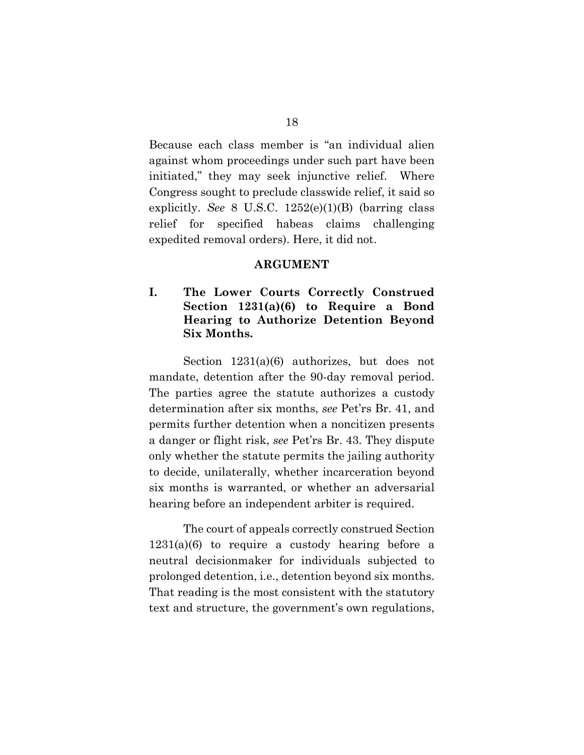Because each class member is "an individual alien against whom proceedings under such part have been initiated," they may seek injunctive relief. Where Congress sought to preclude classwide relief, it said so explicitly. *See* 8 U.S.C. 1252(e)(1)(B) (barring class relief for specified habeas claims challenging expedited removal orders). Here, it did not.

## ARGUMENT

### I. The Lower Courts Correctly Construed Section 1231(a)(6) to Require a Bond Hearing to Authorize Detention Beyond Six Months.

Section 1231(a)(6) authorizes, but does not mandate, detention after the 90-day removal period. The parties agree the statute authorizes a custody determination after six months, *see* Pet'rs Br. 41, and permits further detention when a noncitizen presents a danger or flight risk, *see* Pet'rs Br. 43. They dispute only whether the statute permits the jailing authority to decide, unilaterally, whether incarceration beyond six months is warranted, or whether an adversarial hearing before an independent arbiter is required.

The court of appeals correctly construed Section 1231(a)(6) to require a custody hearing before a neutral decisionmaker for individuals subjected to prolonged detention, i.e., detention beyond six months. That reading is the most consistent with the statutory text and structure, the government's own regulations,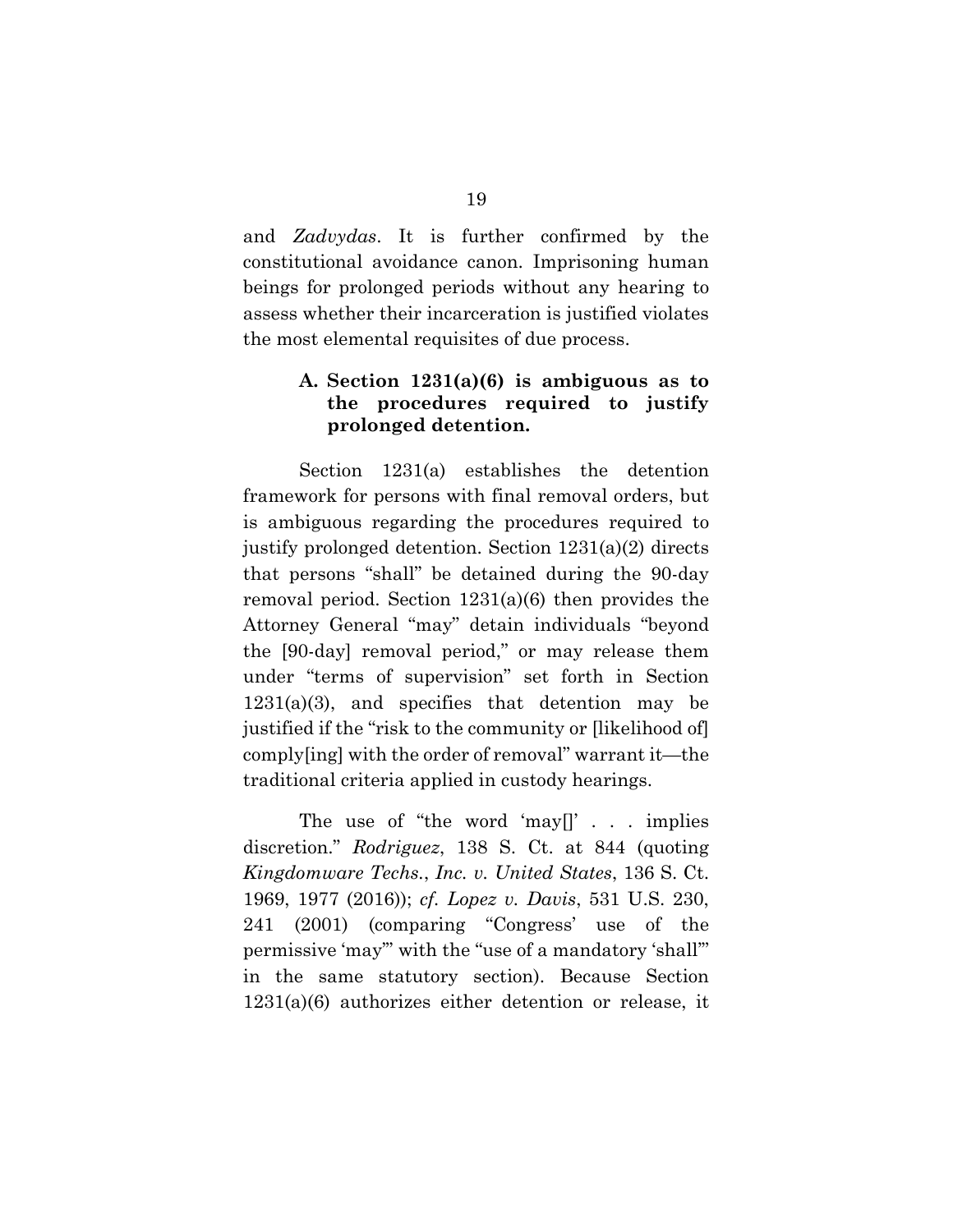and *Zadvydas*. It is further confirmed by the constitutional avoidance canon. Imprisoning human beings for prolonged periods without any hearing to assess whether their incarceration is justified violates the most elemental requisites of due process.

### A. Section 1231(a)(6) is ambiguous as to the procedures required to justify prolonged detention.

Section 1231(a) establishes the detention framework for persons with final removal orders, but is ambiguous regarding the procedures required to justify prolonged detention. Section 1231(a)(2) directs that persons "shall" be detained during the 90-day removal period. Section 1231(a)(6) then provides the Attorney General "may" detain individuals "beyond the [90-day] removal period," or may release them under "terms of supervision" set forth in Section 1231(a)(3), and specifies that detention may be justified if the "risk to the community or [likelihood of] comply[ing] with the order of removal" warrant it—the traditional criteria applied in custody hearings.

The use of "the word 'may[]' . . . implies discretion." *Rodriguez*, 138 S. Ct. at 844 (quoting *Kingdomware Techs., Inc. v. United States*, 136 S. Ct. 1969, 1977 (2016)); *cf. Lopez v. Davis*, 531 U.S. 230, 241 (2001) (comparing "Congress' use of the permissive 'may'" with the "use of a mandatory 'shall'" in the same statutory section). Because Section 1231(a)(6) authorizes either detention or release, it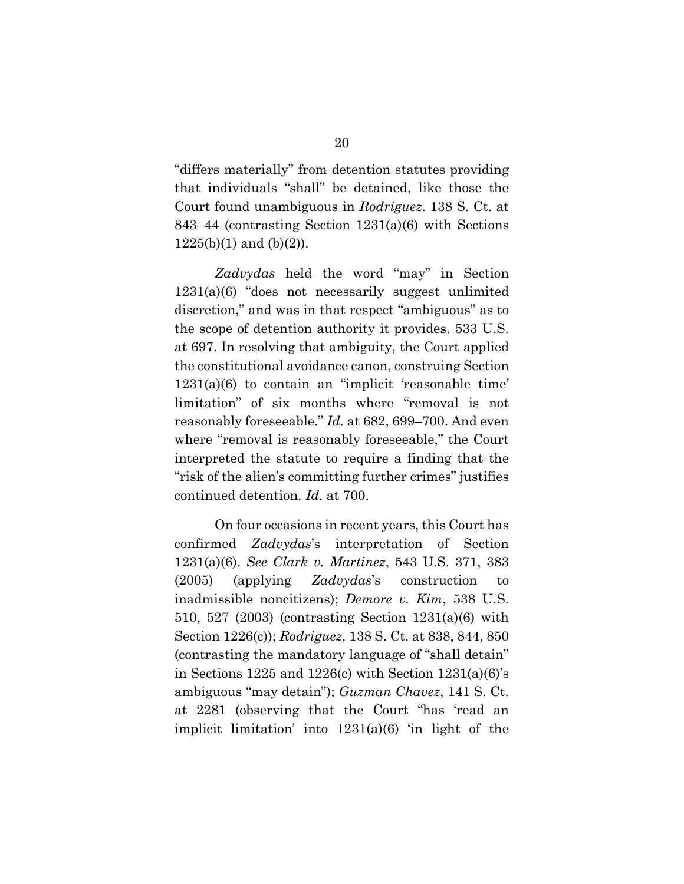"differs materially" from detention statutes providing that individuals "shall" be detained, like those the Court found unambiguous in *Rodriguez*. 138 S. Ct. at 843–44 (contrasting Section 1231(a)(6) with Sections 1225(b)(1) and (b)(2)).

*Zadvydas* held the word "may" in Section 1231(a)(6) "does not necessarily suggest unlimited discretion," and was in that respect "ambiguous" as to the scope of detention authority it provides. 533 U.S. at 697. In resolving that ambiguity, the Court applied the constitutional avoidance canon, construing Section 1231(a)(6) to contain an "implicit 'reasonable time' limitation" of six months where "removal is not reasonably foreseeable." *Id.* at 682, 699–700. And even where "removal is reasonably foreseeable," the Court interpreted the statute to require a finding that the "risk of the alien's committing further crimes" justifies continued detention. *Id*. at 700.

On four occasions in recent years, this Court has confirmed *Zadvydas*'s interpretation of Section 1231(a)(6). *See Clark v. Martinez*, 543 U.S. 371, 383 (2005) (applying *Zadvydas*'s construction to inadmissible noncitizens); *Demore v. Kim*, 538 U.S. 510, 527 (2003) (contrasting Section 1231(a)(6) with Section 1226(c)); *Rodriguez*, 138 S. Ct. at 838, 844, 850 (contrasting the mandatory language of "shall detain" in Sections 1225 and 1226(c) with Section 1231(a)(6)'s ambiguous "may detain"); *Guzman Chavez*, 141 S. Ct. at 2281 (observing that the Court "has 'read an implicit limitation' into 1231(a)(6) 'in light of the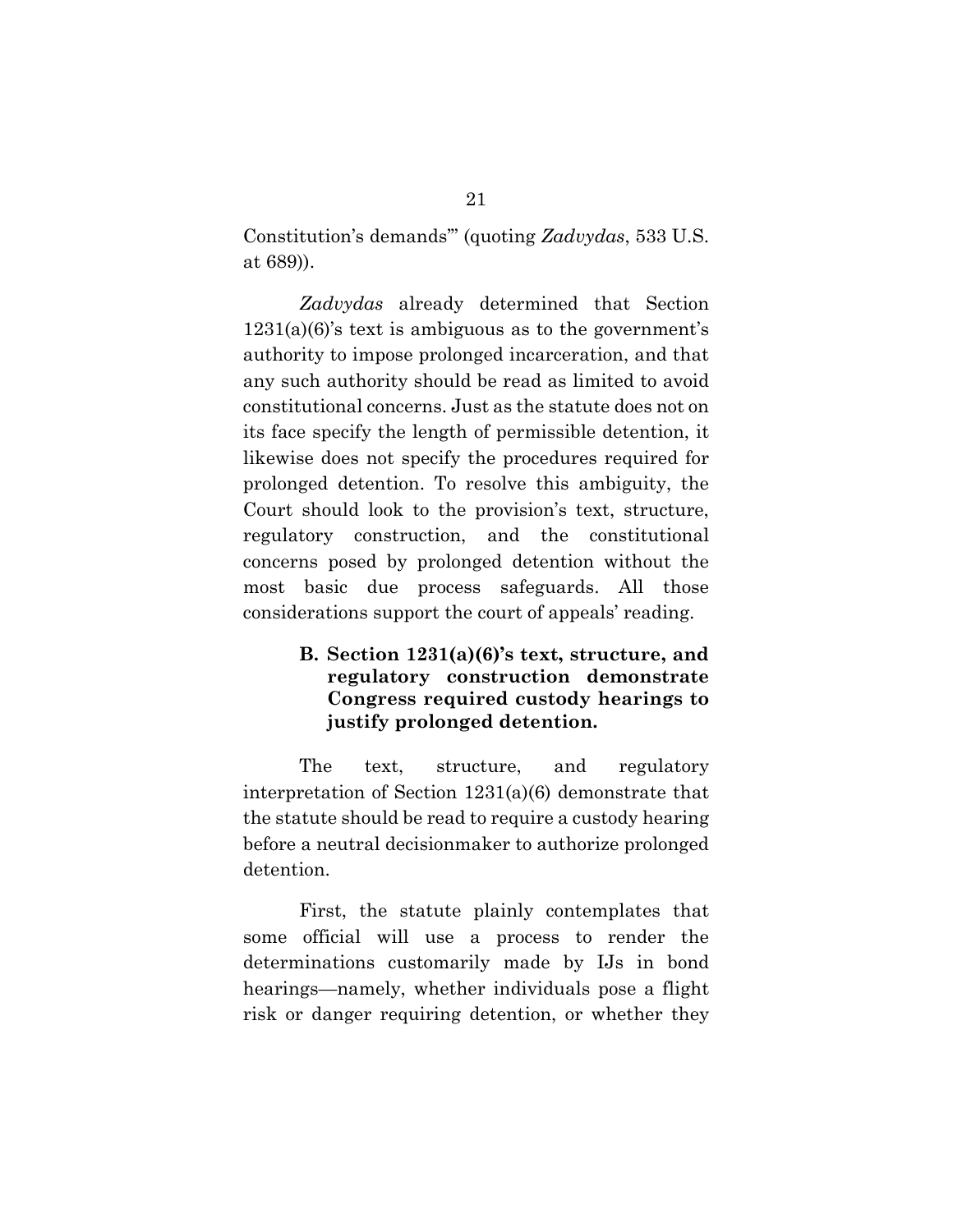Constitution's demands'" (quoting *Zadvydas*, 533 U.S. at 689)).

*Zadvydas* already determined that Section 1231(a)(6)'s text is ambiguous as to the government's authority to impose prolonged incarceration, and that any such authority should be read as limited to avoid constitutional concerns. Just as the statute does not on its face specify the length of permissible detention, it likewise does not specify the procedures required for prolonged detention. To resolve this ambiguity, the Court should look to the provision's text, structure, regulatory construction, and the constitutional concerns posed by prolonged detention without the most basic due process safeguards. All those considerations support the court of appeals' reading.

### B. Section 1231(a)(6)'s text, structure, and regulatory construction demonstrate Congress required custody hearings to justify prolonged detention.

The text, structure, and regulatory interpretation of Section 1231(a)(6) demonstrate that the statute should be read to require a custody hearing before a neutral decisionmaker to authorize prolonged detention.

First, the statute plainly contemplates that some official will use a process to render the determinations customarily made by IJs in bond hearings—namely, whether individuals pose a flight risk or danger requiring detention, or whether they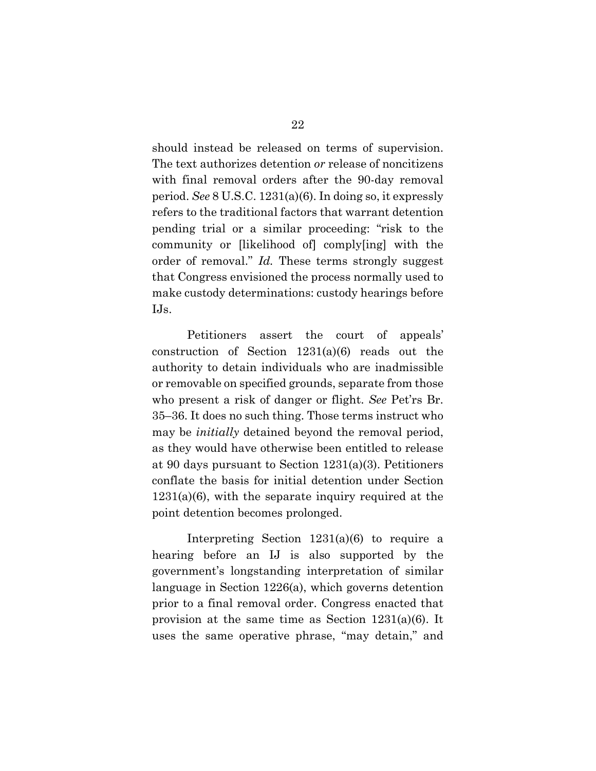should instead be released on terms of supervision. The text authorizes detention *or* release of noncitizens with final removal orders after the 90-day removal period. *See* 8 U.S.C. 1231(a)(6). In doing so, it expressly refers to the traditional factors that warrant detention pending trial or a similar proceeding: "risk to the community or [likelihood of] comply[ing] with the order of removal." *Id.* These terms strongly suggest that Congress envisioned the process normally used to make custody determinations: custody hearings before IJs.

Petitioners assert the court of appeals' construction of Section 1231(a)(6) reads out the authority to detain individuals who are inadmissible or removable on specified grounds, separate from those who present a risk of danger or flight. *See* Pet'rs Br. 35–36. It does no such thing. Those terms instruct who may be *initially* detained beyond the removal period, as they would have otherwise been entitled to release at 90 days pursuant to Section 1231(a)(3). Petitioners conflate the basis for initial detention under Section 1231(a)(6), with the separate inquiry required at the point detention becomes prolonged.

Interpreting Section 1231(a)(6) to require a hearing before an IJ is also supported by the government's longstanding interpretation of similar language in Section 1226(a), which governs detention prior to a final removal order. Congress enacted that provision at the same time as Section 1231(a)(6). It uses the same operative phrase, "may detain," and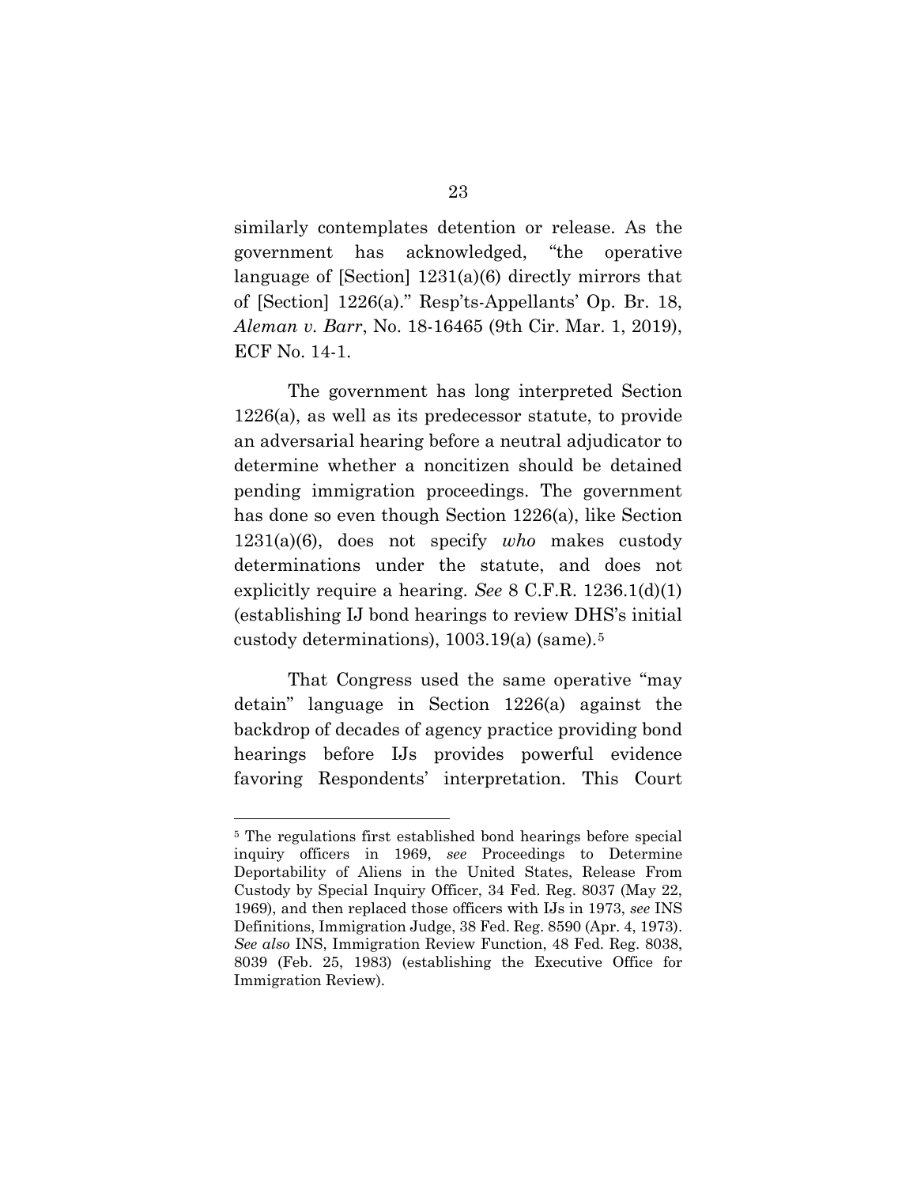similarly contemplates detention or release. As the government has acknowledged, "the operative language of [Section] 1231(a)(6) directly mirrors that of [Section] 1226(a)." Resp'ts-Appellants' Op. Br. 18, *Aleman v. Barr*, No. 18-16465 (9th Cir. Mar. 1, 2019), ECF No. 14-1.

The government has long interpreted Section 1226(a), as well as its predecessor statute, to provide an adversarial hearing before a neutral adjudicator to determine whether a noncitizen should be detained pending immigration proceedings. The government has done so even though Section 1226(a), like Section 1231(a)(6), does not specify *who* makes custody determinations under the statute, and does not explicitly require a hearing. *See* 8 C.F.R. 1236.1(d)(1) (establishing IJ bond hearings to review DHS's initial custody determinations), 1003.19(a) (same).[5]

That Congress used the same operative "may detain" language in Section 1226(a) against the backdrop of decades of agency practice providing bond hearings before IJs provides powerful evidence favoring Respondents' interpretation. This Court

---

[5] The regulations first established bond hearings before special inquiry officers in 1969, *see* Proceedings to Determine Deportability of Aliens in the United States, Release From Custody by Special Inquiry Officer, 34 Fed. Reg. 8037 (May 22, 1969), and then replaced those officers with IJs in 1973, *see* INS Definitions, Immigration Judge, 38 Fed. Reg. 8590 (Apr. 4, 1973). *See also* INS, Immigration Review Function, 48 Fed. Reg. 8038, 8039 (Feb. 25, 1983) (establishing the Executive Office for Immigration Review).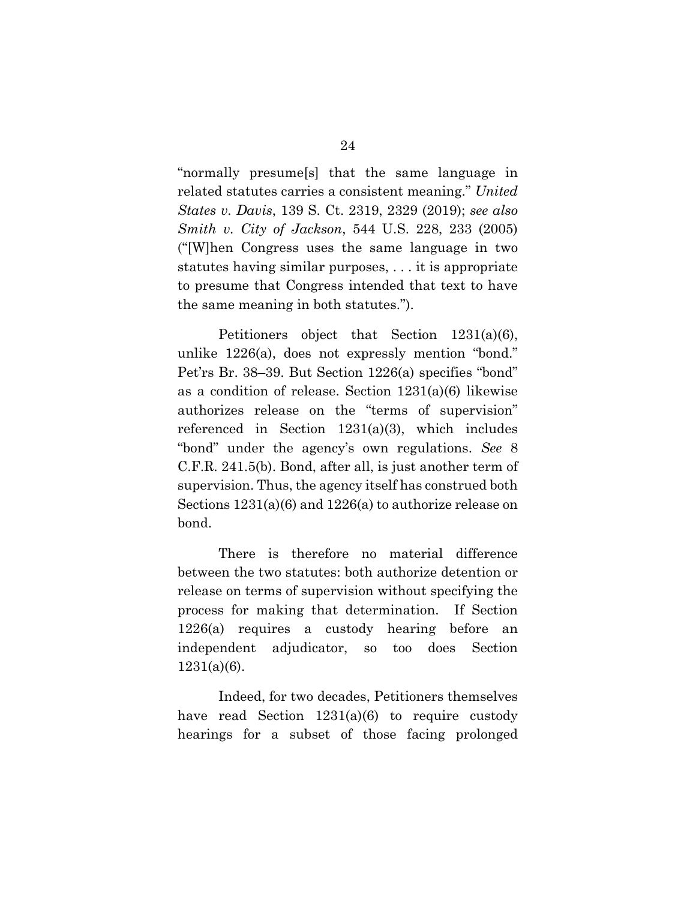"normally presume[s] that the same language in related statutes carries a consistent meaning." *United States v. Davis*, 139 S. Ct. 2319, 2329 (2019); *see also Smith v. City of Jackson*, 544 U.S. 228, 233 (2005) ("[W]hen Congress uses the same language in two statutes having similar purposes, . . . it is appropriate to presume that Congress intended that text to have the same meaning in both statutes.").

Petitioners object that Section 1231(a)(6), unlike 1226(a), does not expressly mention "bond." Pet'rs Br. 38–39. But Section 1226(a) specifies "bond" as a condition of release. Section 1231(a)(6) likewise authorizes release on the "terms of supervision" referenced in Section 1231(a)(3), which includes "bond" under the agency's own regulations. *See* 8 C.F.R. 241.5(b). Bond, after all, is just another term of supervision. Thus, the agency itself has construed both Sections 1231(a)(6) and 1226(a) to authorize release on bond.

There is therefore no material difference between the two statutes: both authorize detention or release on terms of supervision without specifying the process for making that determination. If Section 1226(a) requires a custody hearing before an independent adjudicator, so too does Section 1231(a)(6).

Indeed, for two decades, Petitioners themselves have read Section 1231(a)(6) to require custody hearings for a subset of those facing prolonged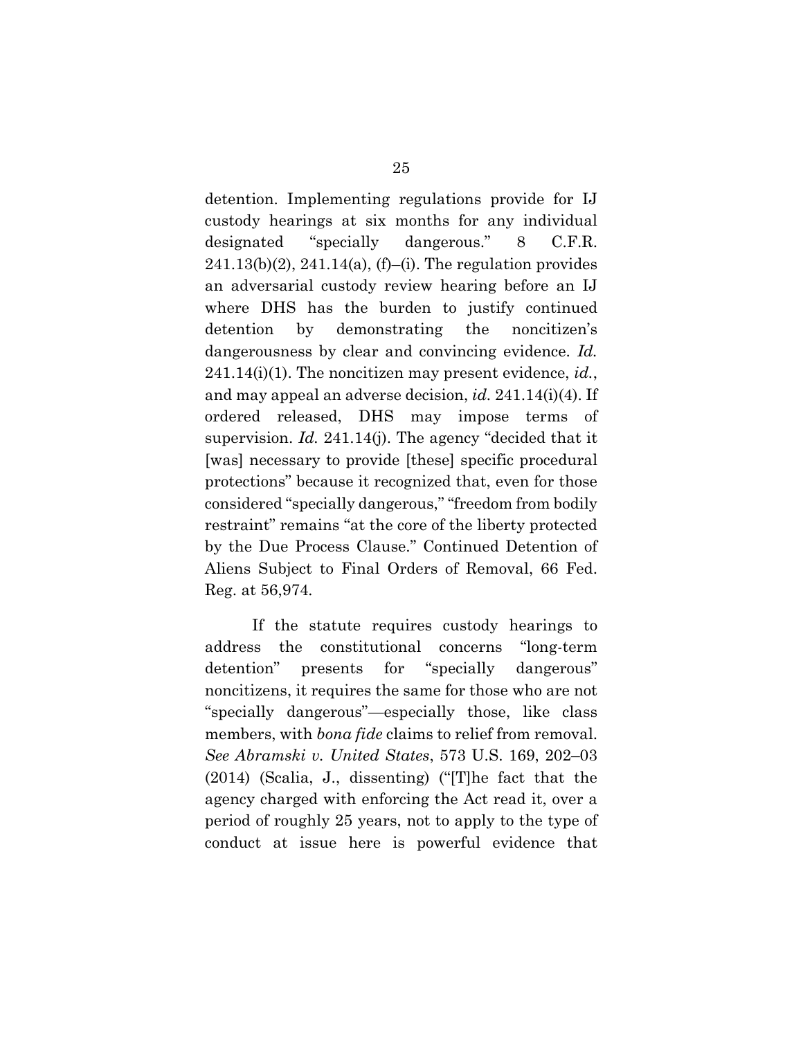detention. Implementing regulations provide for IJ custody hearings at six months for any individual designated "specially dangerous." 8 C.F.R. 241.13(b)(2), 241.14(a), (f)–(i). The regulation provides an adversarial custody review hearing before an IJ where DHS has the burden to justify continued detention by demonstrating the noncitizen's dangerousness by clear and convincing evidence. *Id.* 241.14(i)(1). The noncitizen may present evidence, *id.*, and may appeal an adverse decision, *id.* 241.14(i)(4). If ordered released, DHS may impose terms of supervision. *Id.* 241.14(j). The agency "decided that it [was] necessary to provide [these] specific procedural protections" because it recognized that, even for those considered "specially dangerous," "freedom from bodily restraint" remains "at the core of the liberty protected by the Due Process Clause." Continued Detention of Aliens Subject to Final Orders of Removal, 66 Fed. Reg. at 56,974.

If the statute requires custody hearings to address the constitutional concerns "long-term detention" presents for "specially dangerous" noncitizens, it requires the same for those who are not "specially dangerous"—especially those, like class members, with *bona fide* claims to relief from removal. *See Abramski v. United States*, 573 U.S. 169, 202–03 (2014) (Scalia, J., dissenting) ("[T]he fact that the agency charged with enforcing the Act read it, over a period of roughly 25 years, not to apply to the type of conduct at issue here is powerful evidence that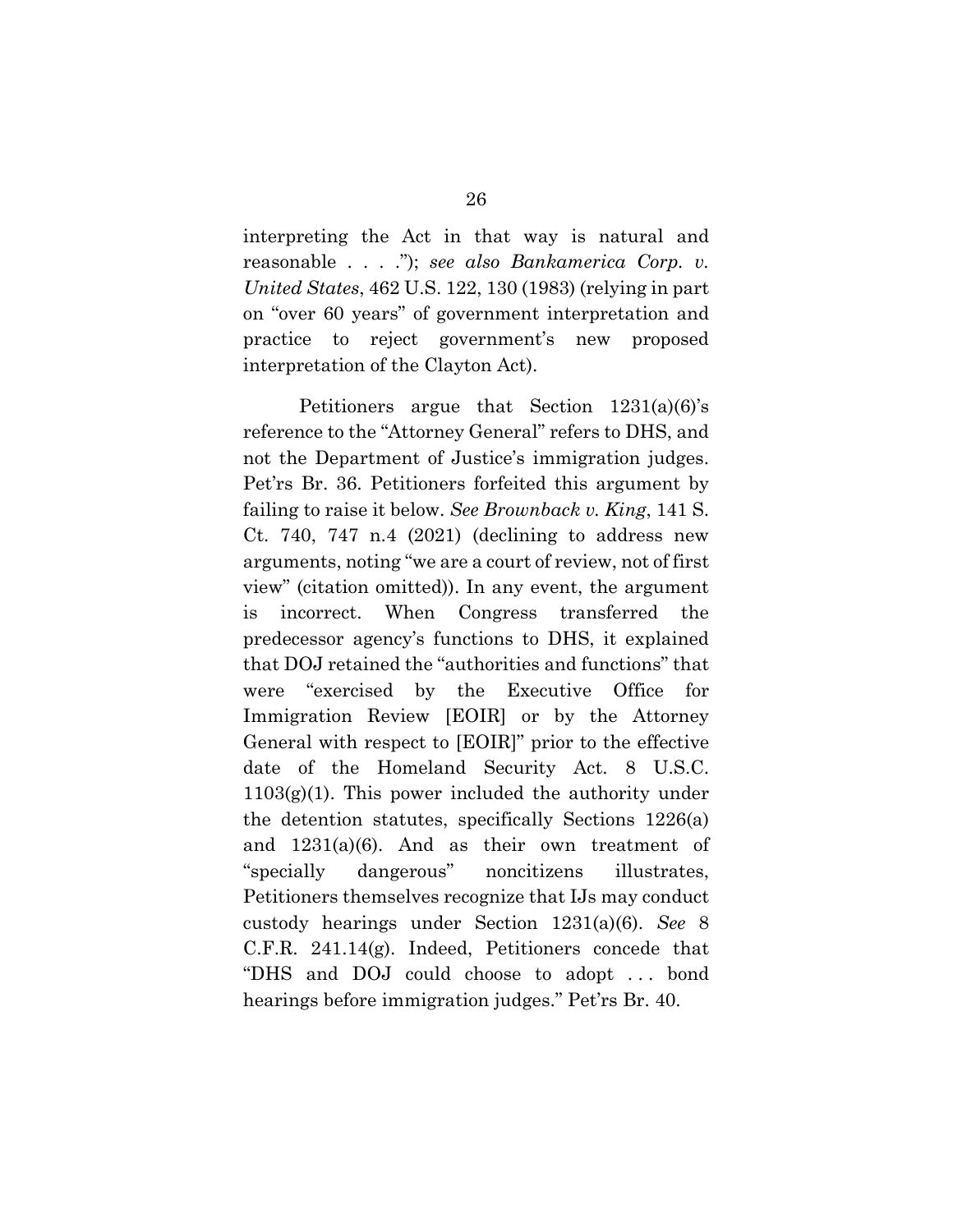interpreting the Act in that way is natural and reasonable . . . ."); *see also Bankamerica Corp. v. United States*, 462 U.S. 122, 130 (1983) (relying in part on "over 60 years" of government interpretation and practice to reject government's new proposed interpretation of the Clayton Act).

Petitioners argue that Section 1231(a)(6)'s reference to the "Attorney General" refers to DHS, and not the Department of Justice's immigration judges. Pet'rs Br. 36. Petitioners forfeited this argument by failing to raise it below. *See Brownback v. King*, 141 S. Ct. 740, 747 n.4 (2021) (declining to address new arguments, noting "we are a court of review, not of first view" (citation omitted)). In any event, the argument is incorrect. When Congress transferred the predecessor agency's functions to DHS, it explained that DOJ retained the "authorities and functions" that were "exercised by the Executive Office for Immigration Review [EOIR] or by the Attorney General with respect to [EOIR]" prior to the effective date of the Homeland Security Act. 8 U.S.C. 1103(g)(1). This power included the authority under the detention statutes, specifically Sections 1226(a) and 1231(a)(6). And as their own treatment of "specially dangerous" noncitizens illustrates, Petitioners themselves recognize that IJs may conduct custody hearings under Section 1231(a)(6). *See* 8 C.F.R. 241.14(g). Indeed, Petitioners concede that "DHS and DOJ could choose to adopt . . . bond hearings before immigration judges." Pet'rs Br. 40.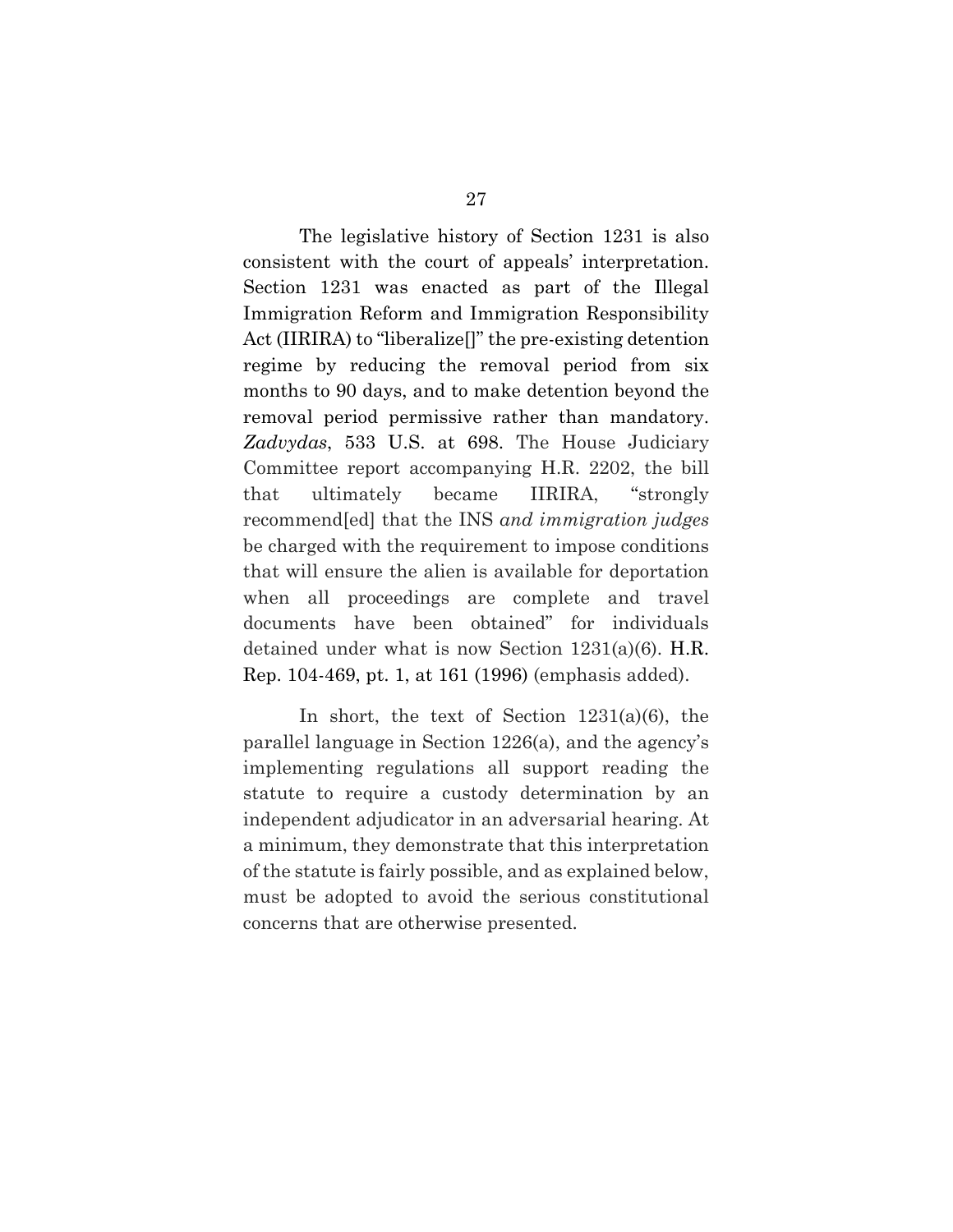The legislative history of Section 1231 is also consistent with the court of appeals' interpretation. Section 1231 was enacted as part of the Illegal Immigration Reform and Immigration Responsibility Act (IIRIRA) to "liberalize[]" the pre-existing detention regime by reducing the removal period from six months to 90 days, and to make detention beyond the removal period permissive rather than mandatory. *Zadvydas*, 533 U.S. at 698. The House Judiciary Committee report accompanying H.R. 2202, the bill that ultimately became IIRIRA, "strongly recommend[ed] that the INS *and immigration judges* be charged with the requirement to impose conditions that will ensure the alien is available for deportation when all proceedings are complete and travel documents have been obtained" for individuals detained under what is now Section 1231(a)(6). H.R. Rep. 104-469, pt. 1, at 161 (1996) (emphasis added).

In short, the text of Section 1231(a)(6), the parallel language in Section 1226(a), and the agency's implementing regulations all support reading the statute to require a custody determination by an independent adjudicator in an adversarial hearing. At a minimum, they demonstrate that this interpretation of the statute is fairly possible, and as explained below, must be adopted to avoid the serious constitutional concerns that are otherwise presented.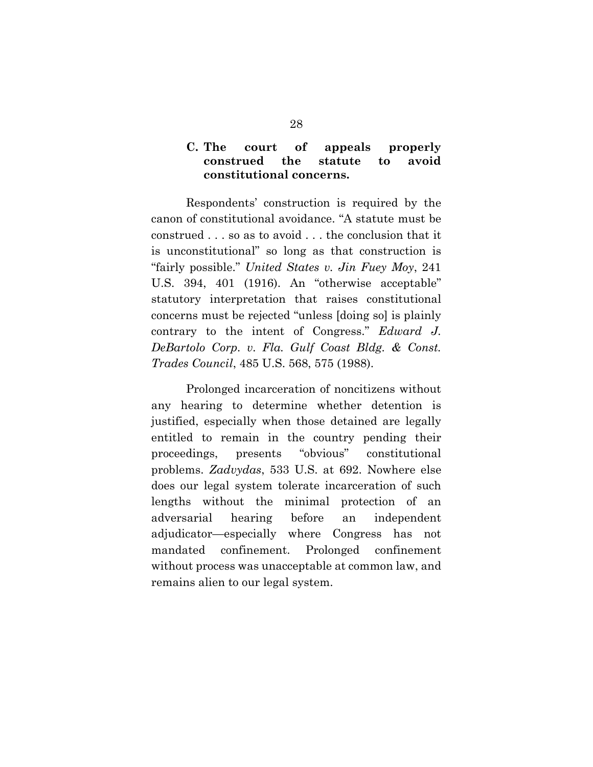### C. The court of appeals properly construed the statute to avoid constitutional concerns.

Respondents' construction is required by the canon of constitutional avoidance. "A statute must be construed . . . so as to avoid . . . the conclusion that it is unconstitutional" so long as that construction is "fairly possible." *United States v. Jin Fuey Moy*, 241 U.S. 394, 401 (1916). An "otherwise acceptable" statutory interpretation that raises constitutional concerns must be rejected "unless [doing so] is plainly contrary to the intent of Congress." *Edward J. DeBartolo Corp. v. Fla. Gulf Coast Bldg. & Const. Trades Council*, 485 U.S. 568, 575 (1988).

Prolonged incarceration of noncitizens without any hearing to determine whether detention is justified, especially when those detained are legally entitled to remain in the country pending their proceedings, presents "obvious" constitutional problems. *Zadvydas*, 533 U.S. at 692. Nowhere else does our legal system tolerate incarceration of such lengths without the minimal protection of an adversarial hearing before an independent adjudicator—especially where Congress has not mandated confinement. Prolonged confinement without process was unacceptable at common law, and remains alien to our legal system.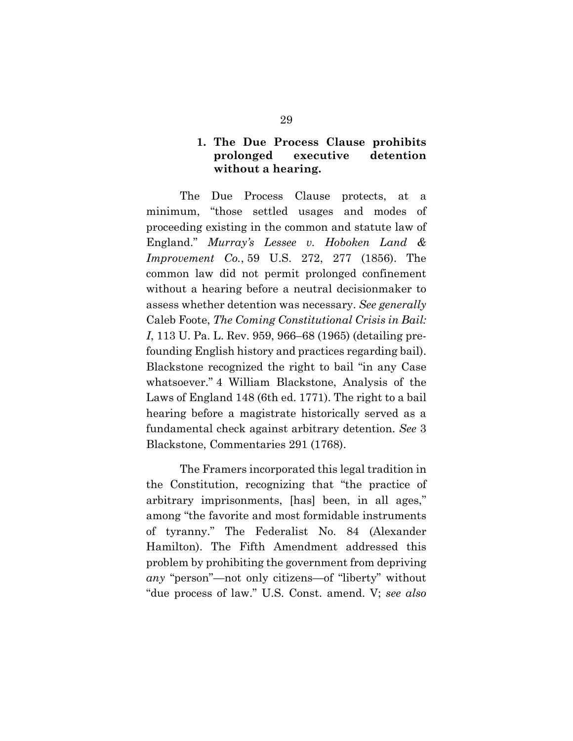### 1. The Due Process Clause prohibits prolonged executive detention without a hearing.

The Due Process Clause protects, at a minimum, "those settled usages and modes of proceeding existing in the common and statute law of England." *Murray's Lessee v. Hoboken Land & Improvement Co.*, 59 U.S. 272, 277 (1856). The common law did not permit prolonged confinement without a hearing before a neutral decisionmaker to assess whether detention was necessary. *See generally* Caleb Foote, *The Coming Constitutional Crisis in Bail: I*, 113 U. Pa. L. Rev. 959, 966–68 (1965) (detailing pre-founding English history and practices regarding bail). Blackstone recognized the right to bail "in any Case whatsoever." 4 William Blackstone, Analysis of the Laws of England 148 (6th ed. 1771). The right to a bail hearing before a magistrate historically served as a fundamental check against arbitrary detention. *See* 3 Blackstone, Commentaries 291 (1768).

The Framers incorporated this legal tradition in the Constitution, recognizing that "the practice of arbitrary imprisonments, [has] been, in all ages," among "the favorite and most formidable instruments of tyranny." The Federalist No. 84 (Alexander Hamilton). The Fifth Amendment addressed this problem by prohibiting the government from depriving *any* "person"—not only citizens—of "liberty" without "due process of law." U.S. Const. amend. V; *see also*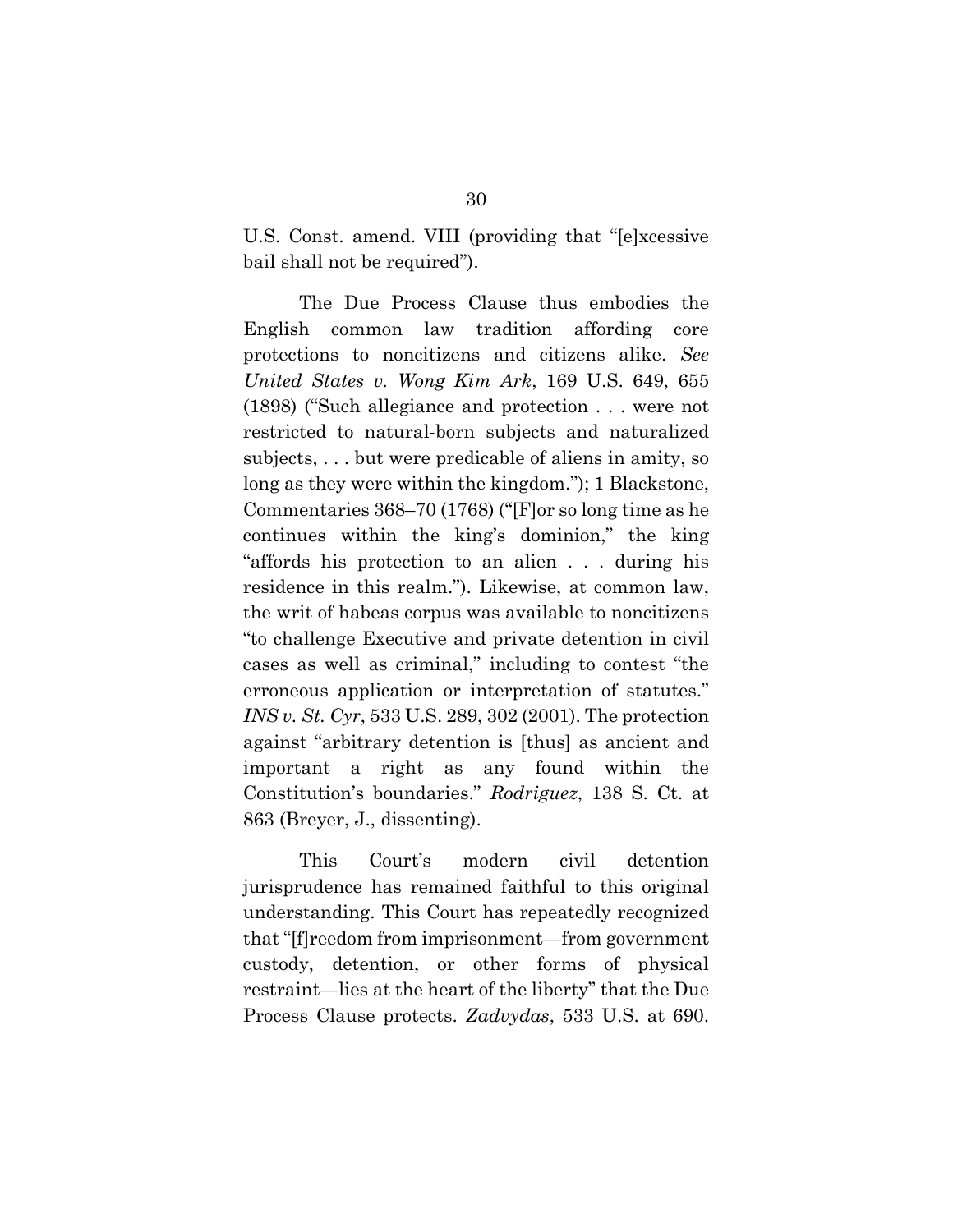U.S. Const. amend. VIII (providing that "[e]xcessive bail shall not be required").

The Due Process Clause thus embodies the English common law tradition affording core protections to noncitizens and citizens alike. *See United States v. Wong Kim Ark*, 169 U.S. 649, 655 (1898) ("Such allegiance and protection . . . were not restricted to natural-born subjects and naturalized subjects, . . . but were predicable of aliens in amity, so long as they were within the kingdom."); 1 Blackstone, Commentaries 368–70 (1768) ("[F]or so long time as he continues within the king's dominion," the king "affords his protection to an alien . . . during his residence in this realm."). Likewise, at common law, the writ of habeas corpus was available to noncitizens "to challenge Executive and private detention in civil cases as well as criminal," including to contest "the erroneous application or interpretation of statutes." *INS v. St. Cyr*, 533 U.S. 289, 302 (2001). The protection against "arbitrary detention is [thus] as ancient and important a right as any found within the Constitution's boundaries." *Rodriguez*, 138 S. Ct. at 863 (Breyer, J., dissenting).

This Court's modern civil detention jurisprudence has remained faithful to this original understanding. This Court has repeatedly recognized that "[f]reedom from imprisonment—from government custody, detention, or other forms of physical restraint—lies at the heart of the liberty" that the Due Process Clause protects. *Zadvydas*, 533 U.S. at 690.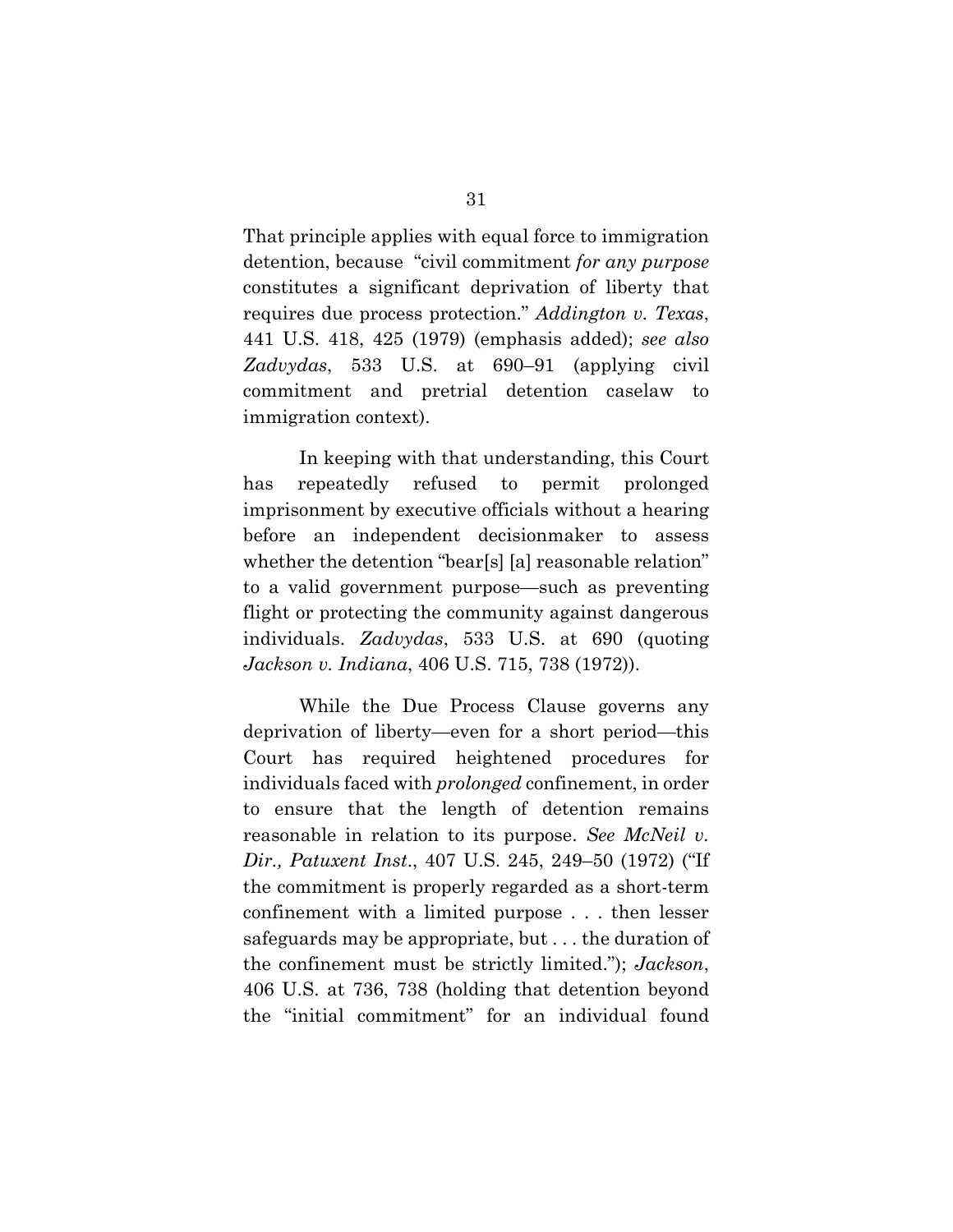That principle applies with equal force to immigration detention, because "civil commitment *for any purpose* constitutes a significant deprivation of liberty that requires due process protection." *Addington v. Texas*, 441 U.S. 418, 425 (1979) (emphasis added); *see also Zadvydas*, 533 U.S. at 690–91 (applying civil commitment and pretrial detention caselaw to immigration context).

In keeping with that understanding, this Court has repeatedly refused to permit prolonged imprisonment by executive officials without a hearing before an independent decisionmaker to assess whether the detention "bear[s] [a] reasonable relation" to a valid government purpose—such as preventing flight or protecting the community against dangerous individuals. *Zadvydas*, 533 U.S. at 690 (quoting *Jackson v. Indiana*, 406 U.S. 715, 738 (1972)).

While the Due Process Clause governs any deprivation of liberty—even for a short period—this Court has required heightened procedures for individuals faced with *prolonged* confinement, in order to ensure that the length of detention remains reasonable in relation to its purpose. *See McNeil v. Dir., Patuxent Inst.*, 407 U.S. 245, 249–50 (1972) ("If the commitment is properly regarded as a short-term confinement with a limited purpose . . . then lesser safeguards may be appropriate, but . . . the duration of the confinement must be strictly limited."); *Jackson*, 406 U.S. at 736, 738 (holding that detention beyond the "initial commitment" for an individual found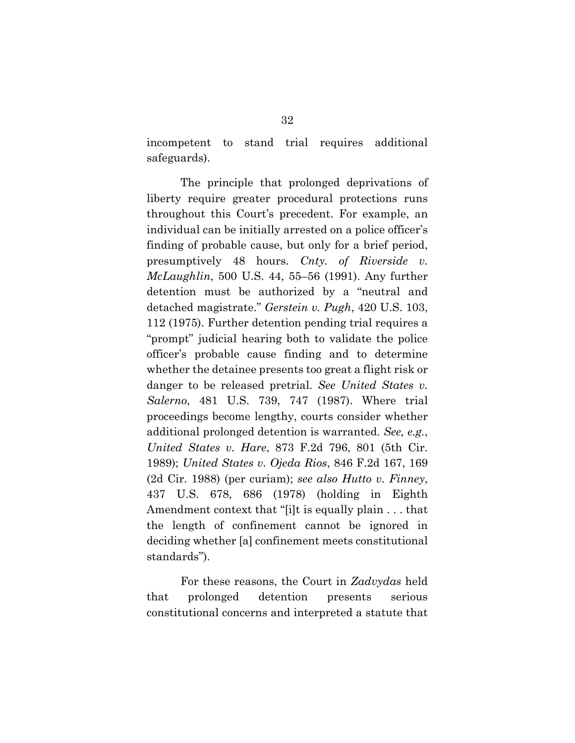incompetent to stand trial requires additional safeguards).

The principle that prolonged deprivations of liberty require greater procedural protections runs throughout this Court's precedent. For example, an individual can be initially arrested on a police officer's finding of probable cause, but only for a brief period, presumptively 48 hours. *Cnty. of Riverside v. McLaughlin*, 500 U.S. 44, 55–56 (1991). Any further detention must be authorized by a "neutral and detached magistrate." *Gerstein v. Pugh*, 420 U.S. 103, 112 (1975). Further detention pending trial requires a "prompt" judicial hearing both to validate the police officer's probable cause finding and to determine whether the detainee presents too great a flight risk or danger to be released pretrial. *See United States v. Salerno*, 481 U.S. 739, 747 (1987). Where trial proceedings become lengthy, courts consider whether additional prolonged detention is warranted. *See, e.g.*, *United States v. Hare*, 873 F.2d 796, 801 (5th Cir. 1989); *United States v. Ojeda Rios*, 846 F.2d 167, 169 (2d Cir. 1988) (per curiam); *see also Hutto v. Finney*, 437 U.S. 678, 686 (1978) (holding in Eighth Amendment context that "[i]t is equally plain . . . that the length of confinement cannot be ignored in deciding whether [a] confinement meets constitutional standards").

For these reasons, the Court in *Zadvydas* held that prolonged detention presents serious constitutional concerns and interpreted a statute that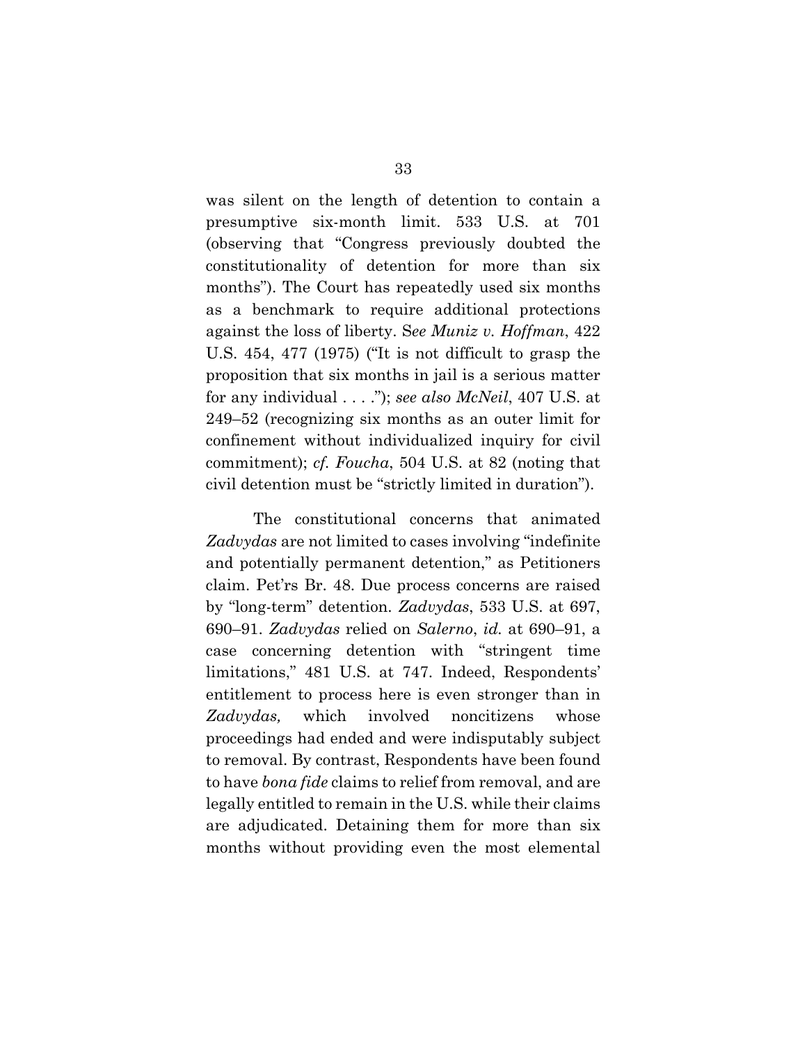was silent on the length of detention to contain a presumptive six-month limit. 533 U.S. at 701 (observing that "Congress previously doubted the constitutionality of detention for more than six months"). The Court has repeatedly used six months as a benchmark to require additional protections against the loss of liberty. S*ee Muniz v. Hoffman*, 422 U.S. 454, 477 (1975) ("It is not difficult to grasp the proposition that six months in jail is a serious matter for any individual . . . ."); *see also McNeil*, 407 U.S. at 249–52 (recognizing six months as an outer limit for confinement without individualized inquiry for civil commitment); *cf. Foucha*, 504 U.S. at 82 (noting that civil detention must be "strictly limited in duration").

The constitutional concerns that animated *Zadvydas* are not limited to cases involving "indefinite and potentially permanent detention," as Petitioners claim. Pet'rs Br. 48. Due process concerns are raised by "long-term" detention. *Zadvydas*, 533 U.S. at 697, 690–91. *Zadvydas* relied on *Salerno*, *id.* at 690–91, a case concerning detention with "stringent time limitations," 481 U.S. at 747. Indeed, Respondents' entitlement to process here is even stronger than in *Zadvydas,* which involved noncitizens whose proceedings had ended and were indisputably subject to removal. By contrast, Respondents have been found to have *bona fide* claims to relief from removal, and are legally entitled to remain in the U.S. while their claims are adjudicated. Detaining them for more than six months without providing even the most elemental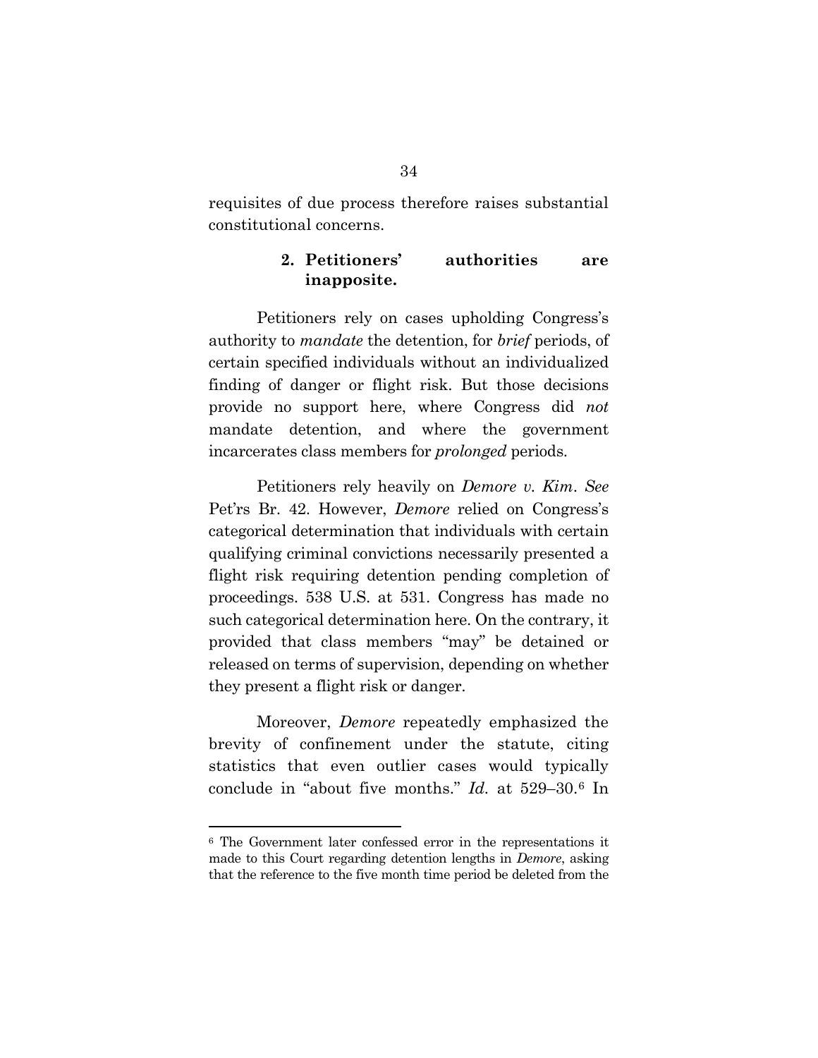requisites of due process therefore raises substantial constitutional concerns.

### 2. Petitioners' authorities are inapposite.

Petitioners rely on cases upholding Congress's authority to *mandate* the detention, for *brief* periods, of certain specified individuals without an individualized finding of danger or flight risk. But those decisions provide no support here, where Congress did *not* mandate detention, and where the government incarcerates class members for *prolonged* periods.

Petitioners rely heavily on *Demore v. Kim*. *See* Pet'rs Br. 42. However, *Demore* relied on Congress's categorical determination that individuals with certain qualifying criminal convictions necessarily presented a flight risk requiring detention pending completion of proceedings. 538 U.S. at 531. Congress has made no such categorical determination here. On the contrary, it provided that class members "may" be detained or released on terms of supervision, depending on whether they present a flight risk or danger.

Moreover, *Demore* repeatedly emphasized the brevity of confinement under the statute, citing statistics that even outlier cases would typically conclude in "about five months." *Id.* at 529–30.[6] In

---

[6] The Government later confessed error in the representations it made to this Court regarding detention lengths in *Demore*, asking that the reference to the five month time period be deleted from the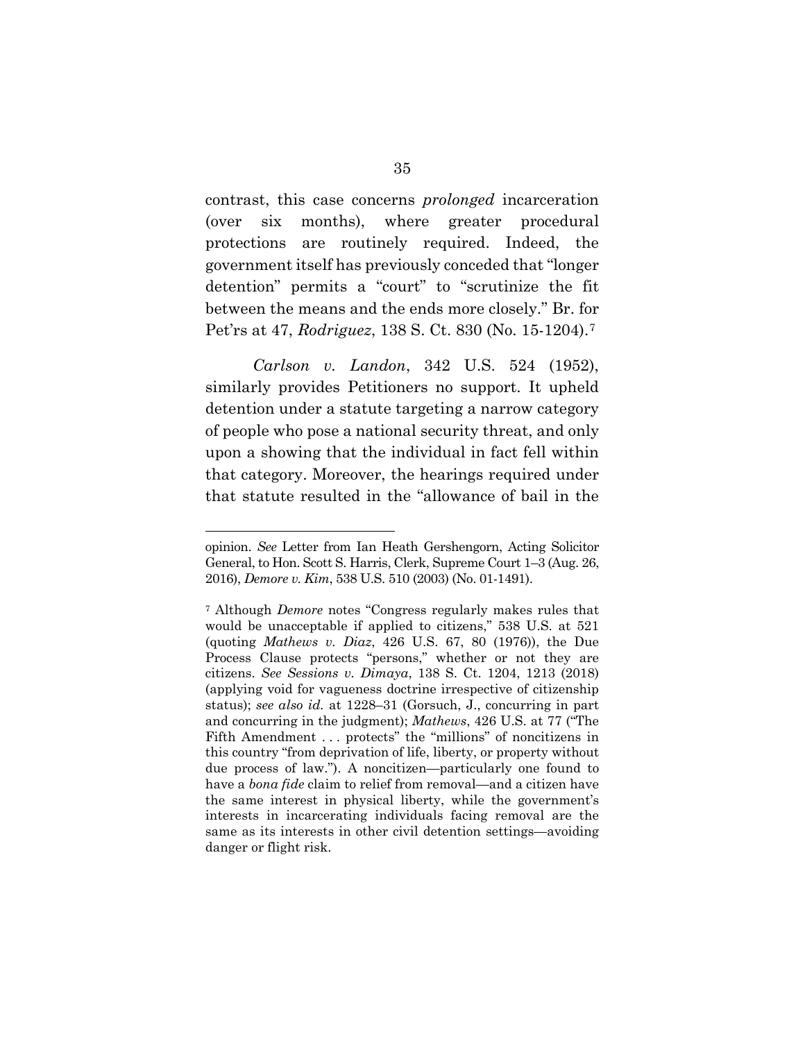contrast, this case concerns *prolonged* incarceration (over six months), where greater procedural protections are routinely required. Indeed, the government itself has previously conceded that "longer detention" permits a "court" to "scrutinize the fit between the means and the ends more closely." Br. for Pet'rs at 47, *Rodriguez*, 138 S. Ct. 830 (No. 15-1204).[7]

*Carlson v. Landon*, 342 U.S. 524 (1952), similarly provides Petitioners no support. It upheld detention under a statute targeting a narrow category of people who pose a national security threat, and only upon a showing that the individual in fact fell within that category. Moreover, the hearings required under that statute resulted in the "allowance of bail in the

---

opinion. *See* Letter from Ian Heath Gershengorn, Acting Solicitor General, to Hon. Scott S. Harris, Clerk, Supreme Court 1–3 (Aug. 26, 2016), *Demore v. Kim*, 538 U.S. 510 (2003) (No. 01-1491).

[7] Although *Demore* notes "Congress regularly makes rules that would be unacceptable if applied to citizens," 538 U.S. at 521 (quoting *Mathews v. Diaz*, 426 U.S. 67, 80 (1976)), the Due Process Clause protects "persons," whether or not they are citizens. *See Sessions v. Dimaya*, 138 S. Ct. 1204, 1213 (2018) (applying void for vagueness doctrine irrespective of citizenship status); *see also id.* at 1228–31 (Gorsuch, J., concurring in part and concurring in the judgment); *Mathews*, 426 U.S. at 77 ("The Fifth Amendment . . . protects" the "millions" of noncitizens in this country "from deprivation of life, liberty, or property without due process of law."). A noncitizen—particularly one found to have a *bona fide* claim to relief from removal—and a citizen have the same interest in physical liberty, while the government's interests in incarcerating individuals facing removal are the same as its interests in other civil detention settings—avoiding danger or flight risk.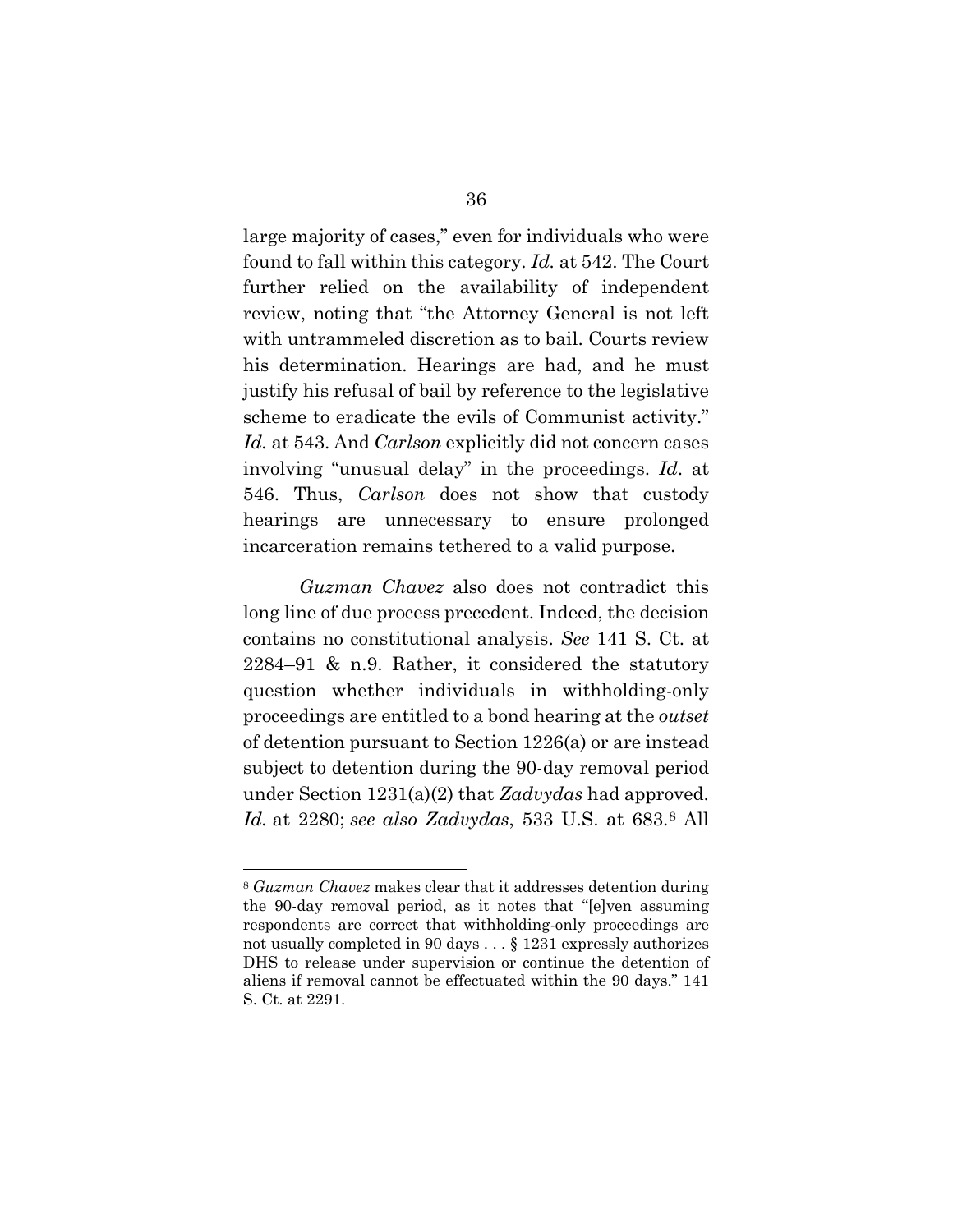large majority of cases," even for individuals who were found to fall within this category. *Id.* at 542. The Court further relied on the availability of independent review, noting that "the Attorney General is not left with untrammeled discretion as to bail. Courts review his determination. Hearings are had, and he must justify his refusal of bail by reference to the legislative scheme to eradicate the evils of Communist activity." *Id.* at 543. And *Carlson* explicitly did not concern cases involving "unusual delay" in the proceedings. *Id*. at 546. Thus, *Carlson* does not show that custody hearings are unnecessary to ensure prolonged incarceration remains tethered to a valid purpose.

*Guzman Chavez* also does not contradict this long line of due process precedent. Indeed, the decision contains no constitutional analysis. *See* 141 S. Ct. at 2284–91 & n.9. Rather, it considered the statutory question whether individuals in withholding-only proceedings are entitled to a bond hearing at the *outset* of detention pursuant to Section 1226(a) or are instead subject to detention during the 90-day removal period under Section 1231(a)(2) that *Zadvydas* had approved. *Id.* at 2280; *see also Zadvydas*, 533 U.S. at 683.[8] All

---

[8] *Guzman Chavez* makes clear that it addresses detention during the 90-day removal period, as it notes that "[e]ven assuming respondents are correct that withholding-only proceedings are not usually completed in 90 days . . . § 1231 expressly authorizes DHS to release under supervision or continue the detention of aliens if removal cannot be effectuated within the 90 days." 141 S. Ct. at 2291.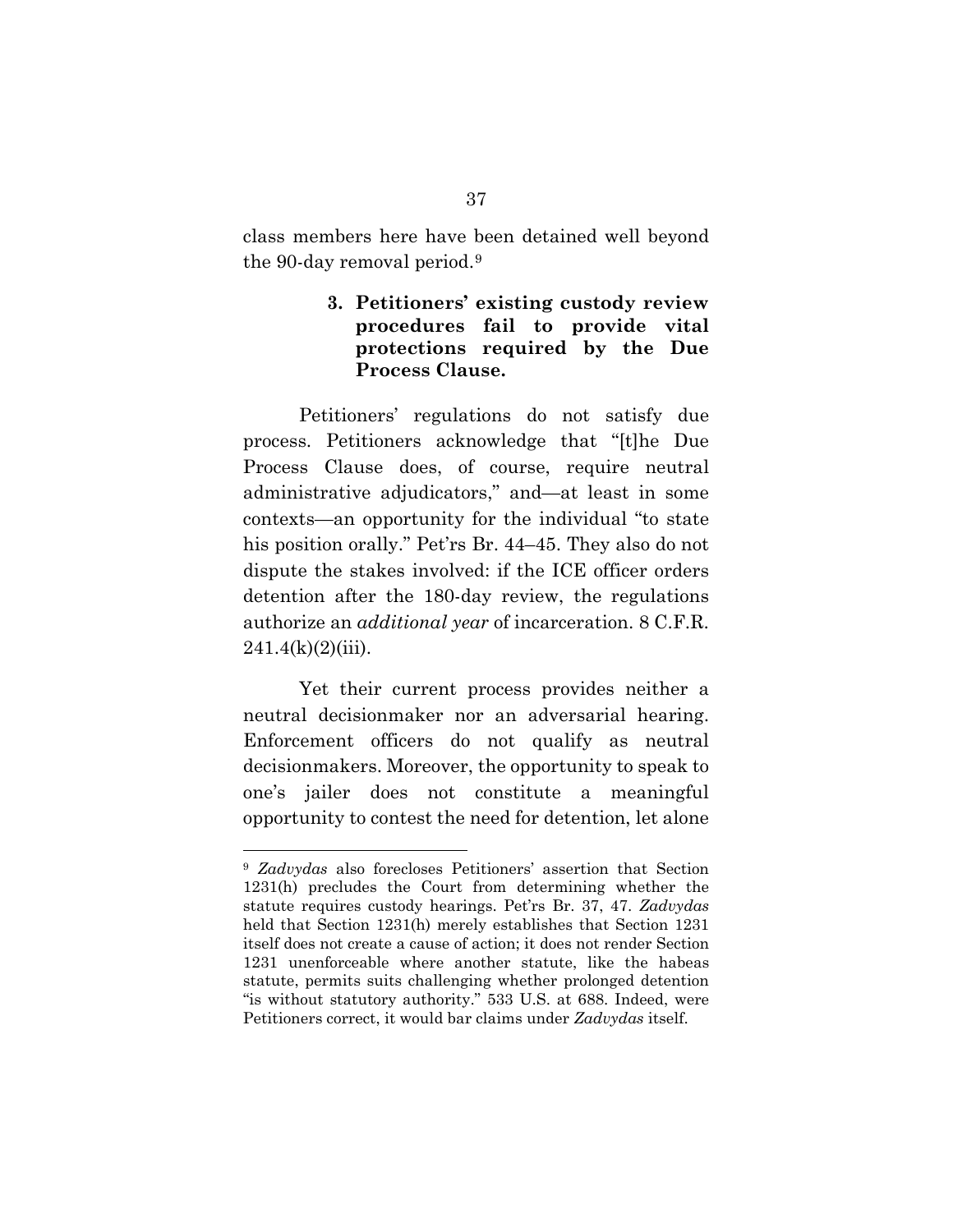class members here have been detained well beyond the 90-day removal period.[9]

#### 3. Petitioners' existing custody review procedures fail to provide vital protections required by the Due Process Clause.

Petitioners' regulations do not satisfy due process. Petitioners acknowledge that "[t]he Due Process Clause does, of course, require neutral administrative adjudicators," and—at least in some contexts—an opportunity for the individual "to state his position orally." Pet'rs Br. 44–45. They also do not dispute the stakes involved: if the ICE officer orders detention after the 180-day review, the regulations authorize an *additional year* of incarceration. 8 C.F.R. 241.4(k)(2)(iii).

Yet their current process provides neither a neutral decisionmaker nor an adversarial hearing. Enforcement officers do not qualify as neutral decisionmakers. Moreover, the opportunity to speak to one's jailer does not constitute a meaningful opportunity to contest the need for detention, let alone

---

[9] *Zadvydas* also forecloses Petitioners' assertion that Section 1231(h) precludes the Court from determining whether the statute requires custody hearings. Pet'rs Br. 37, 47. *Zadvydas* held that Section 1231(h) merely establishes that Section 1231 itself does not create a cause of action; it does not render Section 1231 unenforceable where another statute, like the habeas statute, permits suits challenging whether prolonged detention "is without statutory authority." 533 U.S. at 688. Indeed, were Petitioners correct, it would bar claims under *Zadvydas* itself.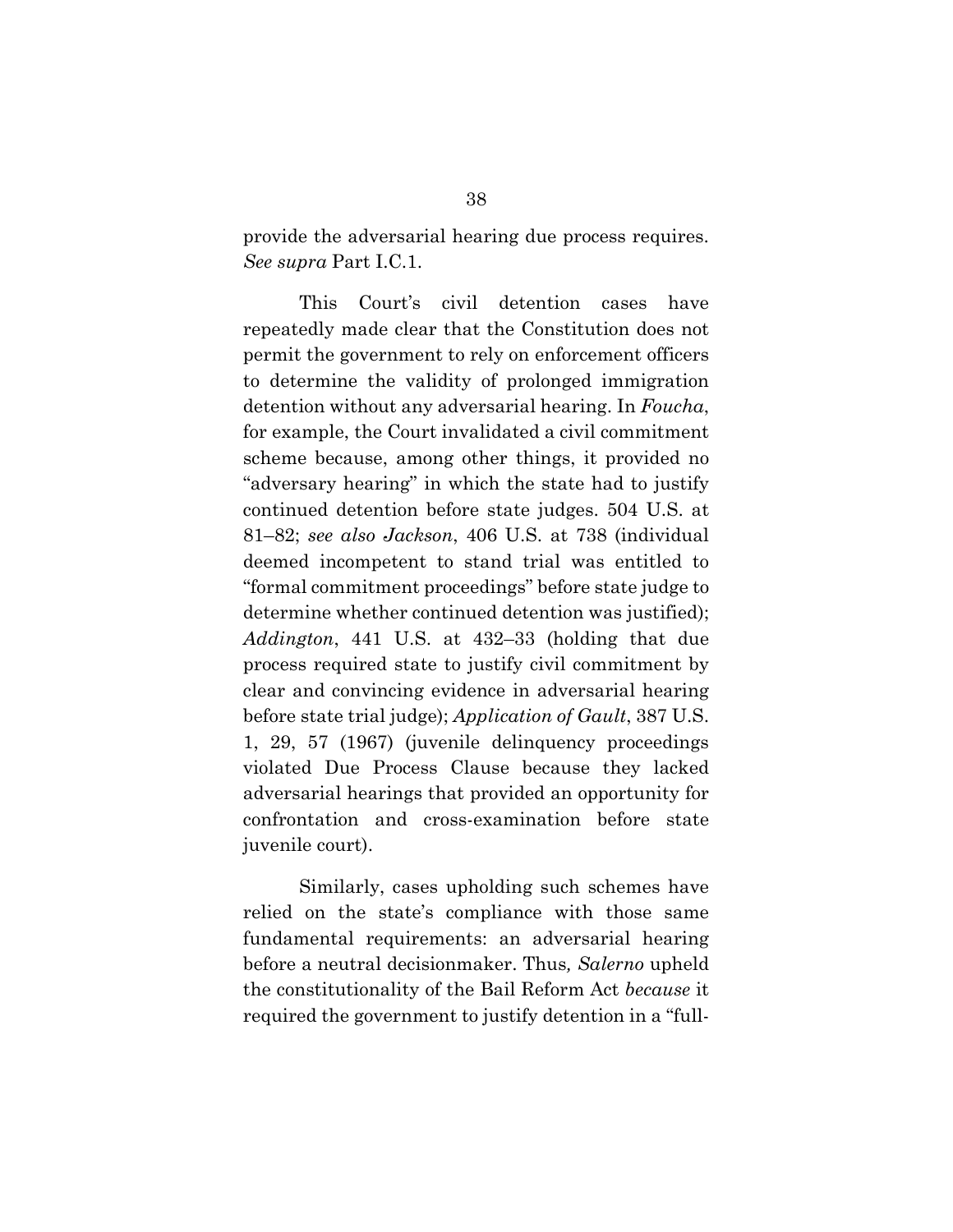provide the adversarial hearing due process requires. *See supra* Part I.C.1.

This Court's civil detention cases have repeatedly made clear that the Constitution does not permit the government to rely on enforcement officers to determine the validity of prolonged immigration detention without any adversarial hearing. In *Foucha*, for example, the Court invalidated a civil commitment scheme because, among other things, it provided no "adversary hearing" in which the state had to justify continued detention before state judges. 504 U.S. at 81–82; *see also Jackson*, 406 U.S. at 738 (individual deemed incompetent to stand trial was entitled to "formal commitment proceedings" before state judge to determine whether continued detention was justified); *Addington*, 441 U.S. at 432–33 (holding that due process required state to justify civil commitment by clear and convincing evidence in adversarial hearing before state trial judge); *Application of Gault*, 387 U.S. 1, 29, 57 (1967) (juvenile delinquency proceedings violated Due Process Clause because they lacked adversarial hearings that provided an opportunity for confrontation and cross-examination before state juvenile court).

Similarly, cases upholding such schemes have relied on the state's compliance with those same fundamental requirements: an adversarial hearing before a neutral decisionmaker. Thus, *Salerno* upheld the constitutionality of the Bail Reform Act *because* it required the government to justify detention in a "full-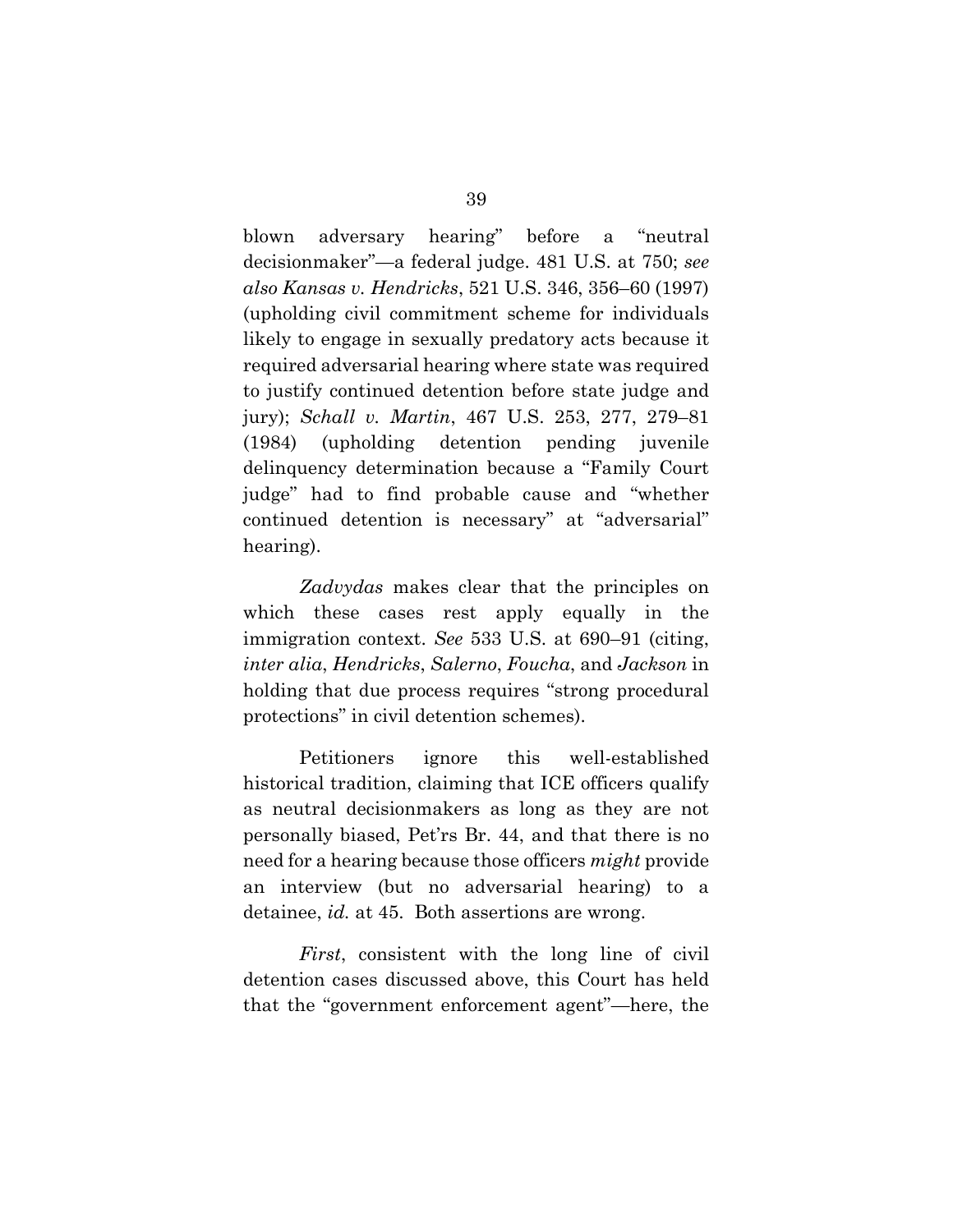blown adversary hearing" before a "neutral decisionmaker"—a federal judge. 481 U.S. at 750; *see also Kansas v. Hendricks*, 521 U.S. 346, 356–60 (1997) (upholding civil commitment scheme for individuals likely to engage in sexually predatory acts because it required adversarial hearing where state was required to justify continued detention before state judge and jury); *Schall v. Martin*, 467 U.S. 253, 277, 279–81 (1984) (upholding detention pending juvenile delinquency determination because a "Family Court judge" had to find probable cause and "whether continued detention is necessary" at "adversarial" hearing).

*Zadvydas* makes clear that the principles on which these cases rest apply equally in the immigration context. *See* 533 U.S. at 690–91 (citing, *inter alia*, *Hendricks*, *Salerno*, *Foucha*, and *Jackson* in holding that due process requires "strong procedural protections" in civil detention schemes).

Petitioners ignore this well-established historical tradition, claiming that ICE officers qualify as neutral decisionmakers as long as they are not personally biased, Pet'rs Br. 44, and that there is no need for a hearing because those officers *might* provide an interview (but no adversarial hearing) to a detainee, *id.* at 45. Both assertions are wrong.

*First*, consistent with the long line of civil detention cases discussed above, this Court has held that the "government enforcement agent"—here, the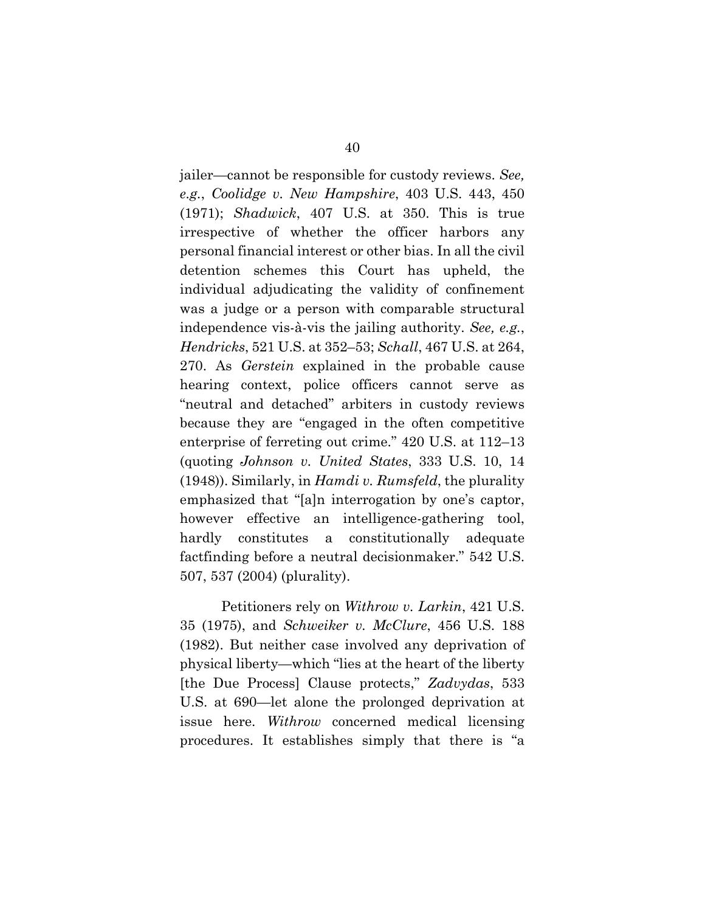jailer—cannot be responsible for custody reviews. *See, e.g.*, *Coolidge v. New Hampshire*, 403 U.S. 443, 450 (1971); *Shadwick*, 407 U.S. at 350. This is true irrespective of whether the officer harbors any personal financial interest or other bias. In all the civil detention schemes this Court has upheld, the individual adjudicating the validity of confinement was a judge or a person with comparable structural independence vis-à-vis the jailing authority. *See, e.g.*, *Hendricks*, 521 U.S. at 352–53; *Schall*, 467 U.S. at 264, 270. As *Gerstein* explained in the probable cause hearing context, police officers cannot serve as "neutral and detached" arbiters in custody reviews because they are "engaged in the often competitive enterprise of ferreting out crime." 420 U.S. at 112–13 (quoting *Johnson v. United States*, 333 U.S. 10, 14 (1948)). Similarly, in *Hamdi v. Rumsfeld*, the plurality emphasized that "[a]n interrogation by one's captor, however effective an intelligence-gathering tool, hardly constitutes a constitutionally adequate factfinding before a neutral decisionmaker." 542 U.S. 507, 537 (2004) (plurality).

Petitioners rely on *Withrow v. Larkin*, 421 U.S. 35 (1975), and *Schweiker v. McClure*, 456 U.S. 188 (1982). But neither case involved any deprivation of physical liberty—which "lies at the heart of the liberty [the Due Process] Clause protects," *Zadvydas*, 533 U.S. at 690—let alone the prolonged deprivation at issue here. *Withrow* concerned medical licensing procedures. It establishes simply that there is "a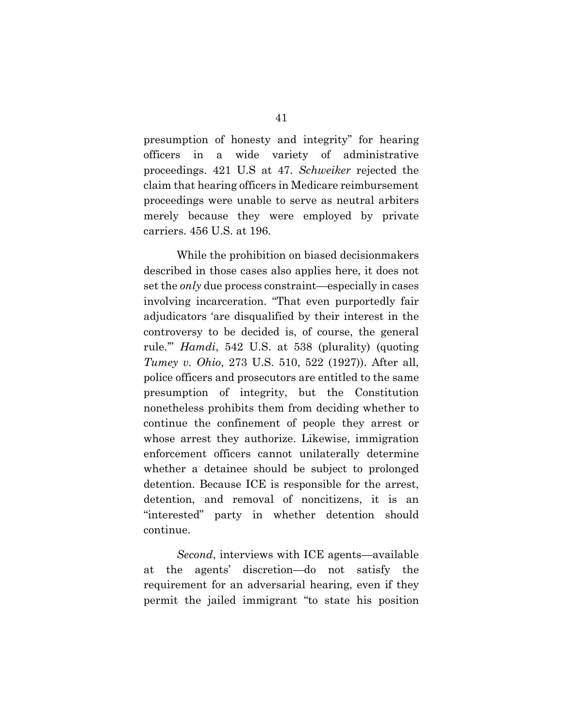presumption of honesty and integrity" for hearing officers in a wide variety of administrative proceedings. 421 U.S at 47. *Schweiker* rejected the claim that hearing officers in Medicare reimbursement proceedings were unable to serve as neutral arbiters merely because they were employed by private carriers. 456 U.S. at 196.

While the prohibition on biased decisionmakers described in those cases also applies here, it does not set the *only* due process constraint—especially in cases involving incarceration. "That even purportedly fair adjudicators 'are disqualified by their interest in the controversy to be decided is, of course, the general rule.'" *Hamdi*, 542 U.S. at 538 (plurality) (quoting *Tumey v. Ohio*, 273 U.S. 510, 522 (1927)). After all, police officers and prosecutors are entitled to the same presumption of integrity, but the Constitution nonetheless prohibits them from deciding whether to continue the confinement of people they arrest or whose arrest they authorize. Likewise, immigration enforcement officers cannot unilaterally determine whether a detainee should be subject to prolonged detention. Because ICE is responsible for the arrest, detention, and removal of noncitizens, it is an "interested" party in whether detention should continue.

*Second*, interviews with ICE agents—available at the agents' discretion—do not satisfy the requirement for an adversarial hearing, even if they permit the jailed immigrant "to state his position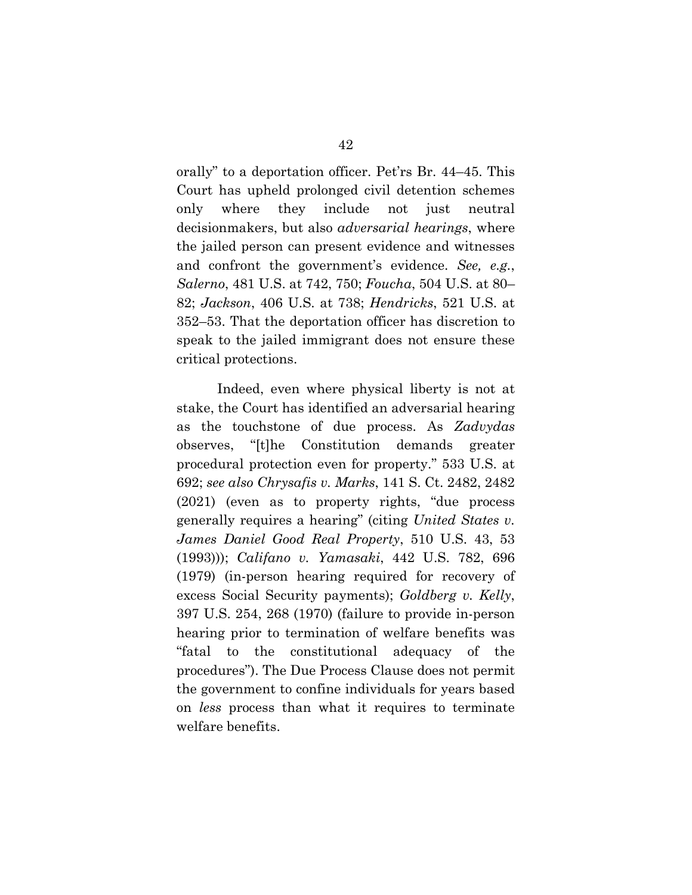orally" to a deportation officer. Pet'rs Br. 44–45. This Court has upheld prolonged civil detention schemes only where they include not just neutral decisionmakers, but also *adversarial hearings*, where the jailed person can present evidence and witnesses and confront the government's evidence. *See, e.g.*, *Salerno*, 481 U.S. at 742, 750; *Foucha*, 504 U.S. at 80–82; *Jackson*, 406 U.S. at 738; *Hendricks*, 521 U.S. at 352–53. That the deportation officer has discretion to speak to the jailed immigrant does not ensure these critical protections.

Indeed, even where physical liberty is not at stake, the Court has identified an adversarial hearing as the touchstone of due process. As *Zadvydas* observes, "[t]he Constitution demands greater procedural protection even for property." 533 U.S. at 692; *see also Chrysafis v. Marks*, 141 S. Ct. 2482, 2482 (2021) (even as to property rights, "due process generally requires a hearing" (citing *United States v. James Daniel Good Real Property*, 510 U.S. 43, 53 (1993))); *Califano v. Yamasaki*, 442 U.S. 782, 696 (1979) (in-person hearing required for recovery of excess Social Security payments); *Goldberg v. Kelly*, 397 U.S. 254, 268 (1970) (failure to provide in-person hearing prior to termination of welfare benefits was "fatal to the constitutional adequacy of the procedures"). The Due Process Clause does not permit the government to confine individuals for years based on *less* process than what it requires to terminate welfare benefits.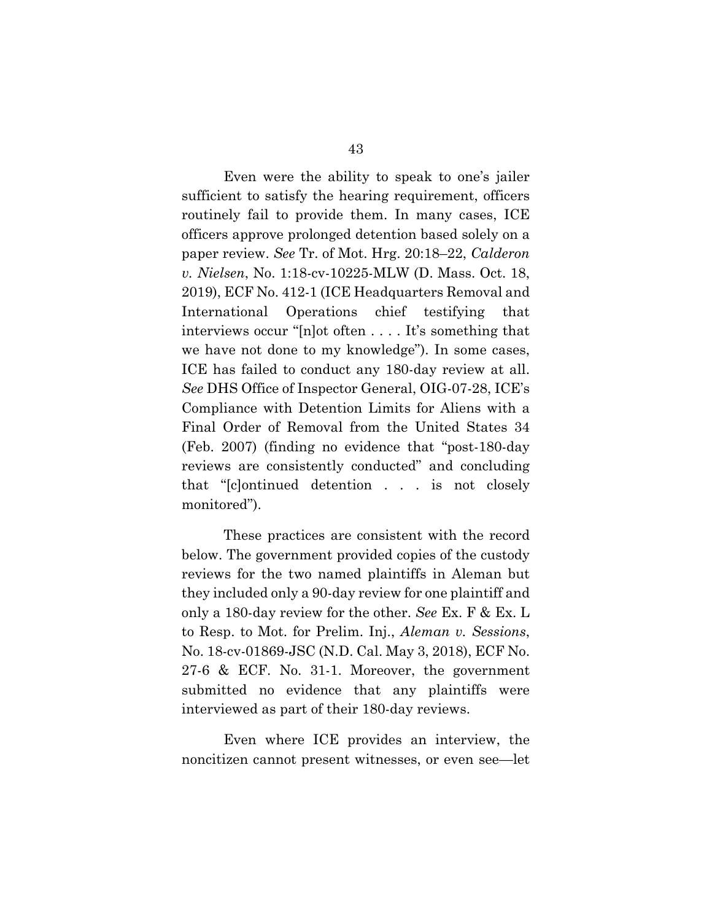Even were the ability to speak to one's jailer sufficient to satisfy the hearing requirement, officers routinely fail to provide them. In many cases, ICE officers approve prolonged detention based solely on a paper review. *See* Tr. of Mot. Hrg. 20:18–22, *Calderon v. Nielsen*, No. 1:18-cv-10225-MLW (D. Mass. Oct. 18, 2019), ECF No. 412-1 (ICE Headquarters Removal and International Operations chief testifying that interviews occur "[n]ot often . . . . It's something that we have not done to my knowledge"). In some cases, ICE has failed to conduct any 180-day review at all. *See* DHS Office of Inspector General, OIG-07-28, ICE's Compliance with Detention Limits for Aliens with a Final Order of Removal from the United States 34 (Feb. 2007) (finding no evidence that "post-180-day reviews are consistently conducted" and concluding that "[c]ontinued detention . . . is not closely monitored").

These practices are consistent with the record below. The government provided copies of the custody reviews for the two named plaintiffs in Aleman but they included only a 90-day review for one plaintiff and only a 180-day review for the other. *See* Ex. F & Ex. L to Resp. to Mot. for Prelim. Inj., *Aleman v. Sessions*, No. 18-cv-01869-JSC (N.D. Cal. May 3, 2018), ECF No. 27-6 & ECF. No. 31-1. Moreover, the government submitted no evidence that any plaintiffs were interviewed as part of their 180-day reviews.

Even where ICE provides an interview, the noncitizen cannot present witnesses, or even see—let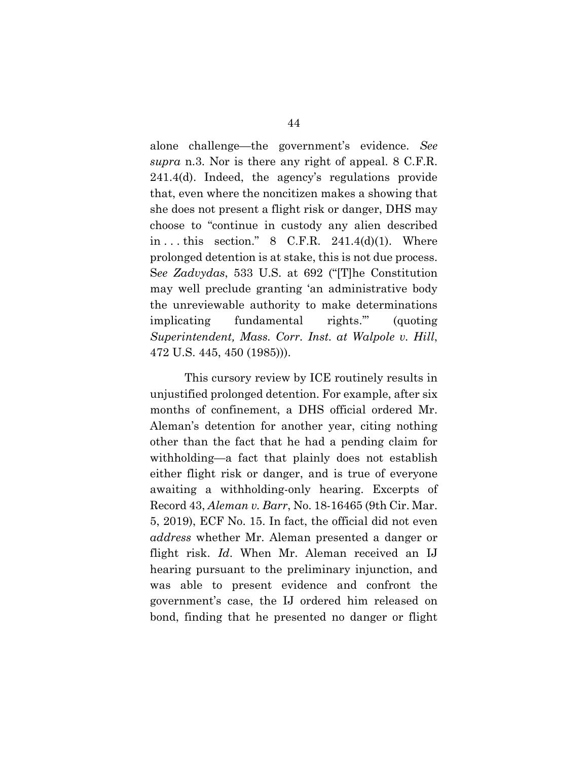alone challenge—the government's evidence. *See supra* n.3. Nor is there any right of appeal. 8 C.F.R. 241.4(d). Indeed, the agency's regulations provide that, even where the noncitizen makes a showing that she does not present a flight risk or danger, DHS may choose to "continue in custody any alien described in . . . this section." 8 C.F.R. 241.4(d)(1). Where prolonged detention is at stake, this is not due process. S*ee Zadvydas*, 533 U.S. at 692 ("[T]he Constitution may well preclude granting 'an administrative body the unreviewable authority to make determinations implicating fundamental rights.'" (quoting *Superintendent, Mass. Corr. Inst. at Walpole v. Hill*, 472 U.S. 445, 450 (1985))).

This cursory review by ICE routinely results in unjustified prolonged detention. For example, after six months of confinement, a DHS official ordered Mr. Aleman's detention for another year, citing nothing other than the fact that he had a pending claim for withholding—a fact that plainly does not establish either flight risk or danger, and is true of everyone awaiting a withholding-only hearing. Excerpts of Record 43, *Aleman v. Barr*, No. 18-16465 (9th Cir. Mar. 5, 2019), ECF No. 15. In fact, the official did not even *address* whether Mr. Aleman presented a danger or flight risk. *Id*. When Mr. Aleman received an IJ hearing pursuant to the preliminary injunction, and was able to present evidence and confront the government's case, the IJ ordered him released on bond, finding that he presented no danger or flight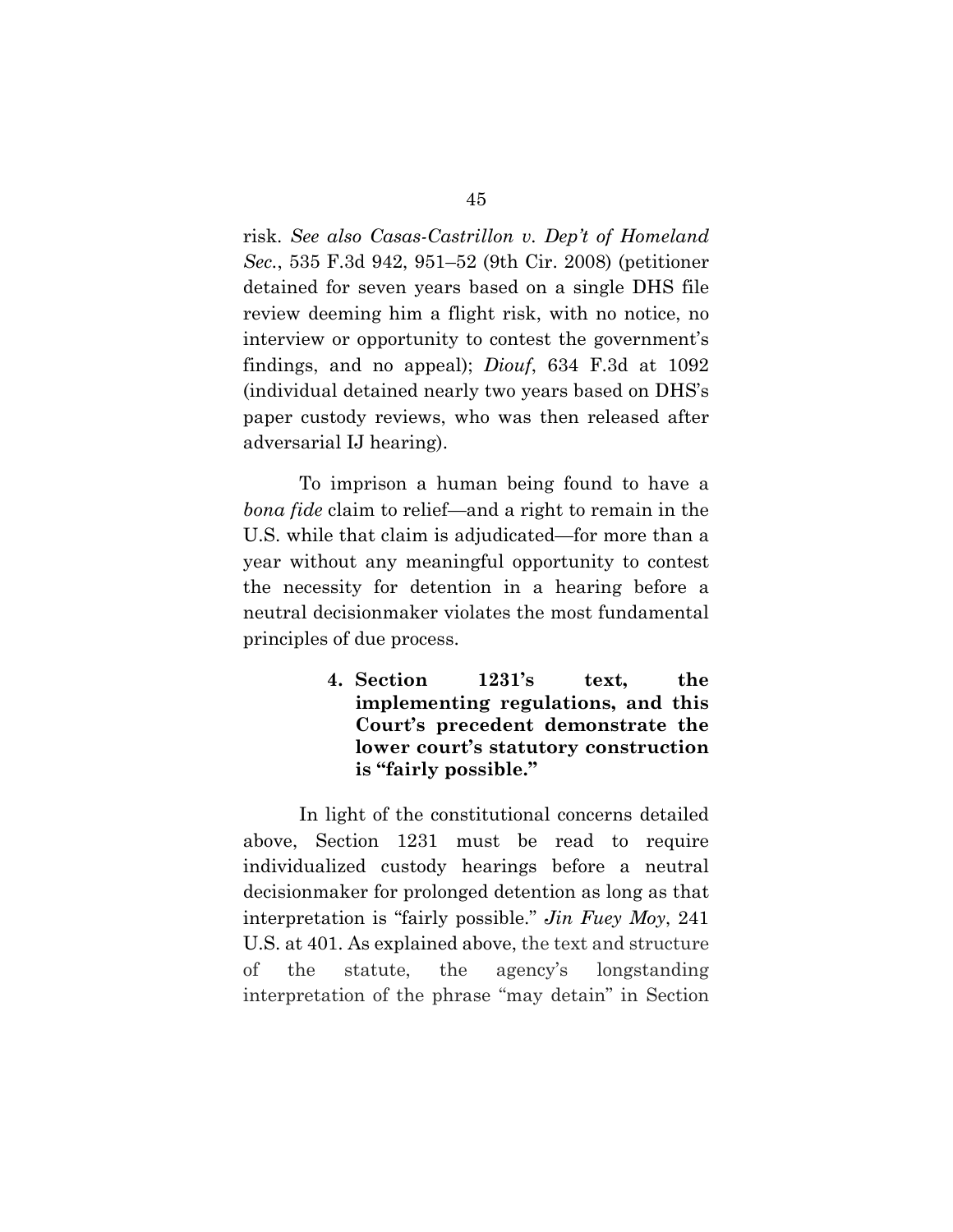risk. *See also Casas-Castrillon v. Dep't of Homeland Sec.*, 535 F.3d 942, 951–52 (9th Cir. 2008) (petitioner detained for seven years based on a single DHS file review deeming him a flight risk, with no notice, no interview or opportunity to contest the government's findings, and no appeal); *Diouf*, 634 F.3d at 1092 (individual detained nearly two years based on DHS's paper custody reviews, who was then released after adversarial IJ hearing).

To imprison a human being found to have a *bona fide* claim to relief—and a right to remain in the U.S. while that claim is adjudicated—for more than a year without any meaningful opportunity to contest the necessity for detention in a hearing before a neutral decisionmaker violates the most fundamental principles of due process.

#### 4. Section 1231's text, the implementing regulations, and this Court's precedent demonstrate the lower court's statutory construction is "fairly possible."

In light of the constitutional concerns detailed above, Section 1231 must be read to require individualized custody hearings before a neutral decisionmaker for prolonged detention as long as that interpretation is "fairly possible." *Jin Fuey Moy*, 241 U.S. at 401. As explained above, the text and structure of the statute, the agency's longstanding interpretation of the phrase "may detain" in Section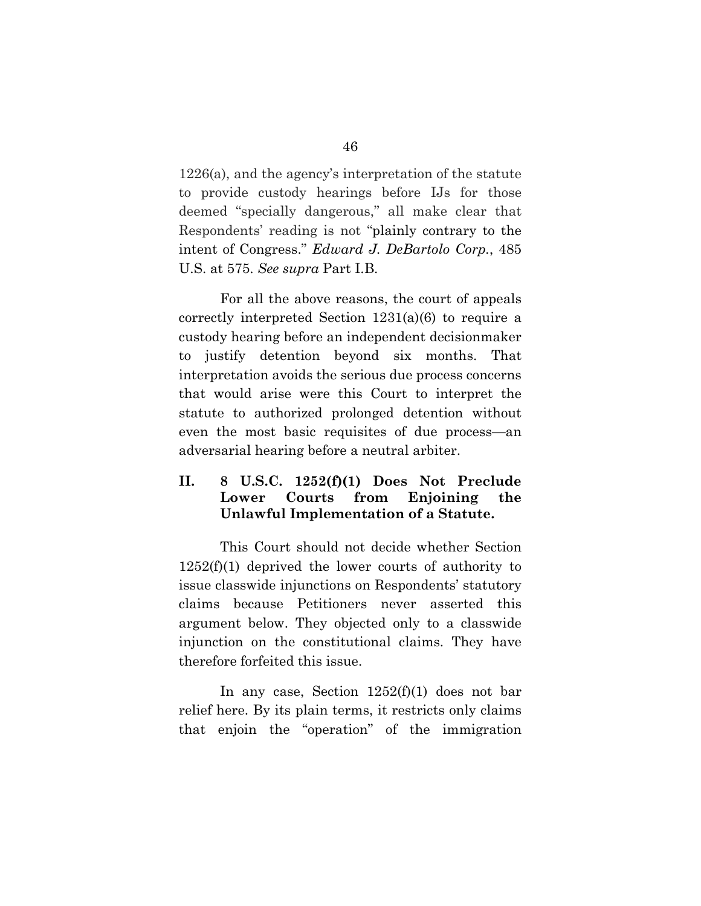1226(a), and the agency's interpretation of the statute to provide custody hearings before IJs for those deemed "specially dangerous," all make clear that Respondents' reading is not "plainly contrary to the intent of Congress." *Edward J. DeBartolo Corp.*, 485 U.S. at 575. *See supra* Part I.B.

For all the above reasons, the court of appeals correctly interpreted Section 1231(a)(6) to require a custody hearing before an independent decisionmaker to justify detention beyond six months. That interpretation avoids the serious due process concerns that would arise were this Court to interpret the statute to authorized prolonged detention without even the most basic requisites of due process—an adversarial hearing before a neutral arbiter.

## II. 8 U.S.C. 1252(f)(1) Does Not Preclude Lower Courts from Enjoining the Unlawful Implementation of a Statute.

This Court should not decide whether Section 1252(f)(1) deprived the lower courts of authority to issue classwide injunctions on Respondents' statutory claims because Petitioners never asserted this argument below. They objected only to a classwide injunction on the constitutional claims. They have therefore forfeited this issue.

In any case, Section 1252(f)(1) does not bar relief here. By its plain terms, it restricts only claims that enjoin the "operation" of the immigration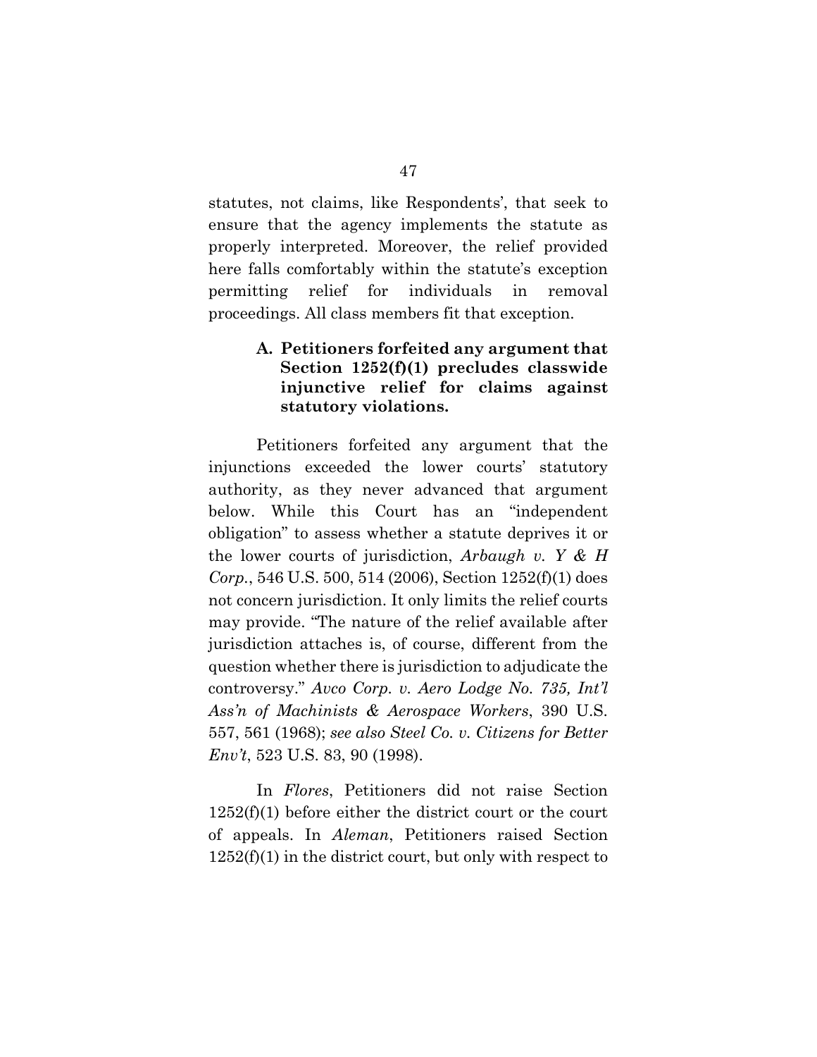statutes, not claims, like Respondents', that seek to ensure that the agency implements the statute as properly interpreted. Moreover, the relief provided here falls comfortably within the statute's exception permitting relief for individuals in removal proceedings. All class members fit that exception.

### A. Petitioners forfeited any argument that Section 1252(f)(1) precludes classwide injunctive relief for claims against statutory violations.

Petitioners forfeited any argument that the injunctions exceeded the lower courts' statutory authority, as they never advanced that argument below. While this Court has an "independent obligation" to assess whether a statute deprives it or the lower courts of jurisdiction, *Arbaugh v. Y & H Corp.*, 546 U.S. 500, 514 (2006), Section 1252(f)(1) does not concern jurisdiction. It only limits the relief courts may provide. "The nature of the relief available after jurisdiction attaches is, of course, different from the question whether there is jurisdiction to adjudicate the controversy." *Avco Corp. v. Aero Lodge No. 735, Int'l Ass'n of Machinists & Aerospace Workers*, 390 U.S. 557, 561 (1968); *see also Steel Co. v. Citizens for Better Env't*, 523 U.S. 83, 90 (1998).

In *Flores*, Petitioners did not raise Section 1252(f)(1) before either the district court or the court of appeals. In *Aleman*, Petitioners raised Section 1252(f)(1) in the district court, but only with respect to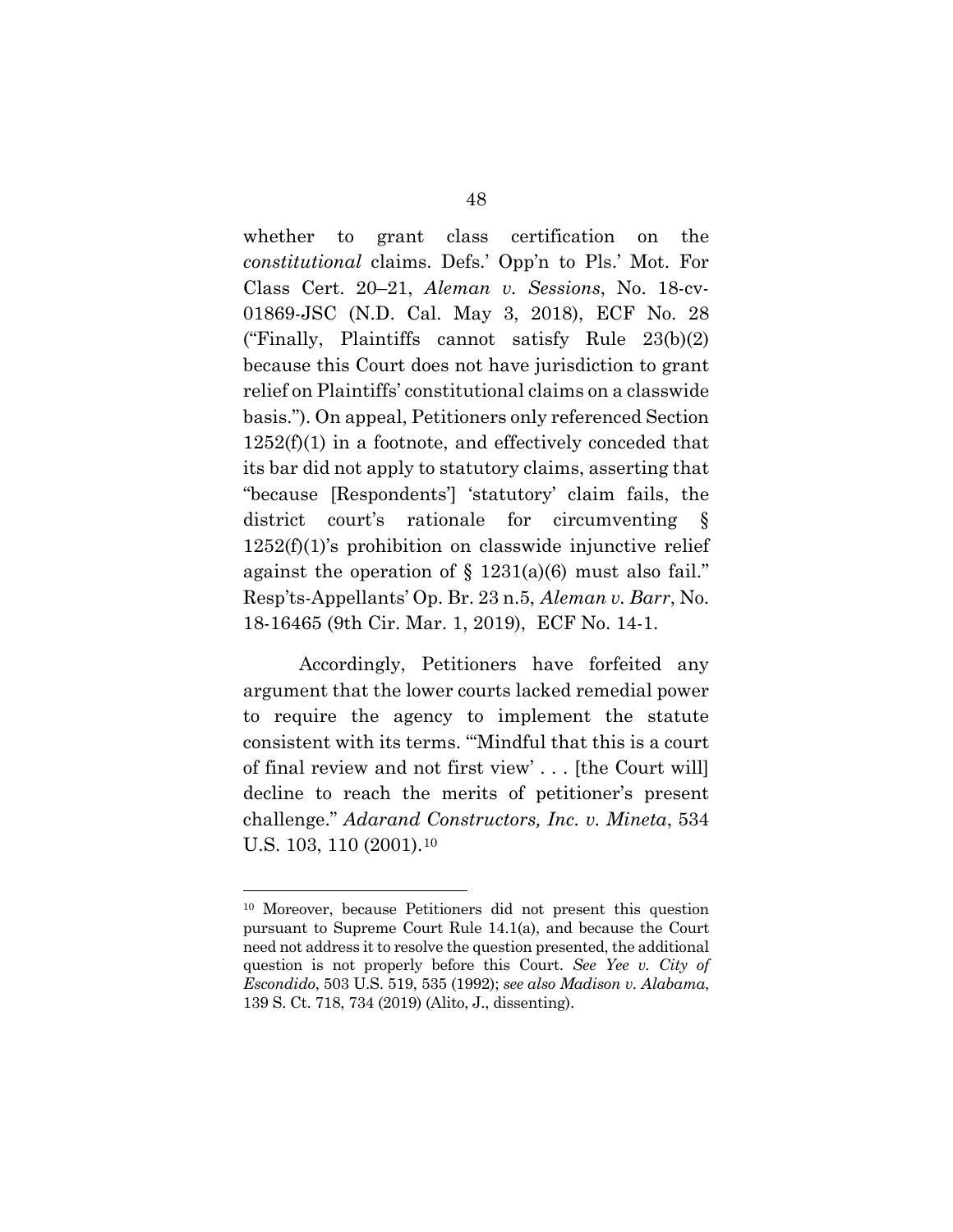whether to grant class certification on the *constitutional* claims. Defs.' Opp'n to Pls.' Mot. For Class Cert. 20–21, *Aleman v. Sessions*, No. 18-cv-01869-JSC (N.D. Cal. May 3, 2018), ECF No. 28 ("Finally, Plaintiffs cannot satisfy Rule 23(b)(2) because this Court does not have jurisdiction to grant relief on Plaintiffs' constitutional claims on a classwide basis."). On appeal, Petitioners only referenced Section 1252(f)(1) in a footnote, and effectively conceded that its bar did not apply to statutory claims, asserting that "because [Respondents'] 'statutory' claim fails, the district court's rationale for circumventing § 1252(f)(1)'s prohibition on classwide injunctive relief against the operation of § 1231(a)(6) must also fail." Resp'ts-Appellants' Op. Br. 23 n.5, *Aleman v. Barr*, No. 18-16465 (9th Cir. Mar. 1, 2019), ECF No. 14-1.

Accordingly, Petitioners have forfeited any argument that the lower courts lacked remedial power to require the agency to implement the statute consistent with its terms. "'Mindful that this is a court of final review and not first view' . . . [the Court will] decline to reach the merits of petitioner's present challenge." *Adarand Constructors, Inc. v. Mineta*, 534 U.S. 103, 110 (2001).[10]

[10] Moreover, because Petitioners did not present this question pursuant to Supreme Court Rule 14.1(a), and because the Court need not address it to resolve the question presented, the additional question is not properly before this Court. *See Yee v. City of Escondido*, 503 U.S. 519, 535 (1992); *see also Madison v. Alabama*, 139 S. Ct. 718, 734 (2019) (Alito, J., dissenting).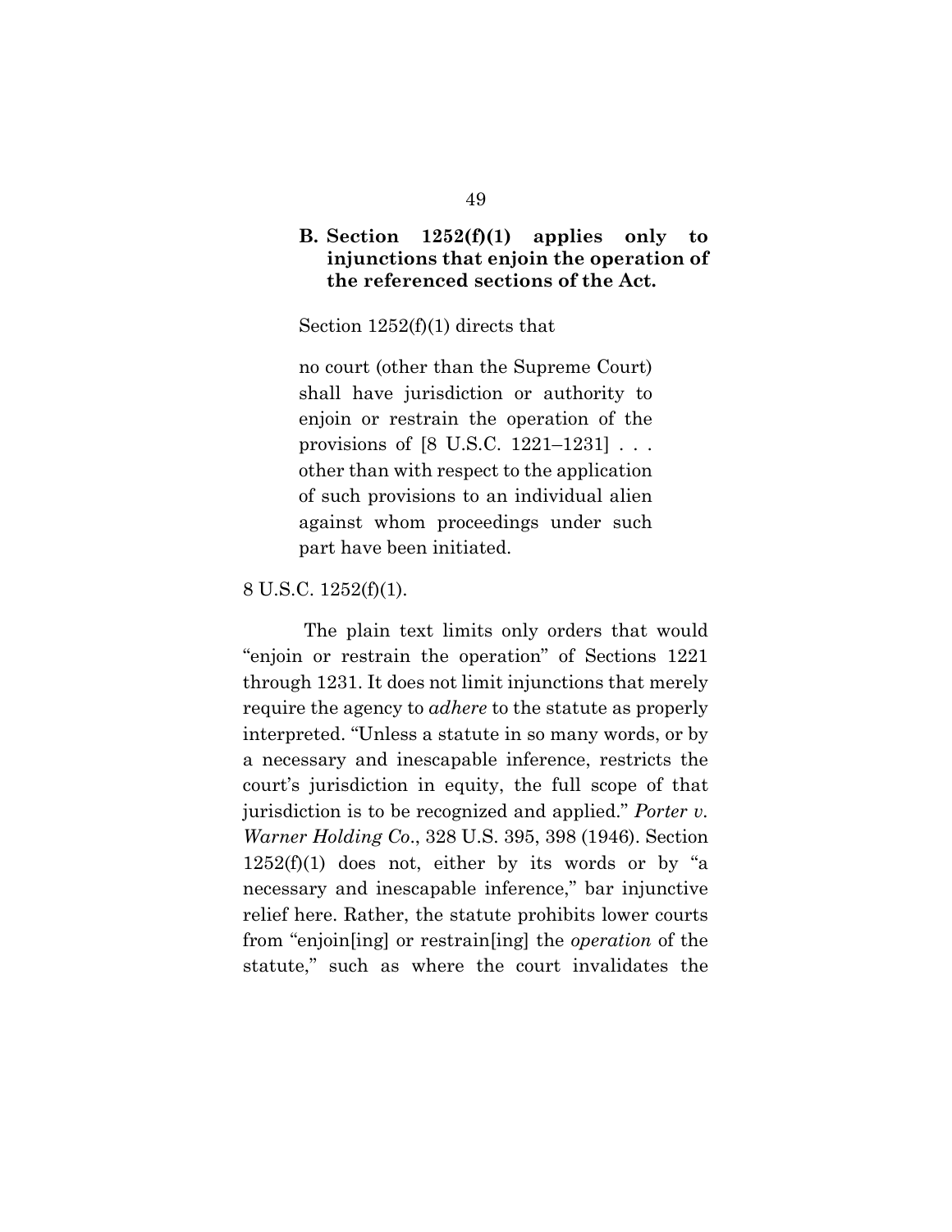### B. Section 1252(f)(1) applies only to injunctions that enjoin the operation of the referenced sections of the Act.

Section 1252(f)(1) directs that

> no court (other than the Supreme Court) shall have jurisdiction or authority to enjoin or restrain the operation of the provisions of [8 U.S.C. 1221–1231] . . . other than with respect to the application of such provisions to an individual alien against whom proceedings under such part have been initiated.

8 U.S.C. 1252(f)(1).

The plain text limits only orders that would "enjoin or restrain the operation" of Sections 1221 through 1231. It does not limit injunctions that merely require the agency to *adhere* to the statute as properly interpreted. "Unless a statute in so many words, or by a necessary and inescapable inference, restricts the court's jurisdiction in equity, the full scope of that jurisdiction is to be recognized and applied." *Porter v. Warner Holding Co*., 328 U.S. 395, 398 (1946). Section 1252(f)(1) does not, either by its words or by "a necessary and inescapable inference," bar injunctive relief here. Rather, the statute prohibits lower courts from "enjoin[ing] or restrain[ing] the *operation* of the statute," such as where the court invalidates the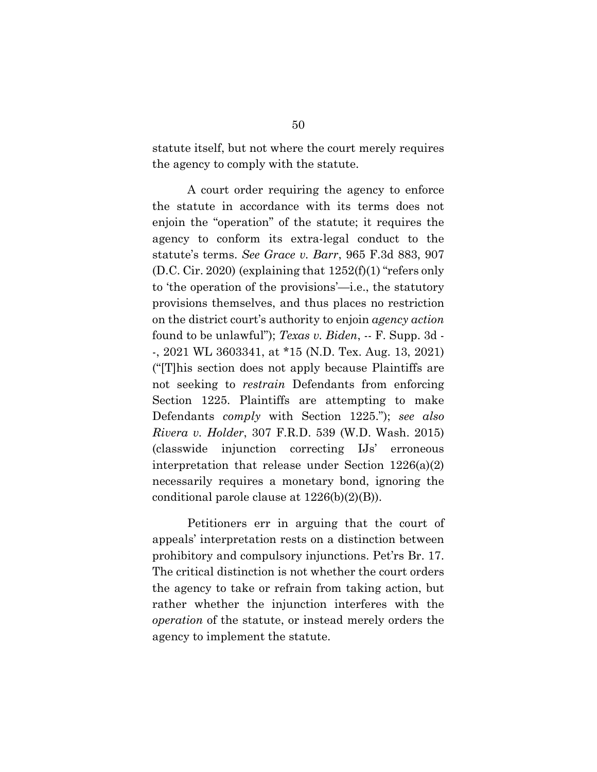statute itself, but not where the court merely requires the agency to comply with the statute.

A court order requiring the agency to enforce the statute in accordance with its terms does not enjoin the "operation" of the statute; it requires the agency to conform its extra-legal conduct to the statute's terms. *See Grace v. Barr*, 965 F.3d 883, 907 (D.C. Cir. 2020) (explaining that 1252(f)(1) "refers only to 'the operation of the provisions'—i.e., the statutory provisions themselves, and thus places no restriction on the district court's authority to enjoin *agency action* found to be unlawful"); *Texas v. Biden*, -- F. Supp. 3d --, 2021 WL 3603341, at *15 (N.D. Tex. Aug. 13, 2021) ("[T]his section does not apply because Plaintiffs are not seeking to *restrain* Defendants from enforcing Section 1225. Plaintiffs are attempting to make Defendants *comply* with Section 1225."); *see also Rivera v. Holder*, 307 F.R.D. 539 (W.D. Wash. 2015) (classwide injunction correcting IJs' erroneous interpretation that release under Section 1226(a)(2) necessarily requires a monetary bond, ignoring the conditional parole clause at 1226(b)(2)(B)).

Petitioners err in arguing that the court of appeals' interpretation rests on a distinction between prohibitory and compulsory injunctions. Pet'rs Br. 17. The critical distinction is not whether the court orders the agency to take or refrain from taking action, but rather whether the injunction interferes with the *operation* of the statute, or instead merely orders the agency to implement the statute.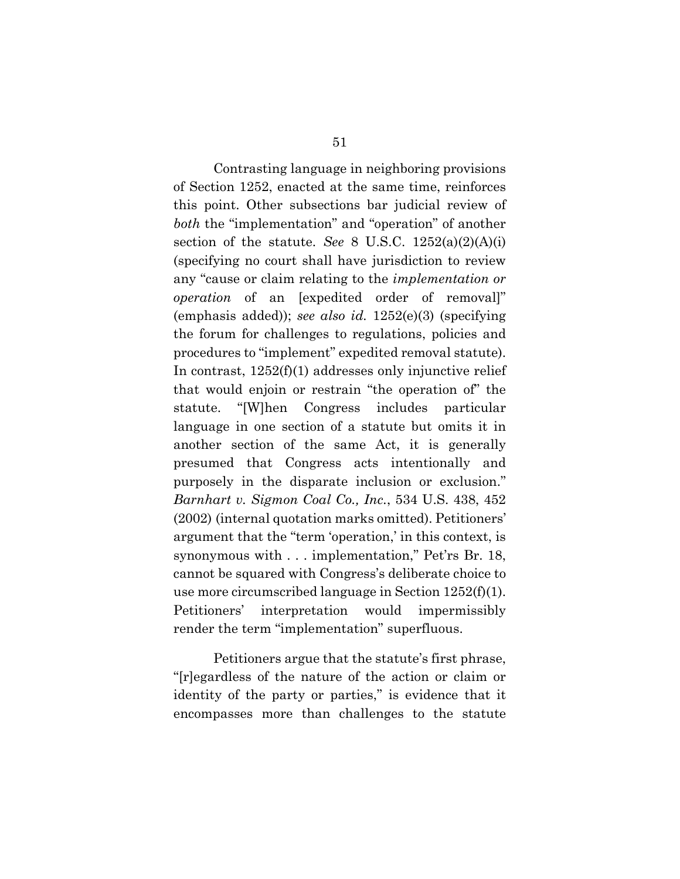Contrasting language in neighboring provisions of Section 1252, enacted at the same time, reinforces this point. Other subsections bar judicial review of *both* the "implementation" and "operation" of another section of the statute. *See* 8 U.S.C. 1252(a)(2)(A)(i) (specifying no court shall have jurisdiction to review any "cause or claim relating to the *implementation or operation* of an [expedited order of removal]" (emphasis added)); *see also id.* 1252(e)(3) (specifying the forum for challenges to regulations, policies and procedures to "implement" expedited removal statute). In contrast, 1252(f)(1) addresses only injunctive relief that would enjoin or restrain "the operation of" the statute. "[W]hen Congress includes particular language in one section of a statute but omits it in another section of the same Act, it is generally presumed that Congress acts intentionally and purposely in the disparate inclusion or exclusion." *Barnhart v. Sigmon Coal Co., Inc.*, 534 U.S. 438, 452 (2002) (internal quotation marks omitted). Petitioners' argument that the "term 'operation,' in this context, is synonymous with . . . implementation," Pet'rs Br. 18, cannot be squared with Congress's deliberate choice to use more circumscribed language in Section 1252(f)(1). Petitioners' interpretation would impermissibly render the term "implementation" superfluous.

Petitioners argue that the statute's first phrase, "[r]egardless of the nature of the action or claim or identity of the party or parties," is evidence that it encompasses more than challenges to the statute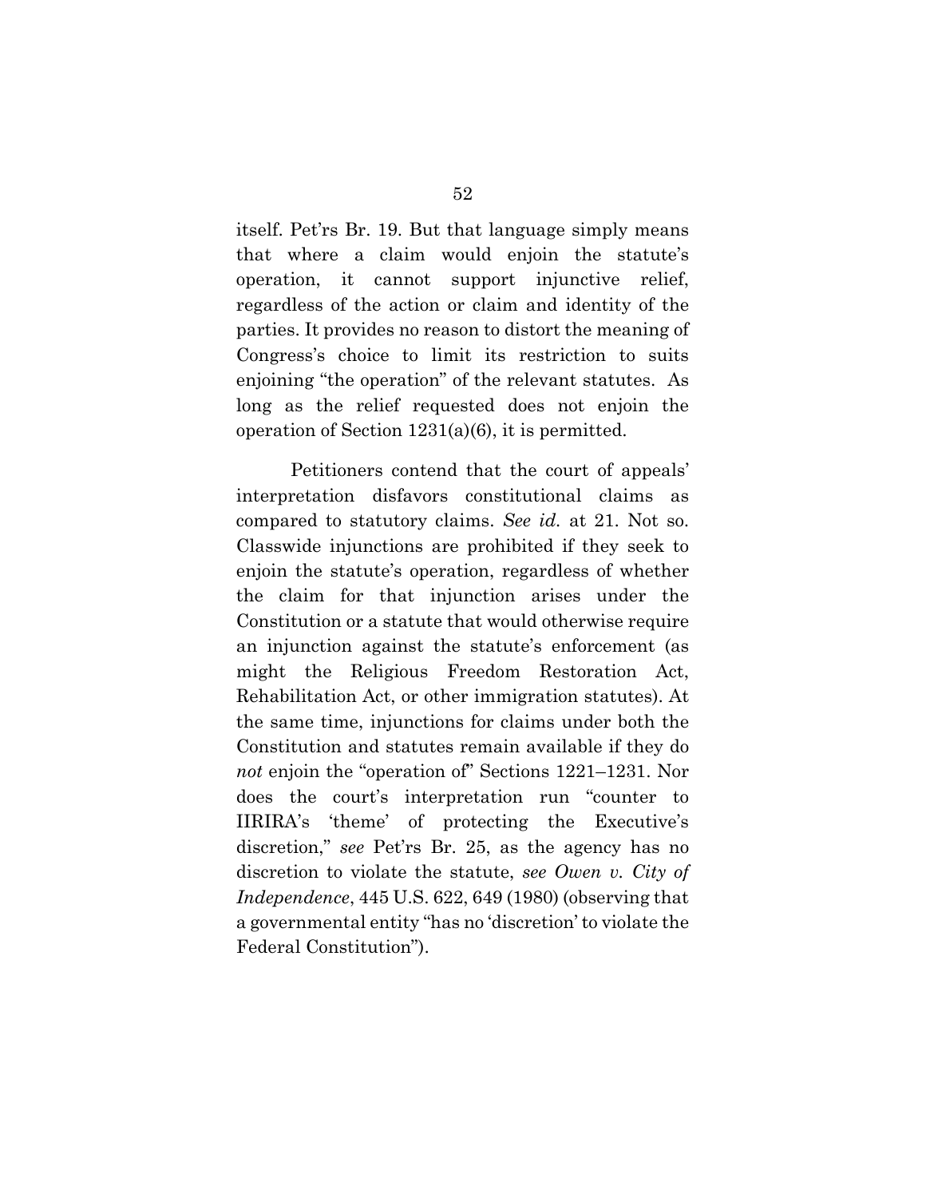itself. Pet'rs Br. 19. But that language simply means that where a claim would enjoin the statute's operation, it cannot support injunctive relief, regardless of the action or claim and identity of the parties. It provides no reason to distort the meaning of Congress's choice to limit its restriction to suits enjoining "the operation" of the relevant statutes. As long as the relief requested does not enjoin the operation of Section 1231(a)(6), it is permitted.

Petitioners contend that the court of appeals' interpretation disfavors constitutional claims as compared to statutory claims. *See id.* at 21. Not so. Classwide injunctions are prohibited if they seek to enjoin the statute's operation, regardless of whether the claim for that injunction arises under the Constitution or a statute that would otherwise require an injunction against the statute's enforcement (as might the Religious Freedom Restoration Act, Rehabilitation Act, or other immigration statutes). At the same time, injunctions for claims under both the Constitution and statutes remain available if they do *not* enjoin the "operation of" Sections 1221–1231. Nor does the court's interpretation run "counter to IIRIRA's 'theme' of protecting the Executive's discretion," *see* Pet'rs Br. 25, as the agency has no discretion to violate the statute, *see Owen v. City of Independence*, 445 U.S. 622, 649 (1980) (observing that a governmental entity "has no 'discretion' to violate the Federal Constitution").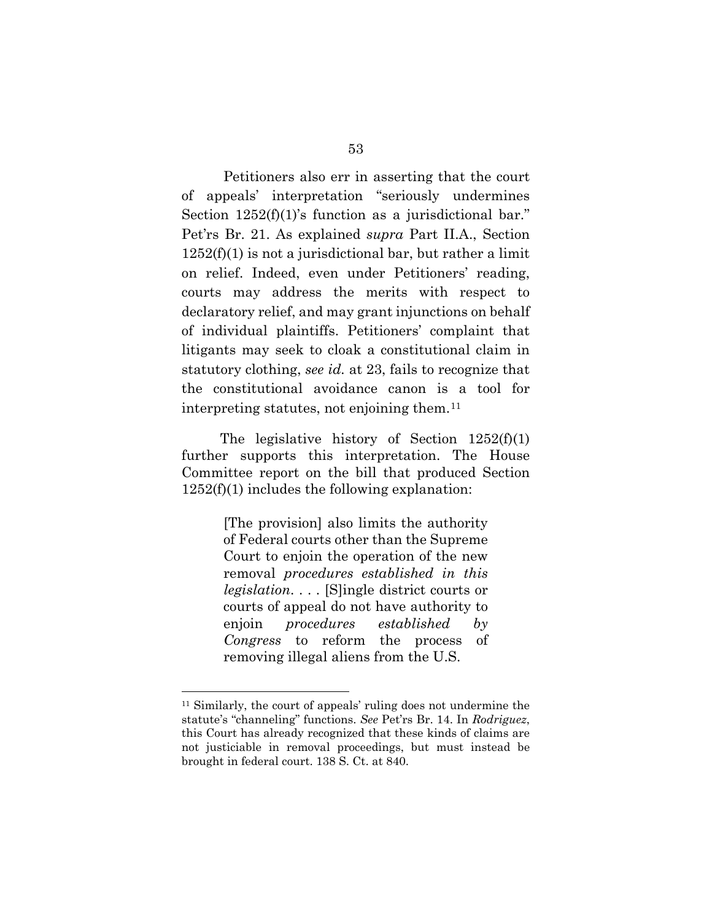Petitioners also err in asserting that the court of appeals' interpretation "seriously undermines Section 1252(f)(1)'s function as a jurisdictional bar." Pet'rs Br. 21. As explained *supra* Part II.A., Section 1252(f)(1) is not a jurisdictional bar, but rather a limit on relief. Indeed, even under Petitioners' reading, courts may address the merits with respect to declaratory relief, and may grant injunctions on behalf of individual plaintiffs. Petitioners' complaint that litigants may seek to cloak a constitutional claim in statutory clothing, *see id.* at 23, fails to recognize that the constitutional avoidance canon is a tool for interpreting statutes, not enjoining them.[11]

The legislative history of Section 1252(f)(1) further supports this interpretation. The House Committee report on the bill that produced Section 1252(f)(1) includes the following explanation:

> [The provision] also limits the authority of Federal courts other than the Supreme Court to enjoin the operation of the new removal *procedures established in this legislation*. . . . [S]ingle district courts or courts of appeal do not have authority to enjoin *procedures established by Congress* to reform the process of removing illegal aliens from the U.S.

---

[11] Similarly, the court of appeals' ruling does not undermine the statute's "channeling" functions. *See* Pet'rs Br. 14. In *Rodriguez*, this Court has already recognized that these kinds of claims are not justiciable in removal proceedings, but must instead be brought in federal court. 138 S. Ct. at 840.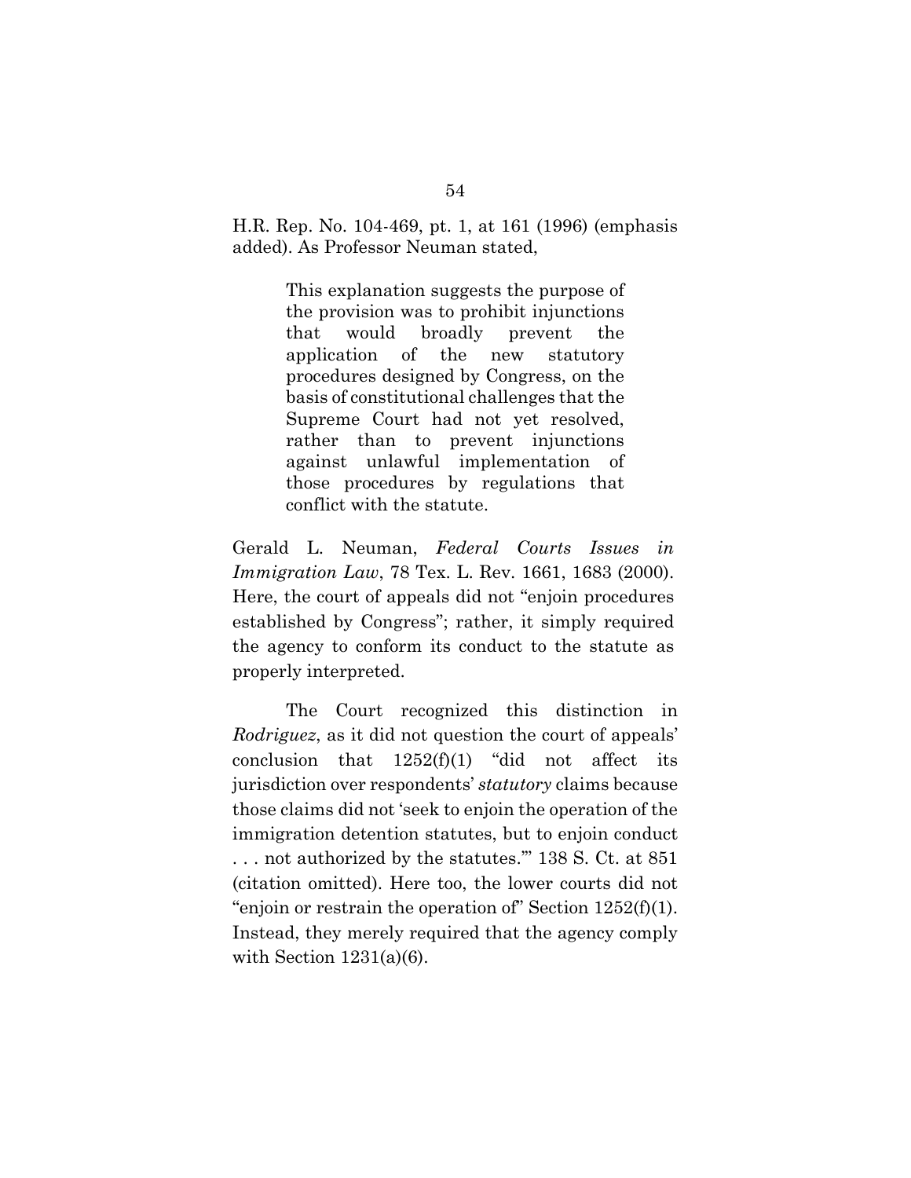H.R. Rep. No. 104-469, pt. 1, at 161 (1996) (emphasis added). As Professor Neuman stated,

> This explanation suggests the purpose of the provision was to prohibit injunctions that would broadly prevent the application of the new statutory procedures designed by Congress, on the basis of constitutional challenges that the Supreme Court had not yet resolved, rather than to prevent injunctions against unlawful implementation of those procedures by regulations that conflict with the statute.

Gerald L. Neuman, *Federal Courts Issues in Immigration Law*, 78 Tex. L. Rev. 1661, 1683 (2000). Here, the court of appeals did not "enjoin procedures established by Congress"; rather, it simply required the agency to conform its conduct to the statute as properly interpreted.

The Court recognized this distinction in *Rodriguez*, as it did not question the court of appeals' conclusion that 1252(f)(1) "did not affect its jurisdiction over respondents' *statutory* claims because those claims did not 'seek to enjoin the operation of the immigration detention statutes, but to enjoin conduct . . . not authorized by the statutes.'" 138 S. Ct. at 851 (citation omitted). Here too, the lower courts did not "enjoin or restrain the operation of" Section 1252(f)(1). Instead, they merely required that the agency comply with Section 1231(a)(6).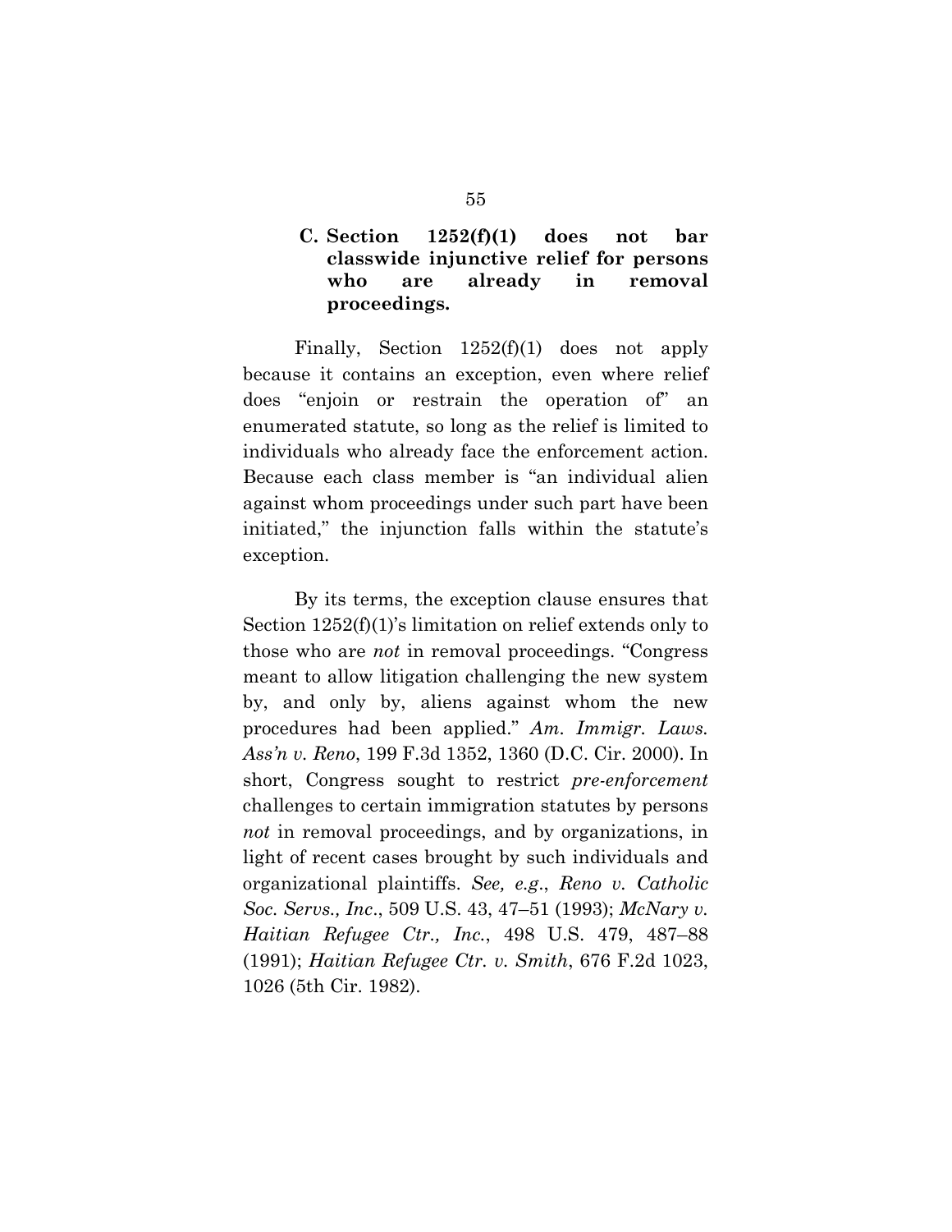### C. Section 1252(f)(1) does not bar classwide injunctive relief for persons who are already in removal proceedings.

Finally, Section 1252(f)(1) does not apply because it contains an exception, even where relief does "enjoin or restrain the operation of" an enumerated statute, so long as the relief is limited to individuals who already face the enforcement action. Because each class member is "an individual alien against whom proceedings under such part have been initiated," the injunction falls within the statute's exception.

By its terms, the exception clause ensures that Section 1252(f)(1)'s limitation on relief extends only to those who are *not* in removal proceedings. "Congress meant to allow litigation challenging the new system by, and only by, aliens against whom the new procedures had been applied." *Am. Immigr. Laws. Ass'n v. Reno*, 199 F.3d 1352, 1360 (D.C. Cir. 2000). In short, Congress sought to restrict *pre-enforcement* challenges to certain immigration statutes by persons *not* in removal proceedings, and by organizations, in light of recent cases brought by such individuals and organizational plaintiffs. *See, e.g.*, *Reno v. Catholic Soc. Servs., Inc.*, 509 U.S. 43, 47–51 (1993); *McNary v. Haitian Refugee Ctr., Inc.*, 498 U.S. 479, 487–88 (1991); *Haitian Refugee Ctr. v. Smith*, 676 F.2d 1023, 1026 (5th Cir. 1982).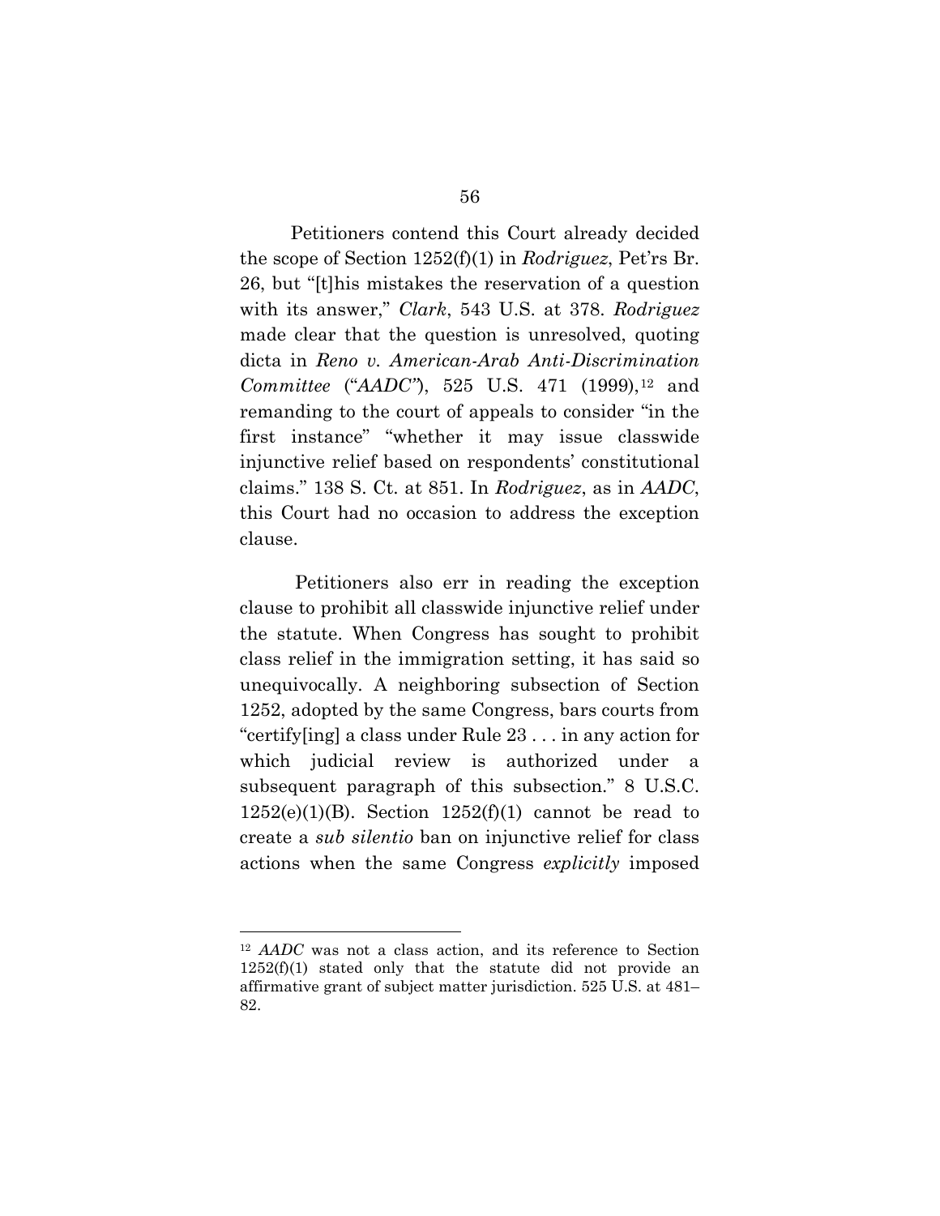Petitioners contend this Court already decided the scope of Section 1252(f)(1) in *Rodriguez*, Pet'rs Br. 26, but "[t]his mistakes the reservation of a question with its answer," *Clark*, 543 U.S. at 378. *Rodriguez* made clear that the question is unresolved, quoting dicta in *Reno v. American-Arab Anti-Discrimination Committee* ("*AADC*"), 525 U.S. 471 (1999),[12] and remanding to the court of appeals to consider "in the first instance" "whether it may issue classwide injunctive relief based on respondents' constitutional claims." 138 S. Ct. at 851. In *Rodriguez*, as in *AADC*, this Court had no occasion to address the exception clause.

Petitioners also err in reading the exception clause to prohibit all classwide injunctive relief under the statute. When Congress has sought to prohibit class relief in the immigration setting, it has said so unequivocally. A neighboring subsection of Section 1252, adopted by the same Congress, bars courts from "certify[ing] a class under Rule 23 . . . in any action for which judicial review is authorized under a subsequent paragraph of this subsection." 8 U.S.C. 1252(e)(1)(B). Section 1252(f)(1) cannot be read to create a *sub silentio* ban on injunctive relief for class actions when the same Congress *explicitly* imposed

---

[12] *AADC* was not a class action, and its reference to Section 1252(f)(1) stated only that the statute did not provide an affirmative grant of subject matter jurisdiction. 525 U.S. at 481–82.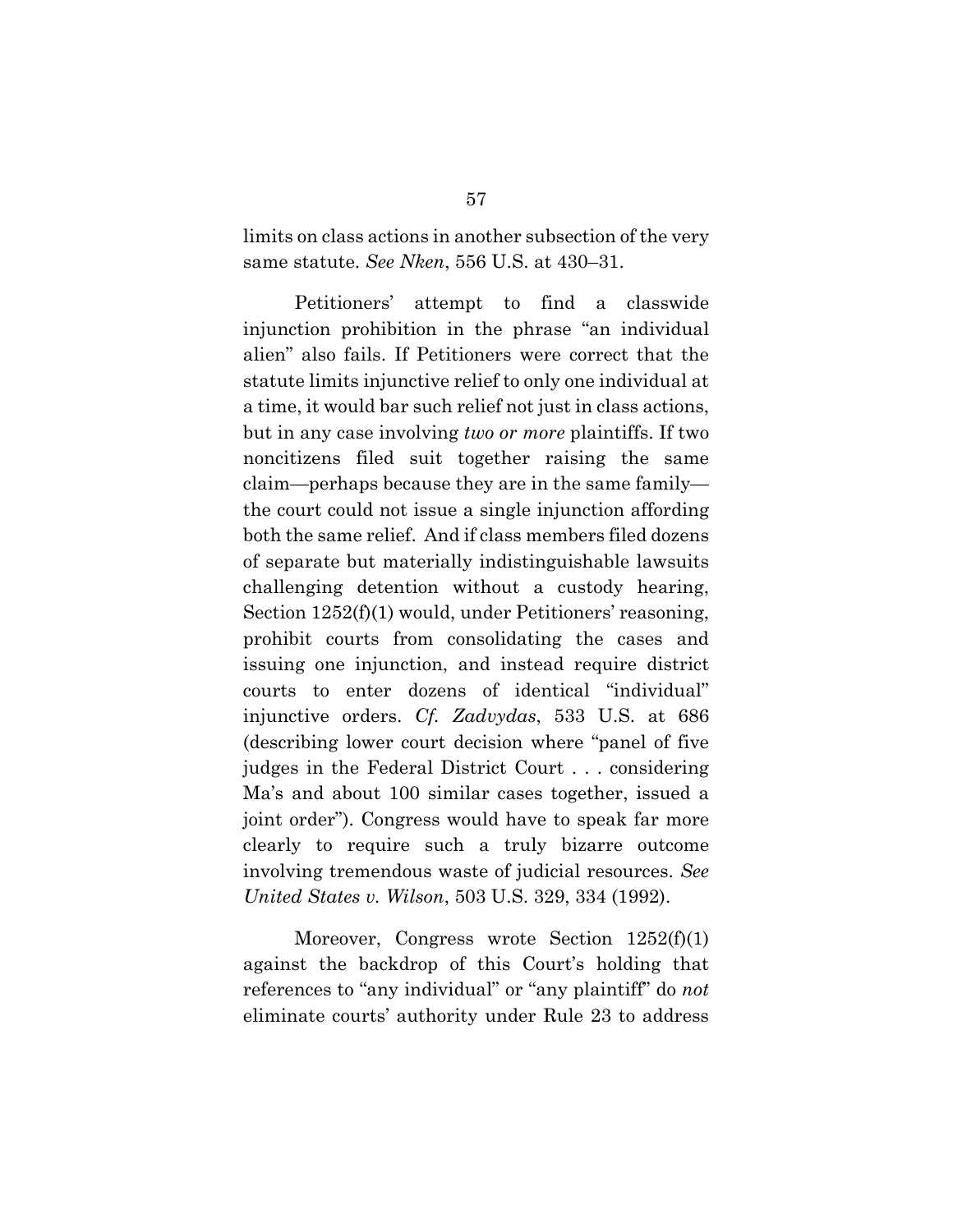limits on class actions in another subsection of the very same statute. *See Nken*, 556 U.S. at 430–31.

Petitioners' attempt to find a classwide injunction prohibition in the phrase "an individual alien" also fails. If Petitioners were correct that the statute limits injunctive relief to only one individual at a time, it would bar such relief not just in class actions, but in any case involving *two or more* plaintiffs. If two noncitizens filed suit together raising the same claim—perhaps because they are in the same family—the court could not issue a single injunction affording both the same relief. And if class members filed dozens of separate but materially indistinguishable lawsuits challenging detention without a custody hearing, Section 1252(f)(1) would, under Petitioners' reasoning, prohibit courts from consolidating the cases and issuing one injunction, and instead require district courts to enter dozens of identical "individual" injunctive orders. *Cf. Zadvydas*, 533 U.S. at 686 (describing lower court decision where "panel of five judges in the Federal District Court . . . considering Ma's and about 100 similar cases together, issued a joint order"). Congress would have to speak far more clearly to require such a truly bizarre outcome involving tremendous waste of judicial resources. *See United States v. Wilson*, 503 U.S. 329, 334 (1992).

Moreover, Congress wrote Section 1252(f)(1) against the backdrop of this Court's holding that references to "any individual" or "any plaintiff" do *not* eliminate courts' authority under Rule 23 to address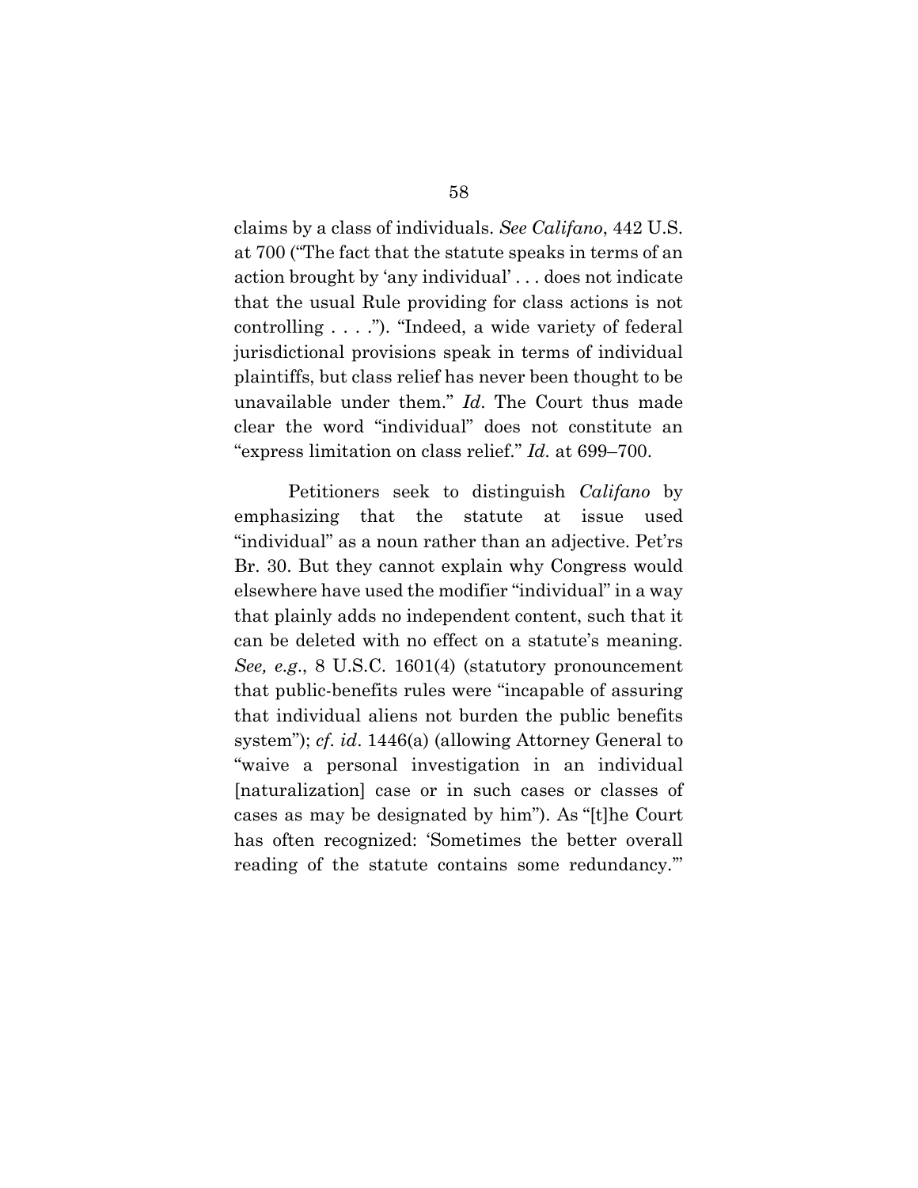claims by a class of individuals. *See Califano*, 442 U.S. at 700 ("The fact that the statute speaks in terms of an action brought by 'any individual' . . . does not indicate that the usual Rule providing for class actions is not controlling . . . ."). "Indeed, a wide variety of federal jurisdictional provisions speak in terms of individual plaintiffs, but class relief has never been thought to be unavailable under them." *Id*. The Court thus made clear the word "individual" does not constitute an "express limitation on class relief." *Id*. at 699–700.

Petitioners seek to distinguish *Califano* by emphasizing that the statute at issue used "individual" as a noun rather than an adjective. Pet'rs Br. 30. But they cannot explain why Congress would elsewhere have used the modifier "individual" in a way that plainly adds no independent content, such that it can be deleted with no effect on a statute's meaning. *See, e.g.*, 8 U.S.C. 1601(4) (statutory pronouncement that public-benefits rules were "incapable of assuring that individual aliens not burden the public benefits system"); *cf. id*. 1446(a) (allowing Attorney General to "waive a personal investigation in an individual [naturalization] case or in such cases or classes of cases as may be designated by him"). As "[t]he Court has often recognized: 'Sometimes the better overall reading of the statute contains some redundancy.'"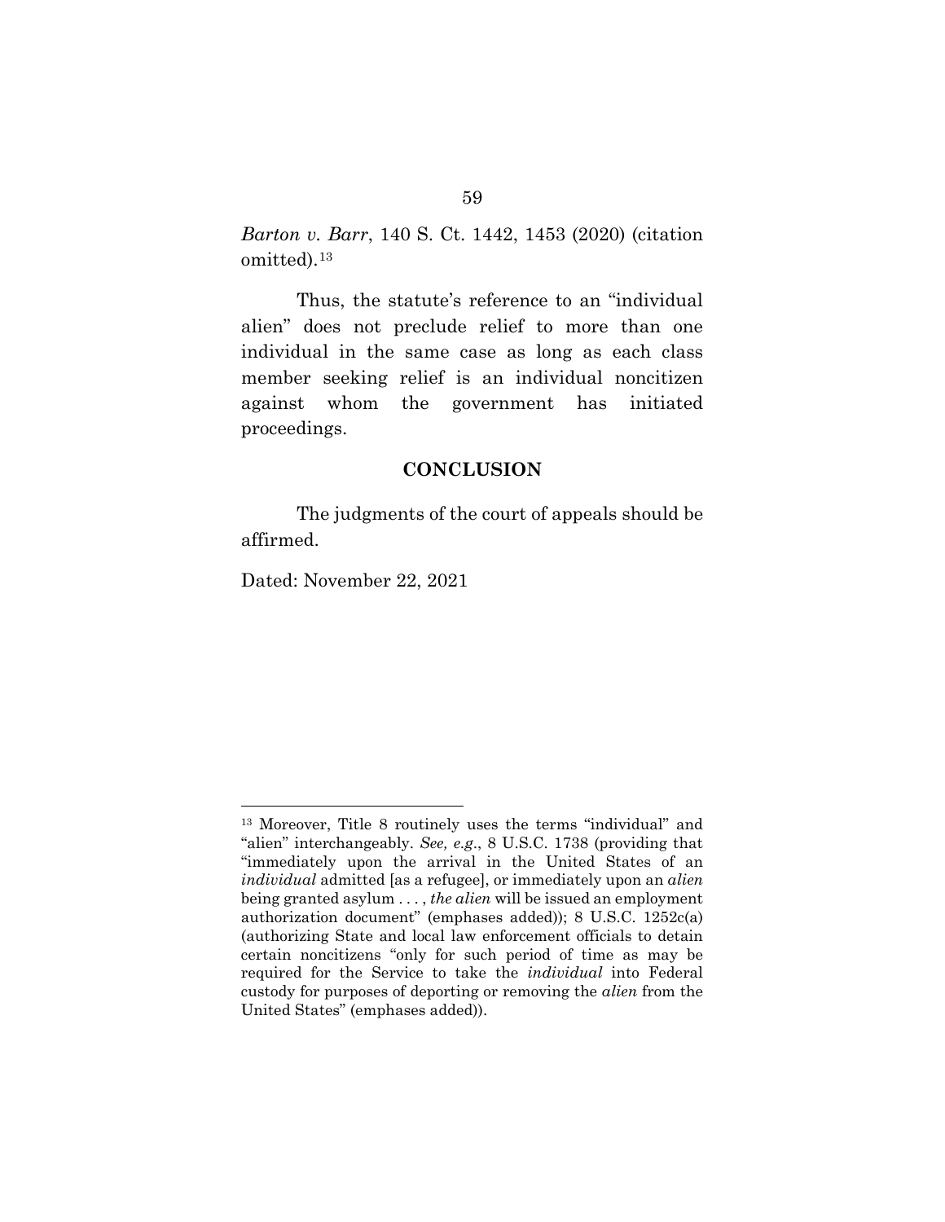*Barton v. Barr*, 140 S. Ct. 1442, 1453 (2020) (citation omitted).[13]

Thus, the statute's reference to an "individual alien" does not preclude relief to more than one individual in the same case as long as each class member seeking relief is an individual noncitizen against whom the government has initiated proceedings.

## CONCLUSION

The judgments of the court of appeals should be affirmed.

Dated: November 22, 2021

---

[13] Moreover, Title 8 routinely uses the terms "individual" and "alien" interchangeably. *See, e.g.*, 8 U.S.C. 1738 (providing that "immediately upon the arrival in the United States of an *individual* admitted [as a refugee], or immediately upon an *alien* being granted asylum . . . , *the alien* will be issued an employment authorization document" (emphases added)); 8 U.S.C. 1252c(a) (authorizing State and local law enforcement officials to detain certain noncitizens "only for such period of time as may be required for the Service to take the *individual* into Federal custody for purposes of deporting or removing the *alien* from the United States" (emphases added)).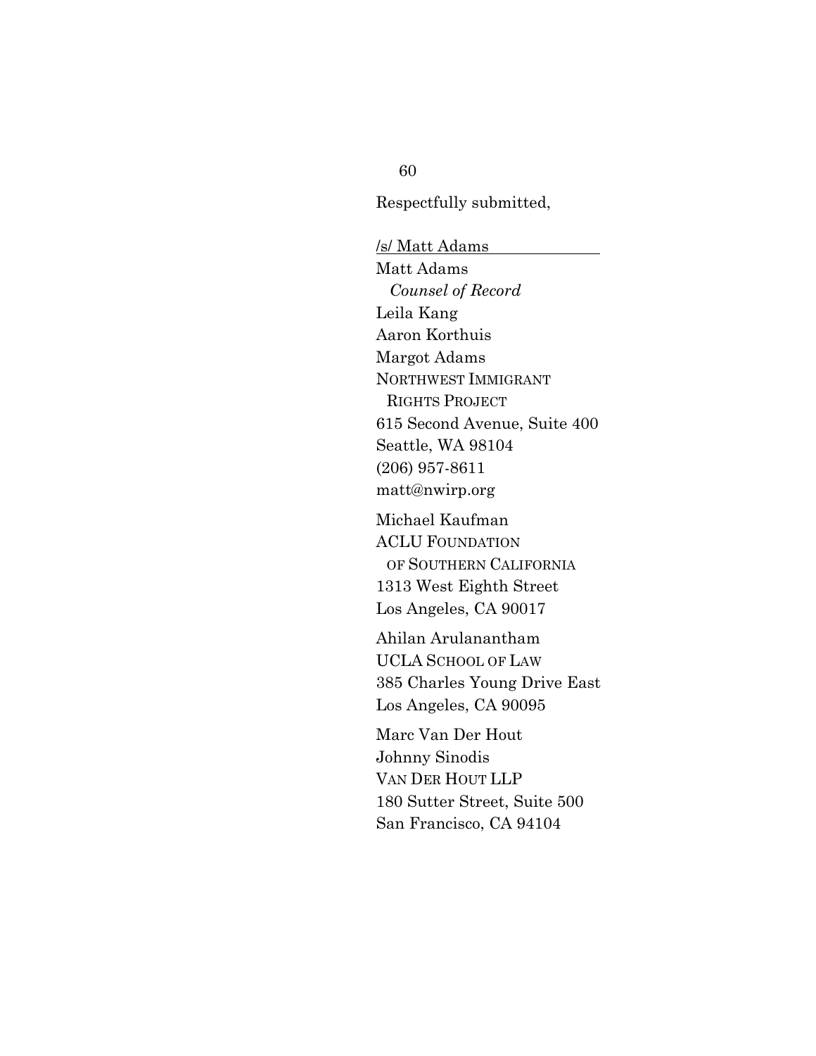Respectfully submitted,

/s/ Matt Adams

Matt Adams
*Counsel of Record*
Leila Kang
Aaron Korthuis
Margot Adams
NORTHWEST IMMIGRANT
RIGHTS PROJECT
615 Second Avenue, Suite 400
Seattle, WA 98104
(206) 957-8611
matt@nwirp.org

Michael Kaufman
ACLU FOUNDATION
OF SOUTHERN CALIFORNIA
1313 West Eighth Street
Los Angeles, CA 90017

Ahilan Arulanantham
UCLA SCHOOL OF LAW
385 Charles Young Drive East
Los Angeles, CA 90095

Marc Van Der Hout
Johnny Sinodis
VAN DER HOUT LLP
180 Sutter Street, Suite 500
San Francisco, CA 94104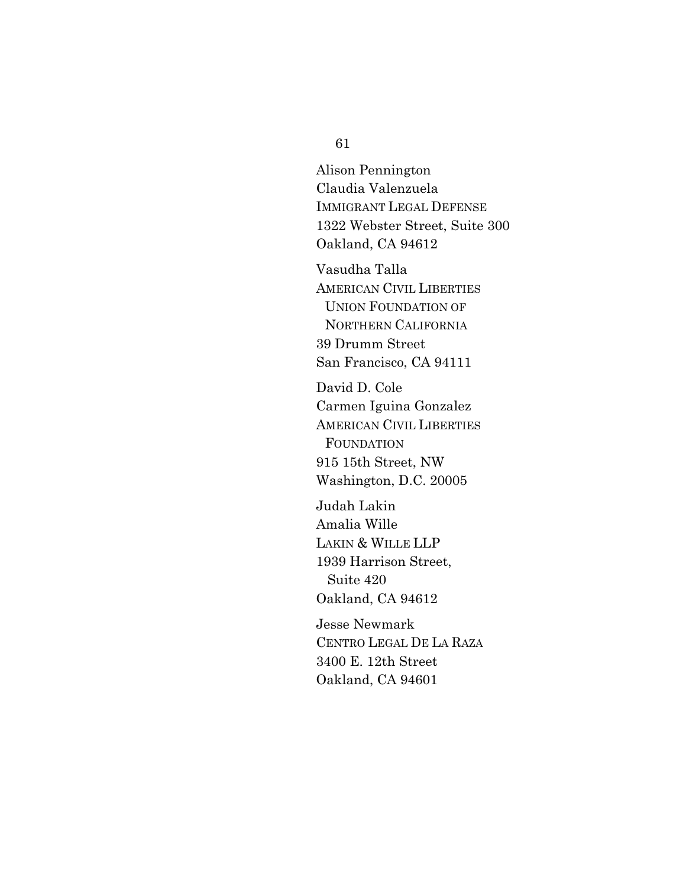Alison Pennington
Claudia Valenzuela
IMMIGRANT LEGAL DEFENSE
1322 Webster Street, Suite 300
Oakland, CA 94612

Vasudha Talla
AMERICAN CIVIL LIBERTIES
UNION FOUNDATION OF
NORTHERN CALIFORNIA
39 Drumm Street
San Francisco, CA 94111

David D. Cole
Carmen Iguina Gonzalez
AMERICAN CIVIL LIBERTIES
FOUNDATION
915 15th Street, NW
Washington, D.C. 20005

Judah Lakin
Amalia Wille
LAKIN & WILLE LLP
1939 Harrison Street,
Suite 420
Oakland, CA 94612

Jesse Newmark
CENTRO LEGAL DE LA RAZA
3400 E. 12th Street
Oakland, CA 94601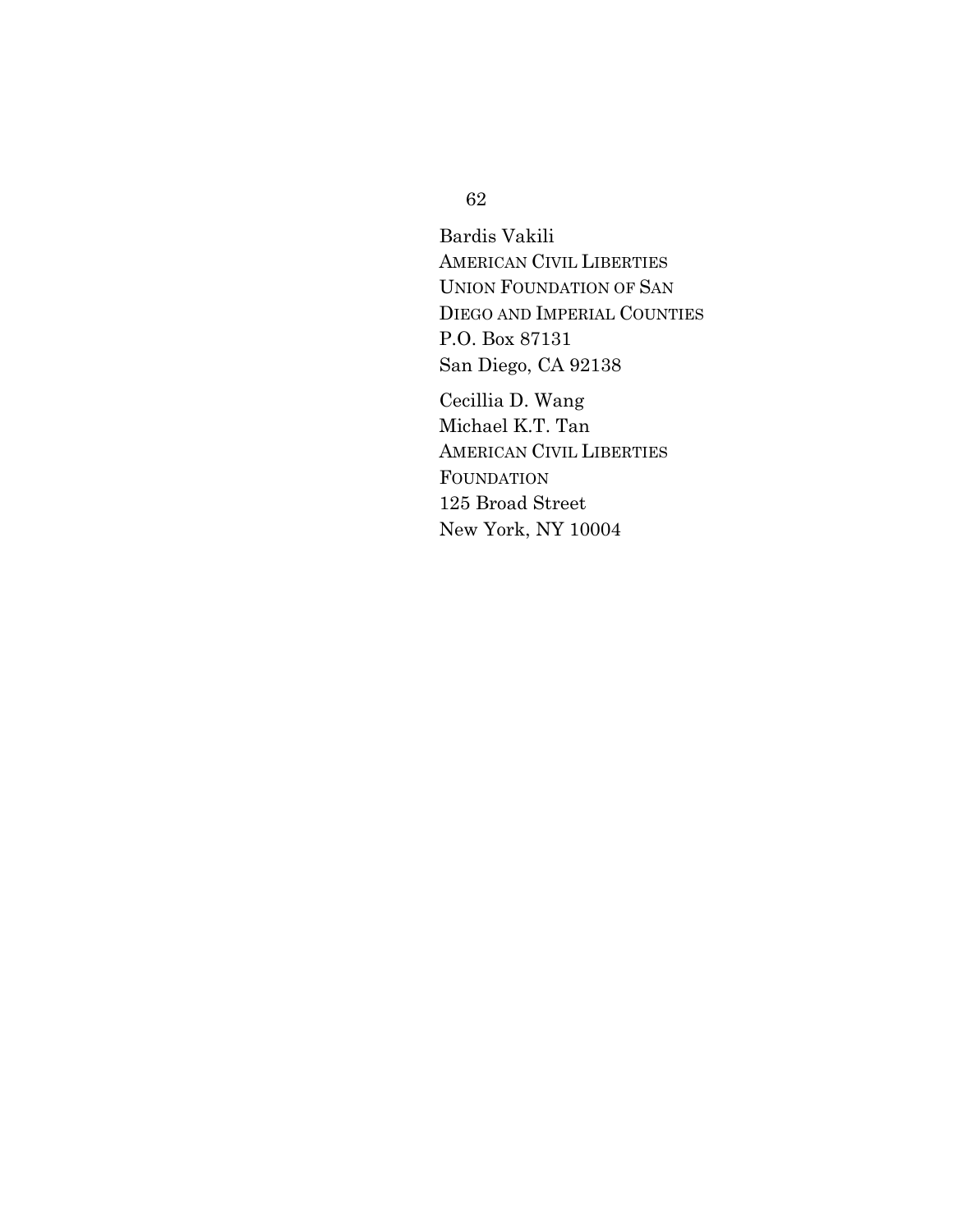Bardis Vakili
AMERICAN CIVIL LIBERTIES
UNION FOUNDATION OF SAN
DIEGO AND IMPERIAL COUNTIES
P.O. Box 87131
San Diego, CA 92138

Cecillia D. Wang
Michael K.T. Tan
AMERICAN CIVIL LIBERTIES
FOUNDATION
125 Broad Street
New York, NY 10004